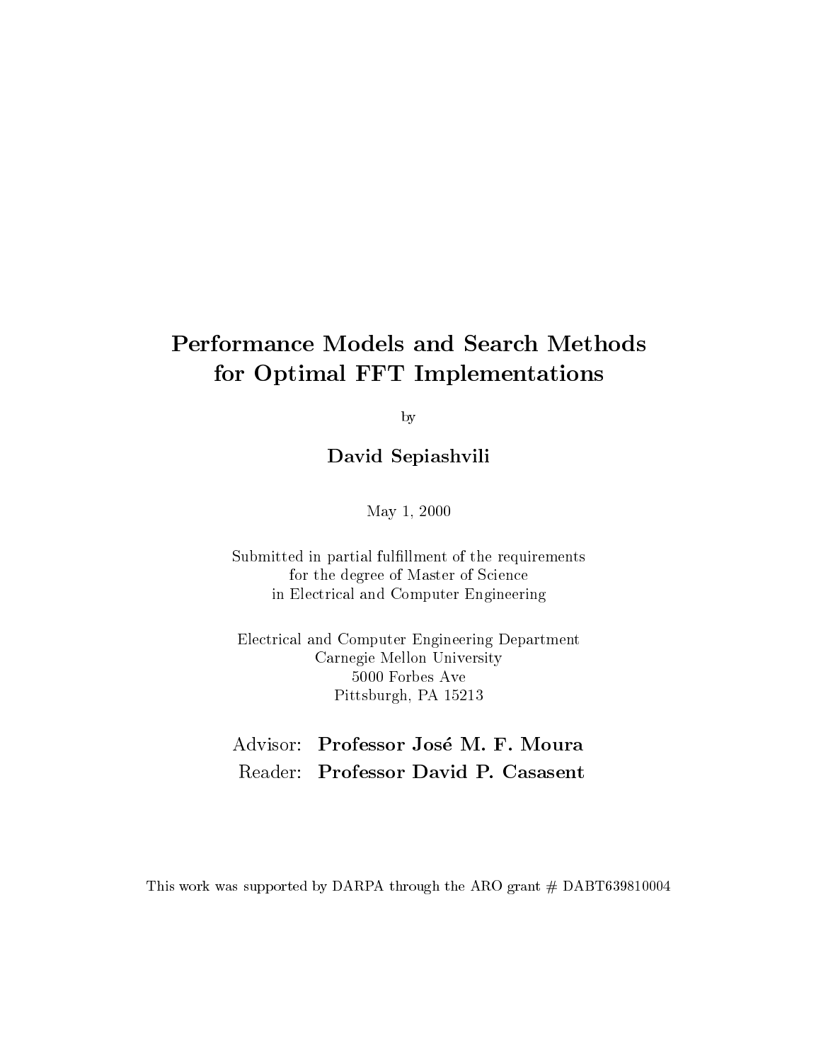# Performance Models and Search Methods for Optimal FFT Implementations

by

**David Sepiashvili**

May 1, 2000

Submitted in partial fulfillment of the requirements
for the degree of Master of Science
in Electrical and Computer Engineering

Electrical and Computer Engineering Department
Carnegie Mellon University
5000 Forbes Ave
Pittsburgh, PA 15213

Advisor: **Professor José M. F. Moura**
Reader: **Professor David P. Casasent**

This work was supported by DARPA through the ARO grant # DABT639810004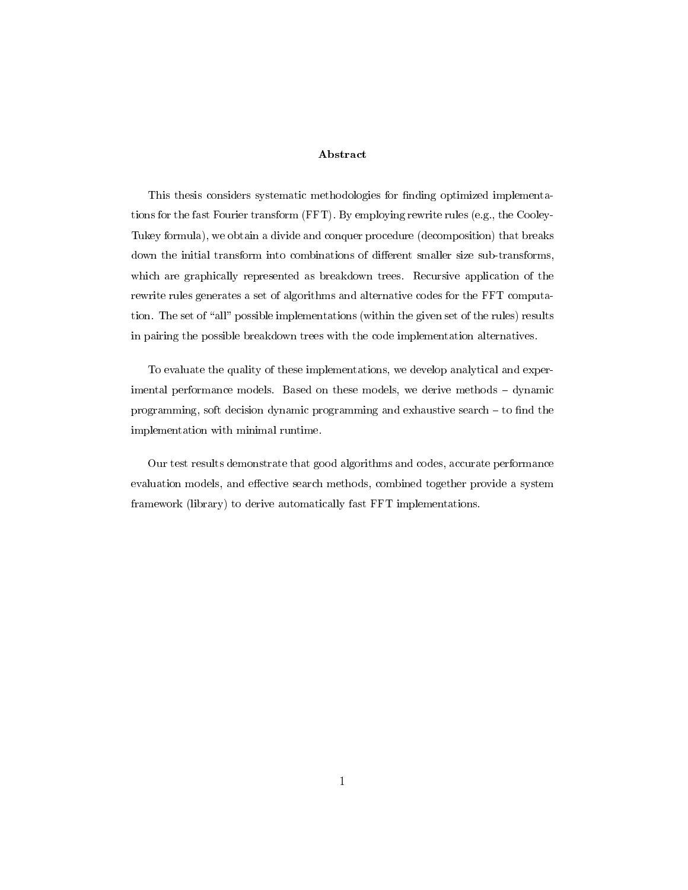# Abstract

This thesis considers systematic methodologies for finding optimized implementations for the fast Fourier transform (FFT). By employing rewrite rules (e.g., the Cooley-Tukey formula), we obtain a divide and conquer procedure (decomposition) that breaks down the initial transform into combinations of different smaller size sub-transforms, which are graphically represented as breakdown trees. Recursive application of the rewrite rules generates a set of algorithms and alternative codes for the FFT computation. The set of "all" possible implementations (within the given set of the rules) results in pairing the possible breakdown trees with the code implementation alternatives.

To evaluate the quality of these implementations, we develop analytical and experimental performance models. Based on these models, we derive methods – dynamic programming, soft decision dynamic programming and exhaustive search – to find the implementation with minimal runtime.

Our test results demonstrate that good algorithms and codes, accurate performance evaluation models, and effective search methods, combined together provide a system framework (library) to derive automatically fast FFT implementations.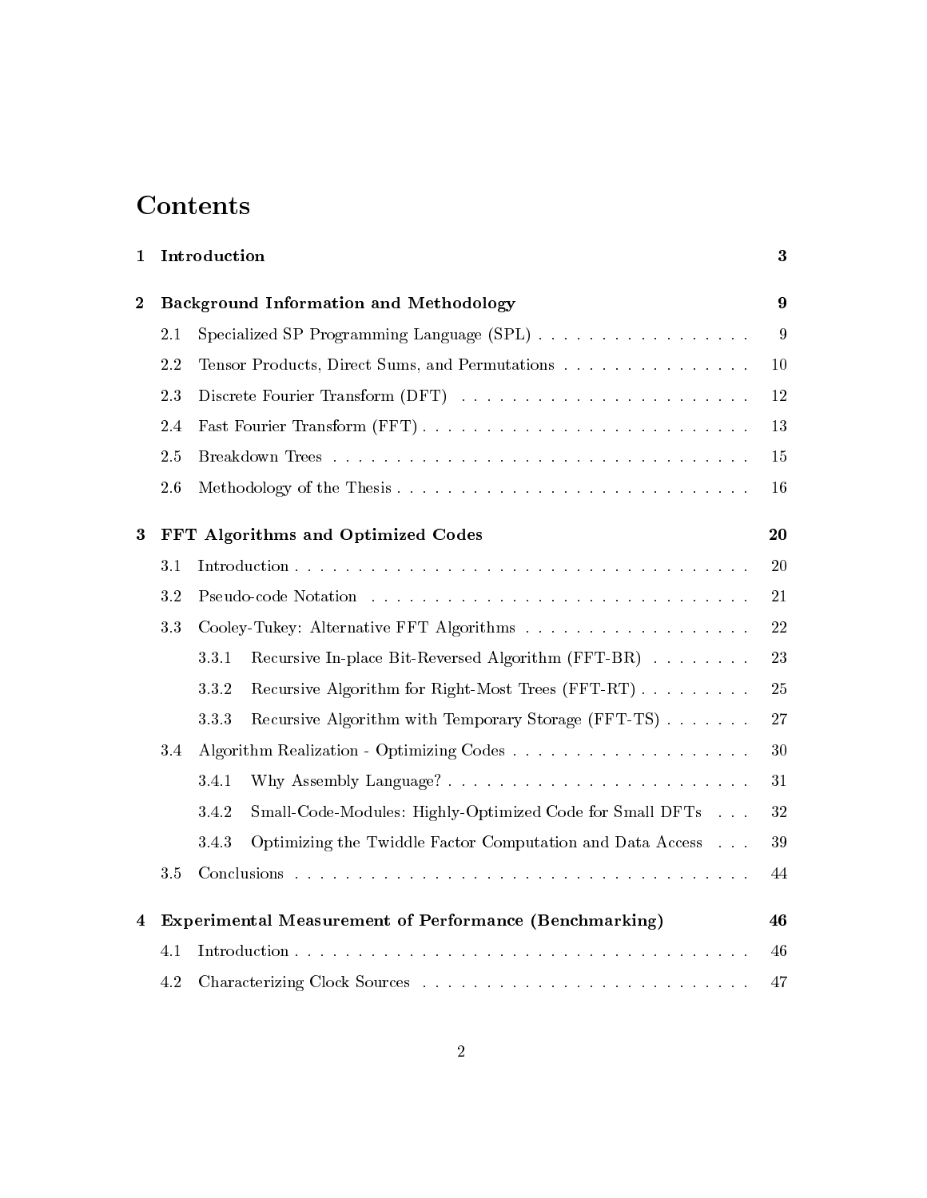# Contents

| | | |
|---|---|---|
| **1** | **Introduction** | **3** |
| **2** | **Background Information and Methodology** | **9** |
| 2.1 | Specialized SP Programming Language (SPL) | 9 |
| 2.2 | Tensor Products, Direct Sums, and Permutations | 10 |
| 2.3 | Discrete Fourier Transform (DFT) | 12 |
| 2.4 | Fast Fourier Transform (FFT) | 13 |
| 2.5 | Breakdown Trees | 15 |
| 2.6 | Methodology of the Thesis | 16 |
| **3** | **FFT Algorithms and Optimized Codes** | **20** |
| 3.1 | Introduction | 20 |
| 3.2 | Pseudo-code Notation | 21 |
| 3.3 | Cooley-Tukey: Alternative FFT Algorithms | 22 |
| 3.3.1 | Recursive In-place Bit-Reversed Algorithm (FFT-BR) | 23 |
| 3.3.2 | Recursive Algorithm for Right-Most Trees (FFT-RT) | 25 |
| 3.3.3 | Recursive Algorithm with Temporary Storage (FFT-TS) | 27 |
| 3.4 | Algorithm Realization - Optimizing Codes | 30 |
| 3.4.1 | Why Assembly Language? | 31 |
| 3.4.2 | Small-Code-Modules: Highly-Optimized Code for Small DFTs | 32 |
| 3.4.3 | Optimizing the Twiddle Factor Computation and Data Access | 39 |
| 3.5 | Conclusions | 44 |
| **4** | **Experimental Measurement of Performance (Benchmarking)** | **46** |
| 4.1 | Introduction | 46 |
| 4.2 | Characterizing Clock Sources | 47 |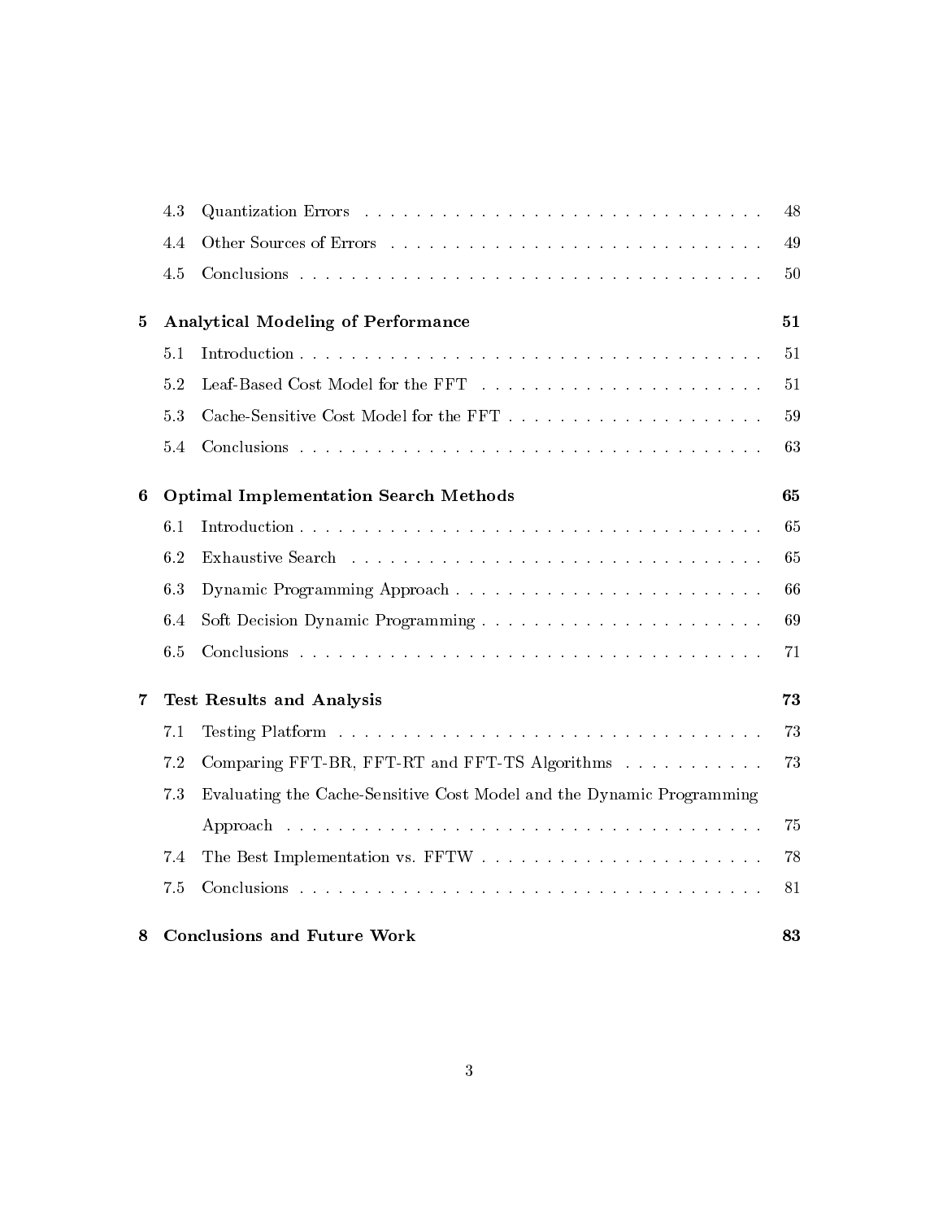| | | |
|---|---|---|
| 4.3 | Quantization Errors | 48 |
| 4.4 | Other Sources of Errors | 49 |
| 4.5 | Conclusions | 50 |
| **5** | **Analytical Modeling of Performance** | **51** |
| 5.1 | Introduction | 51 |
| 5.2 | Leaf-Based Cost Model for the FFT | 51 |
| 5.3 | Cache-Sensitive Cost Model for the FFT | 59 |
| 5.4 | Conclusions | 63 |
| **6** | **Optimal Implementation Search Methods** | **65** |
| 6.1 | Introduction | 65 |
| 6.2 | Exhaustive Search | 65 |
| 6.3 | Dynamic Programming Approach | 66 |
| 6.4 | Soft Decision Dynamic Programming | 69 |
| 6.5 | Conclusions | 71 |
| **7** | **Test Results and Analysis** | **73** |
| 7.1 | Testing Platform | 73 |
| 7.2 | Comparing FFT-BR, FFT-RT and FFT-TS Algorithms | 73 |
| 7.3 | Evaluating the Cache-Sensitive Cost Model and the Dynamic Programming Approach | 75 |
| 7.4 | The Best Implementation vs. FFTW | 78 |
| 7.5 | Conclusions | 81 |
| **8** | **Conclusions and Future Work** | **83** |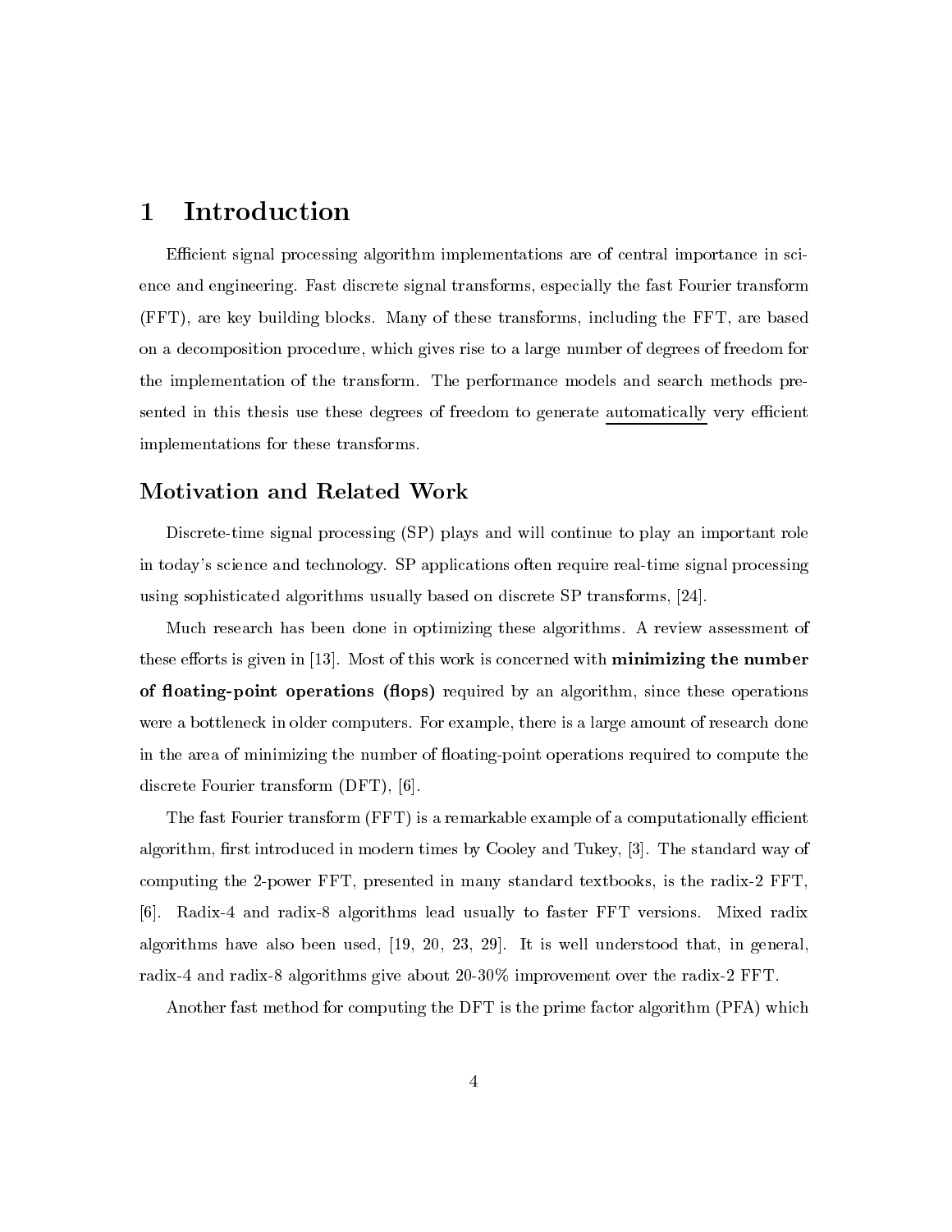# 1 Introduction

Efficient signal processing algorithm implementations are of central importance in science and engineering. Fast discrete signal transforms, especially the fast Fourier transform (FFT), are key building blocks. Many of these transforms, including the FFT, are based on a decomposition procedure, which gives rise to a large number of degrees of freedom for the implementation of the transform. The performance models and search methods presented in this thesis use these degrees of freedom to generate automatically very efficient implementations for these transforms.

## Motivation and Related Work

Discrete-time signal processing (SP) plays and will continue to play an important role in today's science and technology. SP applications often require real-time signal processing using sophisticated algorithms usually based on discrete SP transforms, [24].

Much research has been done in optimizing these algorithms. A review assessment of these efforts is given in [13]. Most of this work is concerned with **minimizing the number of floating-point operations (flops)** required by an algorithm, since these operations were a bottleneck in older computers. For example, there is a large amount of research done in the area of minimizing the number of floating-point operations required to compute the discrete Fourier transform (DFT), [6].

The fast Fourier transform (FFT) is a remarkable example of a computationally efficient algorithm, first introduced in modern times by Cooley and Tukey, [3]. The standard way of computing the 2-power FFT, presented in many standard textbooks, is the radix-2 FFT, [6]. Radix-4 and radix-8 algorithms lead usually to faster FFT versions. Mixed radix algorithms have also been used, [19, 20, 23, 29]. It is well understood that, in general, radix-4 and radix-8 algorithms give about 20-30% improvement over the radix-2 FFT.

Another fast method for computing the DFT is the prime factor algorithm (PFA) which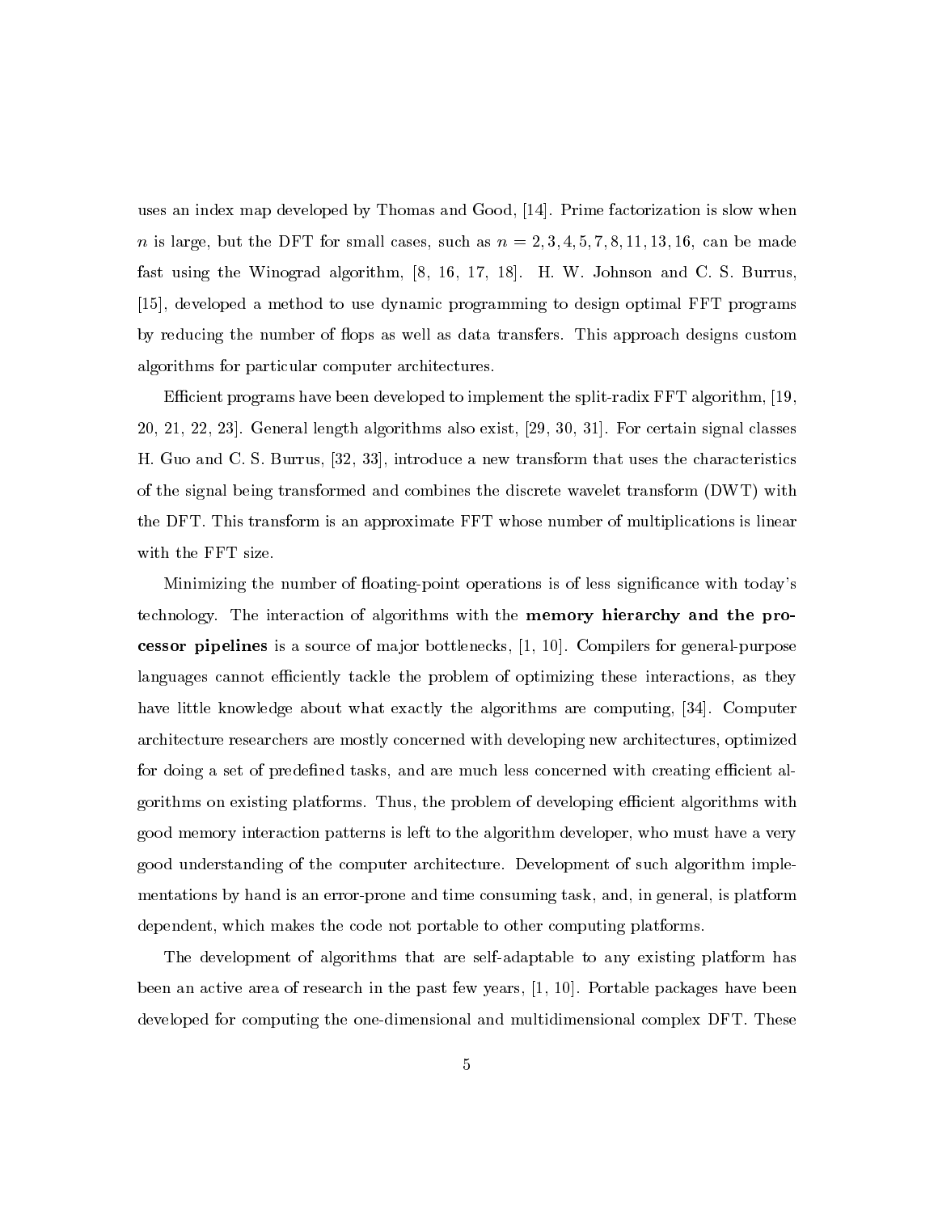uses an index map developed by Thomas and Good, [14]. Prime factorization is slow when $n$ is large, but the DFT for small cases, such as $n = 2, 3, 4, 5, 7, 8, 11, 13, 16$, can be made fast using the Winograd algorithm, [8, 16, 17, 18]. H. W. Johnson and C. S. Burrus, [15], developed a method to use dynamic programming to design optimal FFT programs by reducing the number of flops as well as data transfers. This approach designs custom algorithms for particular computer architectures.

Efficient programs have been developed to implement the split-radix FFT algorithm, [19, 20, 21, 22, 23]. General length algorithms also exist, [29, 30, 31]. For certain signal classes H. Guo and C. S. Burrus, [32, 33], introduce a new transform that uses the characteristics of the signal being transformed and combines the discrete wavelet transform (DWT) with the DFT. This transform is an approximate FFT whose number of multiplications is linear with the FFT size.

Minimizing the number of floating-point operations is of less significance with today's technology. The interaction of algorithms with the **memory hierarchy and the processor pipelines** is a source of major bottlenecks, [1, 10]. Compilers for general-purpose languages cannot efficiently tackle the problem of optimizing these interactions, as they have little knowledge about what exactly the algorithms are computing, [34]. Computer architecture researchers are mostly concerned with developing new architectures, optimized for doing a set of predefined tasks, and are much less concerned with creating efficient algorithms on existing platforms. Thus, the problem of developing efficient algorithms with good memory interaction patterns is left to the algorithm developer, who must have a very good understanding of the computer architecture. Development of such algorithm implementations by hand is an error-prone and time consuming task, and, in general, is platform dependent, which makes the code not portable to other computing platforms.

The development of algorithms that are self-adaptable to any existing platform has been an active area of research in the past few years, [1, 10]. Portable packages have been developed for computing the one-dimensional and multidimensional complex DFT. These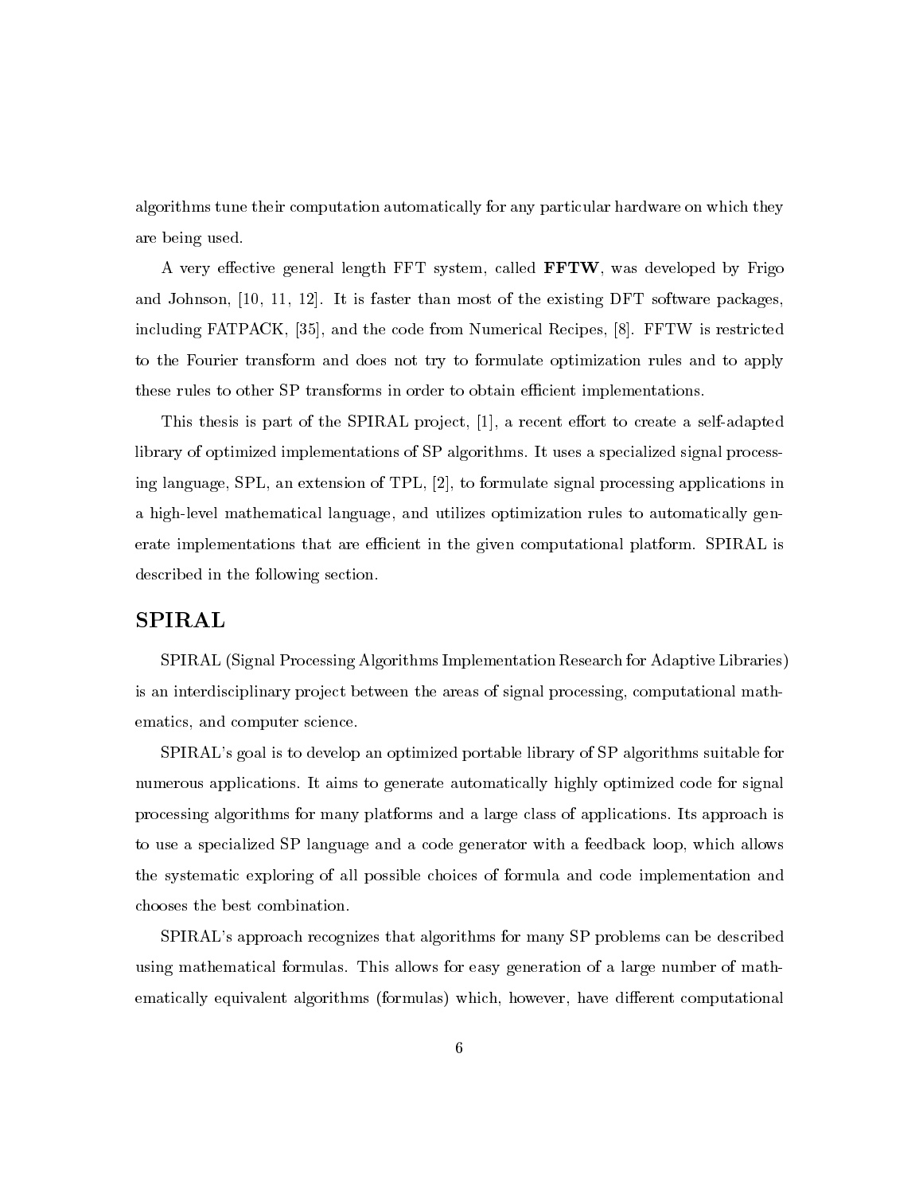algorithms tune their computation automatically for any particular hardware on which they are being used.

A very effective general length FFT system, called **FFTW**, was developed by Frigo and Johnson, [10, 11, 12]. It is faster than most of the existing DFT software packages, including FATPACK, [35], and the code from Numerical Recipes, [8]. FFTW is restricted to the Fourier transform and does not try to formulate optimization rules and to apply these rules to other SP transforms in order to obtain efficient implementations.

This thesis is part of the SPIRAL project, [1], a recent effort to create a self-adapted library of optimized implementations of SP algorithms. It uses a specialized signal processing language, SPL, an extension of TPL, [2], to formulate signal processing applications in a high-level mathematical language, and utilizes optimization rules to automatically generate implementations that are efficient in the given computational platform. SPIRAL is described in the following section.

## SPIRAL

SPIRAL (Signal Processing Algorithms Implementation Research for Adaptive Libraries) is an interdisciplinary project between the areas of signal processing, computational mathematics, and computer science.

SPIRAL's goal is to develop an optimized portable library of SP algorithms suitable for numerous applications. It aims to generate automatically highly optimized code for signal processing algorithms for many platforms and a large class of applications. Its approach is to use a specialized SP language and a code generator with a feedback loop, which allows the systematic exploring of all possible choices of formula and code implementation and chooses the best combination.

SPIRAL's approach recognizes that algorithms for many SP problems can be described using mathematical formulas. This allows for easy generation of a large number of mathematically equivalent algorithms (formulas) which, however, have different computational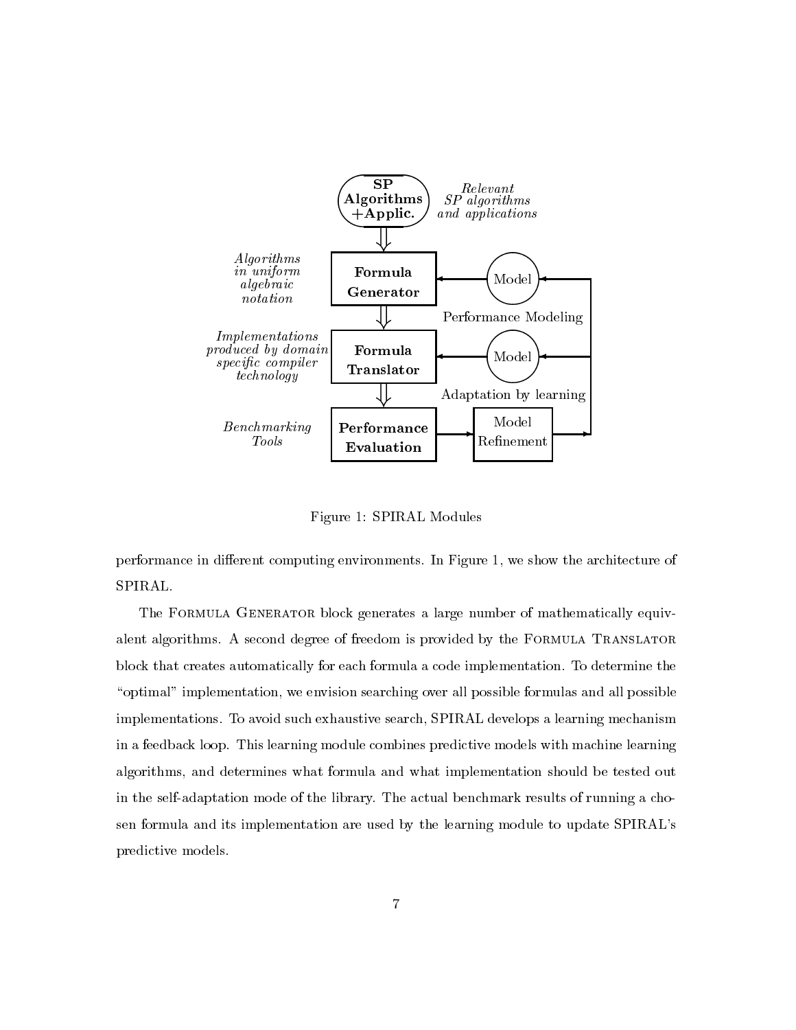Figure 1: SPIRAL Modules

performance in different computing environments. In Figure 1, we show the architecture of SPIRAL.

The Formula Generator block generates a large number of mathematically equivalent algorithms. A second degree of freedom is provided by the Formula Translator block that creates automatically for each formula a code implementation. To determine the "optimal" implementation, we envision searching over all possible formulas and all possible implementations. To avoid such exhaustive search, SPIRAL develops a learning mechanism in a feedback loop. This learning module combines predictive models with machine learning algorithms, and determines what formula and what implementation should be tested out in the self-adaptation mode of the library. The actual benchmark results of running a chosen formula and its implementation are used by the learning module to update SPIRAL's predictive models.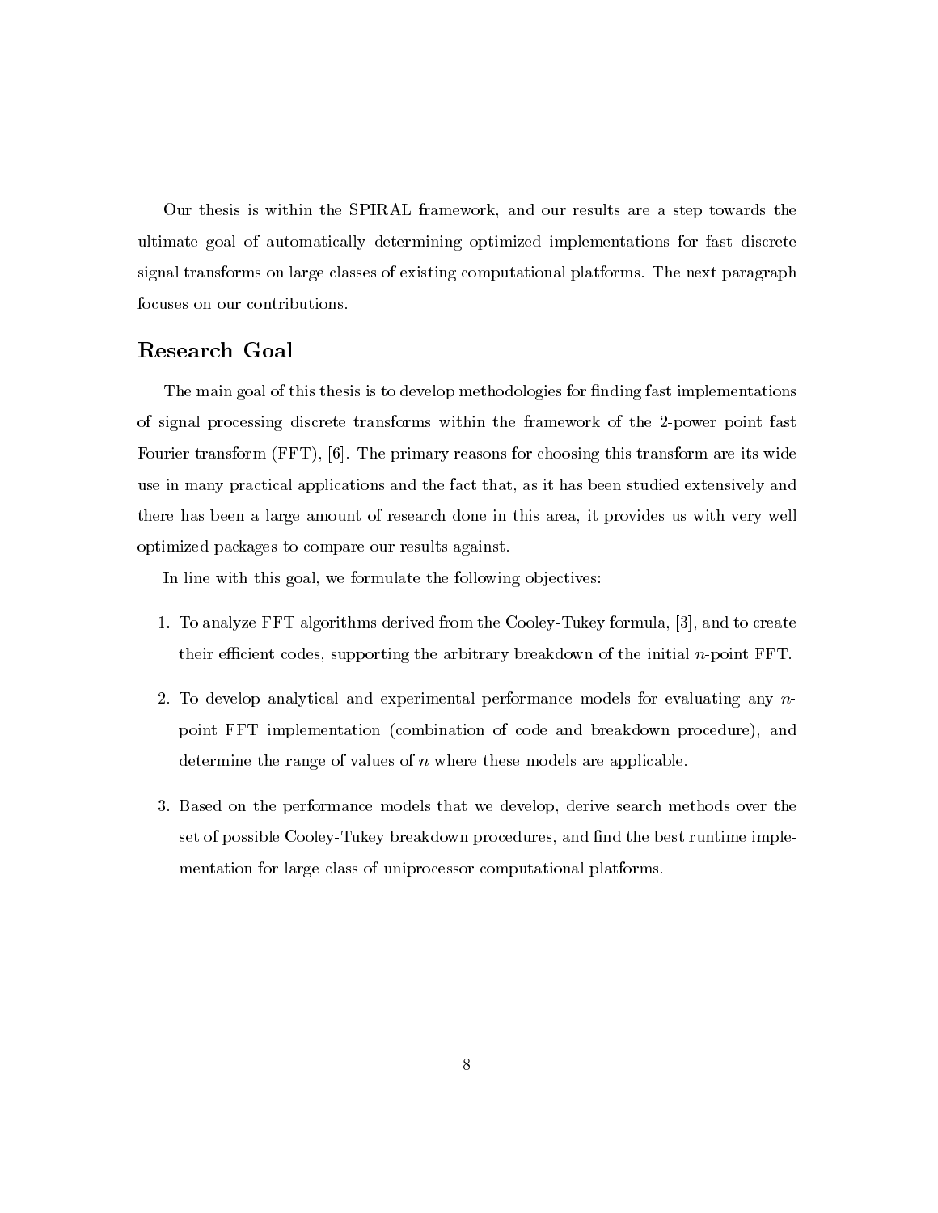Our thesis is within the SPIRAL framework, and our results are a step towards the ultimate goal of automatically determining optimized implementations for fast discrete signal transforms on large classes of existing computational platforms. The next paragraph focuses on our contributions.

## Research Goal

The main goal of this thesis is to develop methodologies for finding fast implementations of signal processing discrete transforms within the framework of the 2-power point fast Fourier transform (FFT), [6]. The primary reasons for choosing this transform are its wide use in many practical applications and the fact that, as it has been studied extensively and there has been a large amount of research done in this area, it provides us with very well optimized packages to compare our results against.

In line with this goal, we formulate the following objectives:

1. To analyze FFT algorithms derived from the Cooley-Tukey formula, [3], and to create their efficient codes, supporting the arbitrary breakdown of the initial $n$-point FFT.

2. To develop analytical and experimental performance models for evaluating any $n$-point FFT implementation (combination of code and breakdown procedure), and determine the range of values of $n$ where these models are applicable.

3. Based on the performance models that we develop, derive search methods over the set of possible Cooley-Tukey breakdown procedures, and find the best runtime implementation for large class of uniprocessor computational platforms.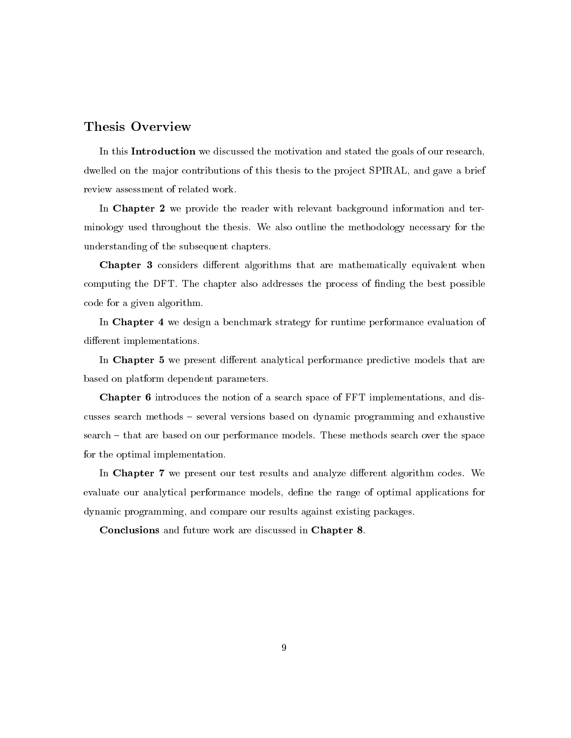## Thesis Overview

In this **Introduction** we discussed the motivation and stated the goals of our research, dwelled on the major contributions of this thesis to the project SPIRAL, and gave a brief review assessment of related work.

In **Chapter 2** we provide the reader with relevant background information and terminology used throughout the thesis. We also outline the methodology necessary for the understanding of the subsequent chapters.

**Chapter 3** considers different algorithms that are mathematically equivalent when computing the DFT. The chapter also addresses the process of finding the best possible code for a given algorithm.

In **Chapter 4** we design a benchmark strategy for runtime performance evaluation of different implementations.

In **Chapter 5** we present different analytical performance predictive models that are based on platform dependent parameters.

**Chapter 6** introduces the notion of a search space of FFT implementations, and discusses search methods – several versions based on dynamic programming and exhaustive search – that are based on our performance models. These methods search over the space for the optimal implementation.

In **Chapter 7** we present our test results and analyze different algorithm codes. We evaluate our analytical performance models, define the range of optimal applications for dynamic programming, and compare our results against existing packages.

**Conclusions** and future work are discussed in **Chapter 8**.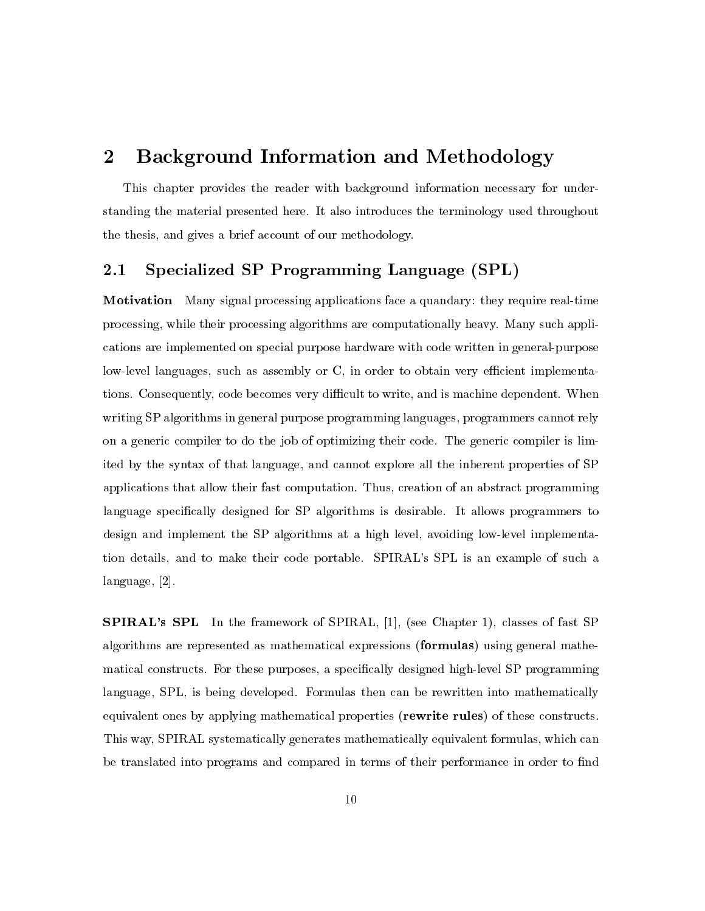# 2 Background Information and Methodology

This chapter provides the reader with background information necessary for understanding the material presented here. It also introduces the terminology used throughout the thesis, and gives a brief account of our methodology.

## 2.1 Specialized SP Programming Language (SPL)

**Motivation** Many signal processing applications face a quandary: they require real-time processing, while their processing algorithms are computationally heavy. Many such applications are implemented on special purpose hardware with code written in general-purpose low-level languages, such as assembly or C, in order to obtain very efficient implementations. Consequently, code becomes very difficult to write, and is machine dependent. When writing SP algorithms in general purpose programming languages, programmers cannot rely on a generic compiler to do the job of optimizing their code. The generic compiler is limited by the syntax of that language, and cannot explore all the inherent properties of SP applications that allow their fast computation. Thus, creation of an abstract programming language specifically designed for SP algorithms is desirable. It allows programmers to design and implement the SP algorithms at a high level, avoiding low-level implementation details, and to make their code portable. SPIRAL's SPL is an example of such a language, [2].

**SPIRAL's SPL** In the framework of SPIRAL, [1], (see Chapter 1), classes of fast SP algorithms are represented as mathematical expressions (**formulas**) using general mathematical constructs. For these purposes, a specifically designed high-level SP programming language, SPL, is being developed. Formulas then can be rewritten into mathematically equivalent ones by applying mathematical properties (**rewrite rules**) of these constructs. This way, SPIRAL systematically generates mathematically equivalent formulas, which can be translated into programs and compared in terms of their performance in order to find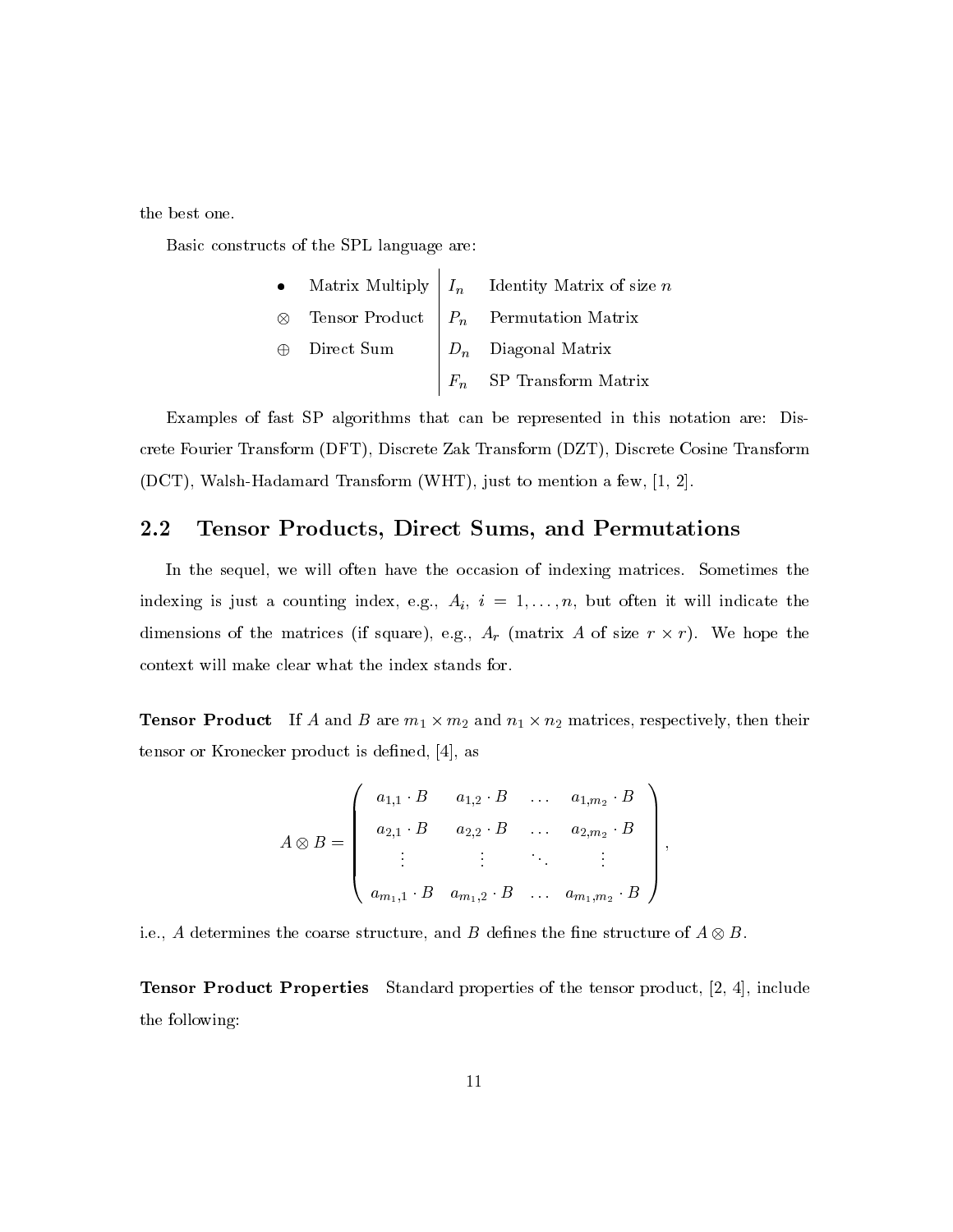the best one.

Basic constructs of the SPL language are:

| | | | |
|---|---|---|---|
| $\cdot$ | Matrix Multiply | $I_n$ | Identity Matrix of size $n$ |
| $\otimes$ | Tensor Product | $P_n$ | Permutation Matrix |
| $\oplus$ | Direct Sum | $D_n$ | Diagonal Matrix |
| | | $F_n$ | SP Transform Matrix |

Examples of fast SP algorithms that can be represented in this notation are: Discrete Fourier Transform (DFT), Discrete Zak Transform (DZT), Discrete Cosine Transform (DCT), Walsh-Hadamard Transform (WHT), just to mention a few, [1, 2].

## 2.2 Tensor Products, Direct Sums, and Permutations

In the sequel, we will often have the occasion of indexing matrices. Sometimes the indexing is just a counting index, e.g., $A_i$, $i = 1, \ldots, n$, but often it will indicate the dimensions of the matrices (if square), e.g., $A_r$ (matrix $A$ of size $r \times r$). We hope the context will make clear what the index stands for.

**Tensor Product** If $A$ and $B$ are $m_1 \times m_2$ and $n_1 \times n_2$ matrices, respectively, then their tensor or Kronecker product is defined, [4], as

$$A \otimes B = \begin{pmatrix} a_{1,1} \cdot B & a_{1,2} \cdot B & \ldots & a_{1,m_2} \cdot B \\ a_{2,1} \cdot B & a_{2,2} \cdot B & \ldots & a_{2,m_2} \cdot B \\ \vdots & \vdots & \ddots & \vdots \\ a_{m_1,1} \cdot B & a_{m_1,2} \cdot B & \ldots & a_{m_1,m_2} \cdot B \end{pmatrix},$$

i.e., $A$ determines the coarse structure, and $B$ defines the fine structure of $A \otimes B$.

**Tensor Product Properties** Standard properties of the tensor product, [2, 4], include the following: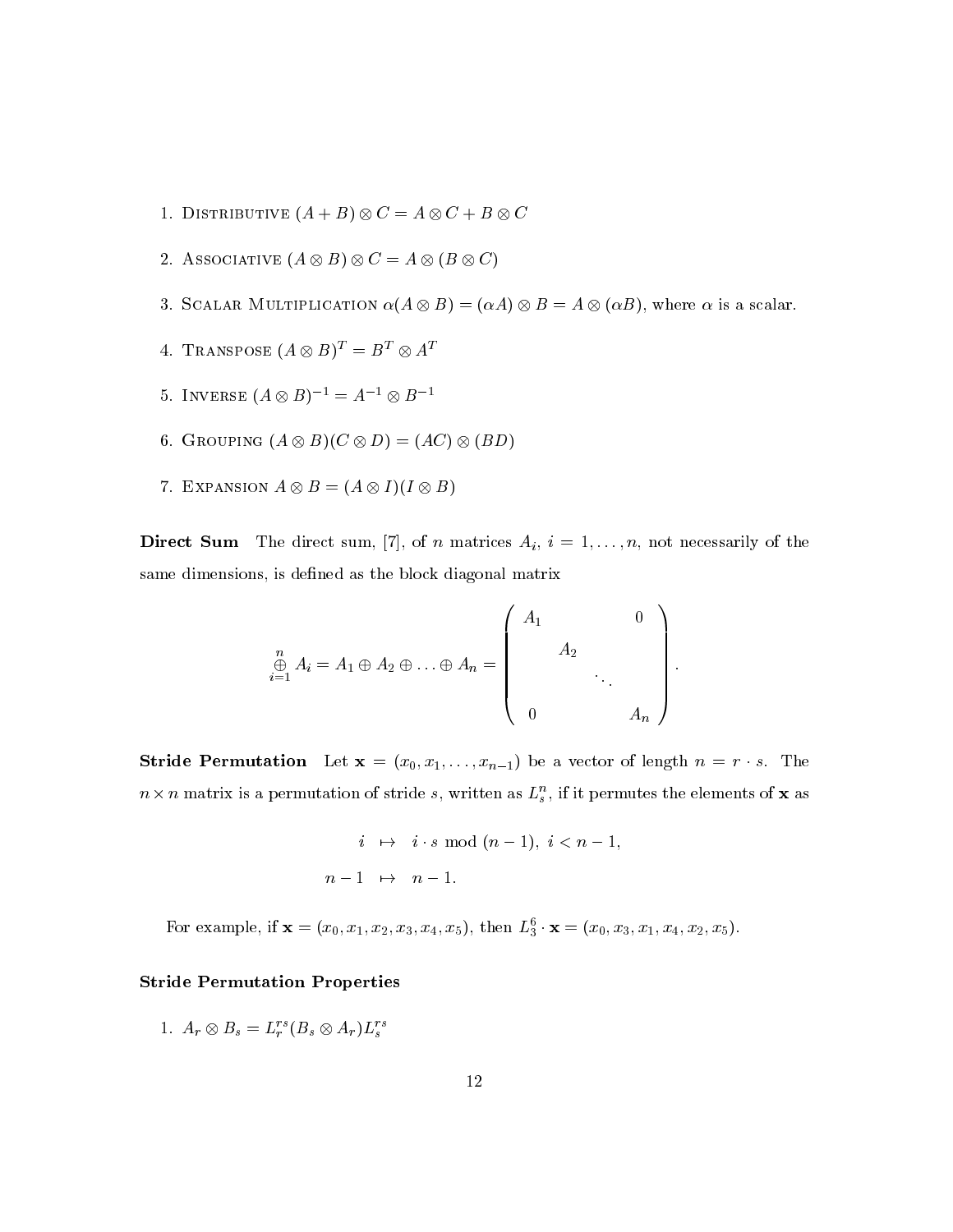1. Distributive $(A + B) \otimes C = A \otimes C + B \otimes C$

2. Associative $(A \otimes B) \otimes C = A \otimes (B \otimes C)$

3. Scalar Multiplication $\alpha(A \otimes B) = (\alpha A) \otimes B = A \otimes (\alpha B)$, where $\alpha$ is a scalar.

4. Transpose $(A \otimes B)^T = B^T \otimes A^T$

5. Inverse $(A \otimes B)^{-1} = A^{-1} \otimes B^{-1}$

6. Grouping $(A \otimes B)(C \otimes D) = (AC) \otimes (BD)$

7. Expansion $A \otimes B = (A \otimes I)(I \otimes B)$

**Direct Sum** The direct sum, [7], of $n$ matrices $A_i$, $i = 1, \ldots, n$, not necessarily of the same dimensions, is defined as the block diagonal matrix

$$\bigoplus_{i=1}^{n} A_i = A_1 \oplus A_2 \oplus \ldots \oplus A_n = \begin{pmatrix} A_1 & & & 0 \\ & A_2 & & \\ & & \ddots & \\ 0 & & & A_n \end{pmatrix}.$$

**Stride Permutation** Let $\mathbf{x} = (x_0, x_1, \ldots, x_{n-1})$ be a vector of length $n = r \cdot s$. The $n \times n$ matrix is a permutation of stride $s$, written as $L_s^n$, if it permutes the elements of $\mathbf{x}$ as

$$\begin{aligned} i &\mapsto i \cdot s \bmod (n-1),\ i < n-1, \\ n-1 &\mapsto n-1. \end{aligned}$$

For example, if $\mathbf{x} = (x_0, x_1, x_2, x_3, x_4, x_5)$, then $L_3^6 \cdot \mathbf{x} = (x_0, x_3, x_1, x_4, x_2, x_5)$.

**Stride Permutation Properties**

1. $A_r \otimes B_s = L_r^{rs}(B_s \otimes A_r)L_s^{rs}$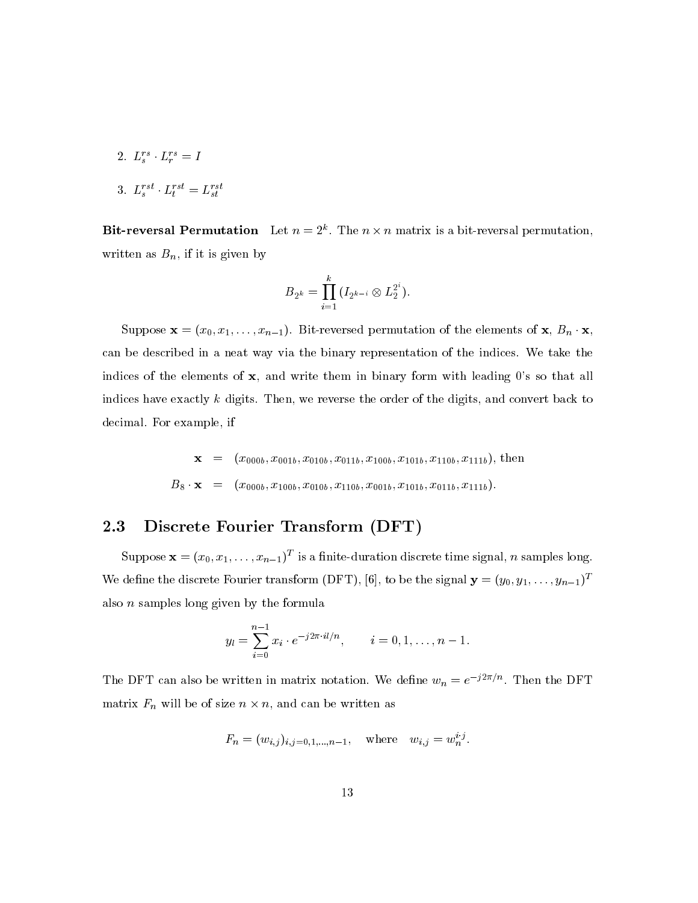2. $L_s^{rs} \cdot L_r^{rs} = I$

3. $L_s^{rst} \cdot L_t^{rst} = L_{st}^{rst}$

**Bit-reversal Permutation** Let $n = 2^k$. The $n \times n$ matrix is a bit-reversal permutation, written as $B_n$, if it is given by

$$B_{2^k} = \prod_{i=1}^{k} (I_{2^{k-i}} \otimes L_2^{2^i}).$$

Suppose $\mathbf{x} = (x_0, x_1, \ldots, x_{n-1})$. Bit-reversed permutation of the elements of $\mathbf{x}$, $B_n \cdot \mathbf{x}$, can be described in a neat way via the binary representation of the indices. We take the indices of the elements of $\mathbf{x}$, and write them in binary form with leading 0's so that all indices have exactly $k$ digits. Then, we reverse the order of the digits, and convert back to decimal. For example, if

$$\begin{aligned}
\mathbf{x} &= (x_{000b}, x_{001b}, x_{010b}, x_{011b}, x_{100b}, x_{101b}, x_{110b}, x_{111b}), \text{ then} \\
B_8 \cdot \mathbf{x} &= (x_{000b}, x_{100b}, x_{010b}, x_{110b}, x_{001b}, x_{101b}, x_{011b}, x_{111b}).
\end{aligned}$$

## 2.3 Discrete Fourier Transform (DFT)

Suppose $\mathbf{x} = (x_0, x_1, \ldots, x_{n-1})^T$ is a finite-duration discrete time signal, $n$ samples long. We define the discrete Fourier transform (DFT), [6], to be the signal $\mathbf{y} = (y_0, y_1, \ldots, y_{n-1})^T$ also $n$ samples long given by the formula

$$y_l = \sum_{i=0}^{n-1} x_i \cdot e^{-j2\pi \cdot il/n}, \qquad i = 0, 1, \ldots, n-1.$$

The DFT can also be written in matrix notation. We define $w_n = e^{-j2\pi/n}$. Then the DFT matrix $F_n$ will be of size $n \times n$, and can be written as

$$F_n = (w_{i,j})_{i,j=0,1,\ldots,n-1}, \quad \text{where} \quad w_{i,j} = w_n^{i \cdot j}.$$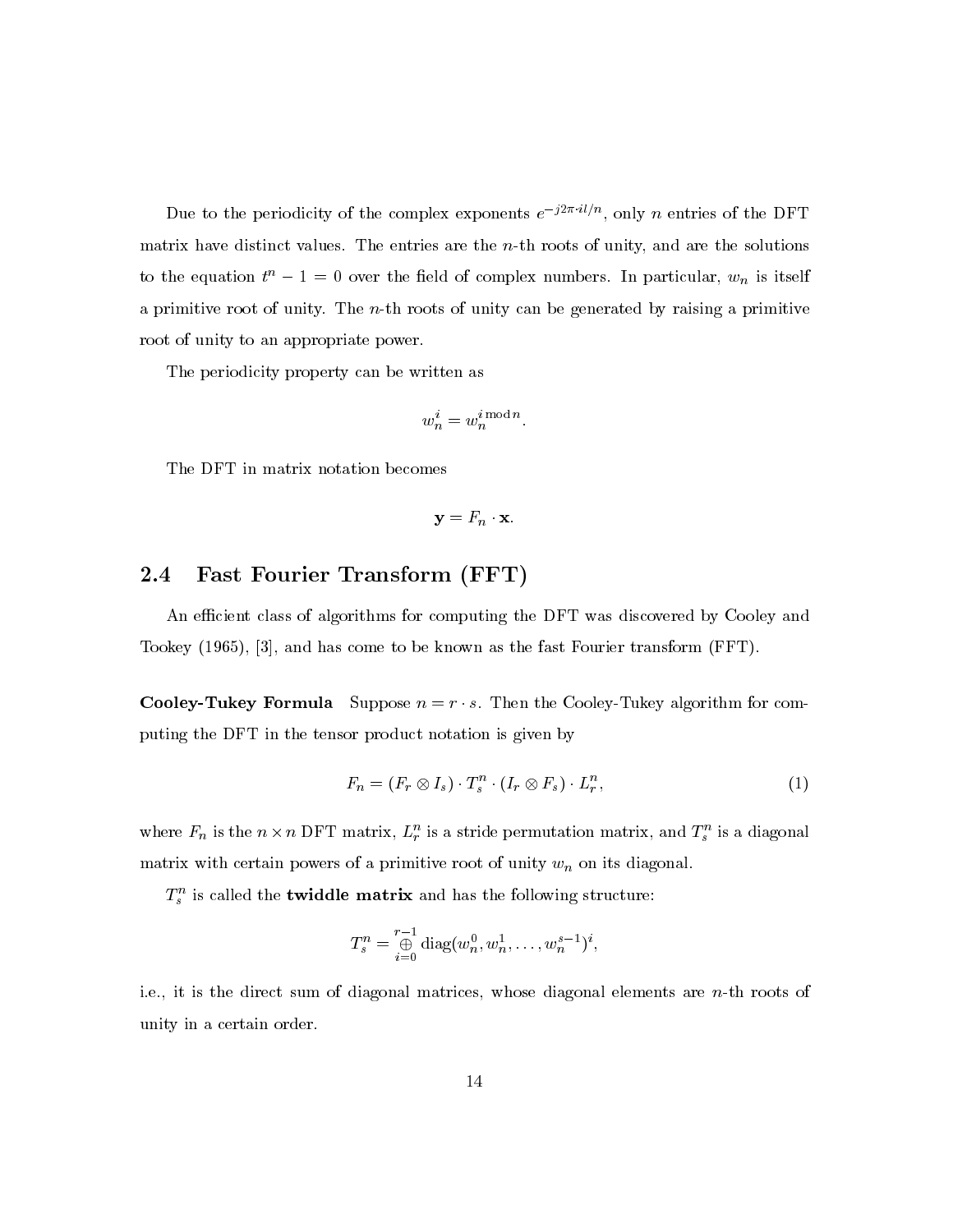Due to the periodicity of the complex exponents $e^{-j2\pi \cdot il/n}$, only $n$ entries of the DFT matrix have distinct values. The entries are the $n$-th roots of unity, and are the solutions to the equation $t^n - 1 = 0$ over the field of complex numbers. In particular, $w_n$ is itself a primitive root of unity. The $n$-th roots of unity can be generated by raising a primitive root of unity to an appropriate power.

The periodicity property can be written as

$$w_n^i = w_n^{i \bmod n}.$$

The DFT in matrix notation becomes

$$\mathbf{y} = F_n \cdot \mathbf{x}.$$

## 2.4 Fast Fourier Transform (FFT)

An efficient class of algorithms for computing the DFT was discovered by Cooley and Tookey (1965), [3], and has come to be known as the fast Fourier transform (FFT).

**Cooley-Tukey Formula** Suppose $n = r \cdot s$. Then the Cooley-Tukey algorithm for computing the DFT in the tensor product notation is given by

$$F_n = (F_r \otimes I_s) \cdot T_s^n \cdot (I_r \otimes F_s) \cdot L_r^n, \tag{1}$$

where $F_n$ is the $n \times n$ DFT matrix, $L_r^n$ is a stride permutation matrix, and $T_s^n$ is a diagonal matrix with certain powers of a primitive root of unity $w_n$ on its diagonal.

$T_s^n$ is called the **twiddle matrix** and has the following structure:

$$T_s^n = \bigoplus_{i=0}^{r-1} \operatorname{diag}(w_n^0, w_n^1, \ldots, w_n^{s-1})^i,$$

i.e., it is the direct sum of diagonal matrices, whose diagonal elements are $n$-th roots of unity in a certain order.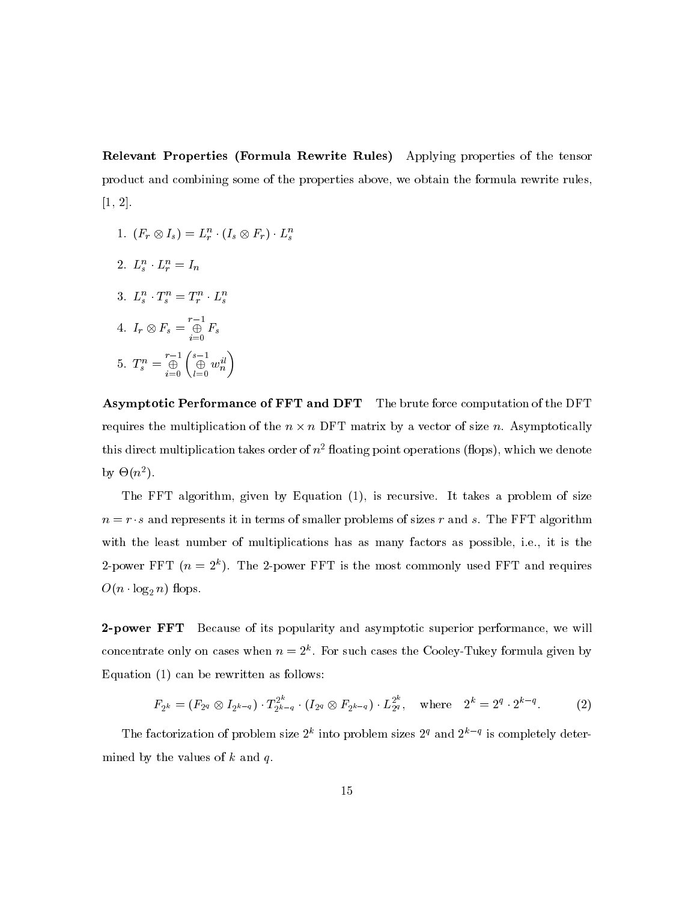**Relevant Properties (Formula Rewrite Rules)** Applying properties of the tensor product and combining some of the properties above, we obtain the formula rewrite rules, [1, 2].

1. $(F_r \otimes I_s) = L^n_r \cdot (I_s \otimes F_r) \cdot L^n_s$
2. $L^n_s \cdot L^n_r = I_n$
3. $L^n_s \cdot T^n_s = T^n_r \cdot L^n_s$
4. $I_r \otimes F_s = \overset{r-1}{\underset{i=0}{\oplus}} F_s$
5. $T^n_s = \overset{r-1}{\underset{i=0}{\oplus}} \left( \overset{s-1}{\underset{l=0}{\oplus}} w^{il}_n \right)$

**Asymptotic Performance of FFT and DFT** The brute force computation of the DFT requires the multiplication of the $n \times n$ DFT matrix by a vector of size $n$. Asymptotically this direct multiplication takes order of $n^2$ floating point operations (flops), which we denote by $\Theta(n^2)$.

The FFT algorithm, given by Equation (1), is recursive. It takes a problem of size $n = r \cdot s$ and represents it in terms of smaller problems of sizes $r$ and $s$. The FFT algorithm with the least number of multiplications has as many factors as possible, i.e., it is the 2-power FFT ($n = 2^k$). The 2-power FFT is the most commonly used FFT and requires $O(n \cdot \log_2 n)$ flops.

**2-power FFT** Because of its popularity and asymptotic superior performance, we will concentrate only on cases when $n = 2^k$. For such cases the Cooley-Tukey formula given by Equation (1) can be rewritten as follows:

$$F_{2^k} = (F_{2^q} \otimes I_{2^{k-q}}) \cdot T^{2^k}_{2^{k-q}} \cdot (I_{2^q} \otimes F_{2^{k-q}}) \cdot L^{2^k}_{2^q}, \quad \text{where} \quad 2^k = 2^q \cdot 2^{k-q}. \tag{2}$$

The factorization of problem size $2^k$ into problem sizes $2^q$ and $2^{k-q}$ is completely determined by the values of $k$ and $q$.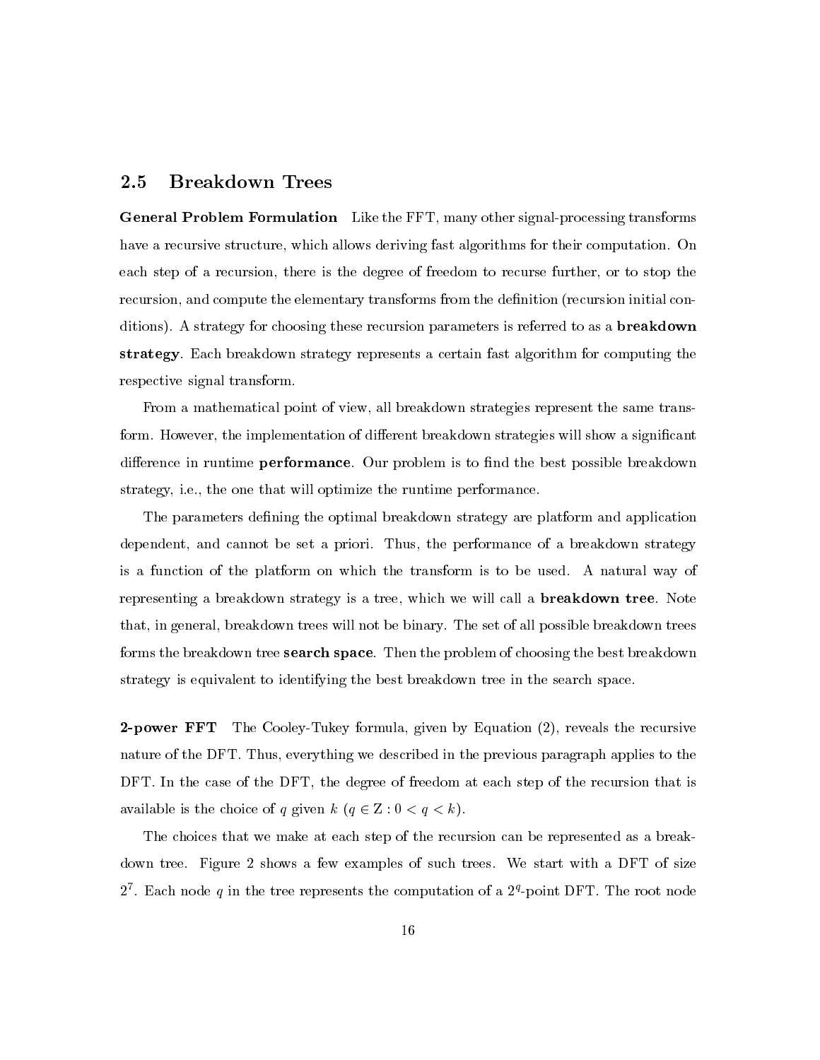## 2.5 Breakdown Trees

**General Problem Formulation** Like the FFT, many other signal-processing transforms have a recursive structure, which allows deriving fast algorithms for their computation. On each step of a recursion, there is the degree of freedom to recurse further, or to stop the recursion, and compute the elementary transforms from the definition (recursion initial conditions). A strategy for choosing these recursion parameters is referred to as a **breakdown strategy**. Each breakdown strategy represents a certain fast algorithm for computing the respective signal transform.

From a mathematical point of view, all breakdown strategies represent the same transform. However, the implementation of different breakdown strategies will show a significant difference in runtime **performance**. Our problem is to find the best possible breakdown strategy, i.e., the one that will optimize the runtime performance.

The parameters defining the optimal breakdown strategy are platform and application dependent, and cannot be set a priori. Thus, the performance of a breakdown strategy is a function of the platform on which the transform is to be used. A natural way of representing a breakdown strategy is a tree, which we will call a **breakdown tree**. Note that, in general, breakdown trees will not be binary. The set of all possible breakdown trees forms the breakdown tree **search space**. Then the problem of choosing the best breakdown strategy is equivalent to identifying the best breakdown tree in the search space.

**2-power FFT** The Cooley-Tukey formula, given by Equation (2), reveals the recursive nature of the DFT. Thus, everything we described in the previous paragraph applies to the DFT. In the case of the DFT, the degree of freedom at each step of the recursion that is available is the choice of $q$ given $k$ ($q \in \mathrm{Z} : 0 < q < k$).

The choices that we make at each step of the recursion can be represented as a breakdown tree. Figure 2 shows a few examples of such trees. We start with a DFT of size $2^7$. Each node $q$ in the tree represents the computation of a $2^q$-point DFT. The root node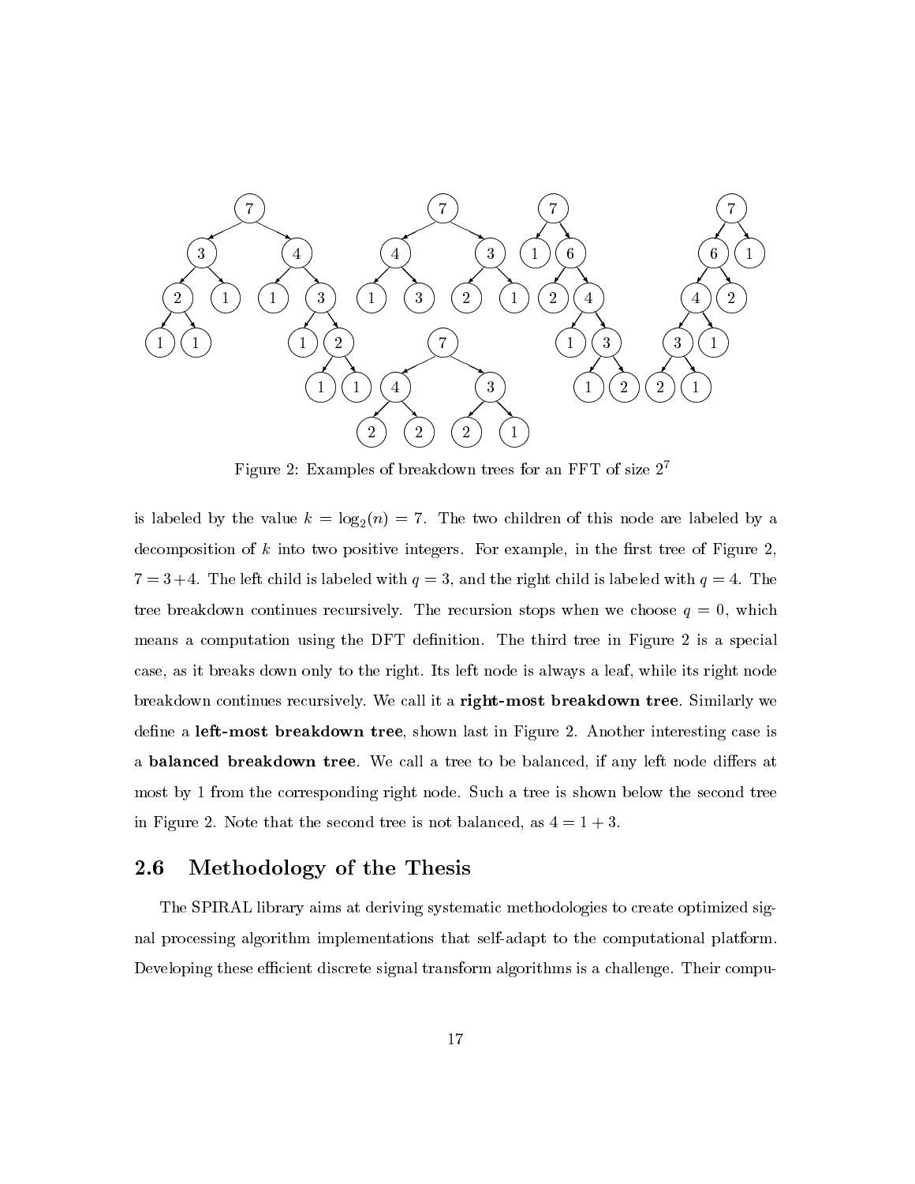Figure 2: Examples of breakdown trees for an FFT of size $2^7$

is labeled by the value $k = \log_2(n) = 7$. The two children of this node are labeled by a decomposition of $k$ into two positive integers. For example, in the first tree of Figure 2, $7 = 3 + 4$. The left child is labeled with $q = 3$, and the right child is labeled with $q = 4$. The tree breakdown continues recursively. The recursion stops when we choose $q = 0$, which means a computation using the DFT definition. The third tree in Figure 2 is a special case, as it breaks down only to the right. Its left node is always a leaf, while its right node breakdown continues recursively. We call it a **right-most breakdown tree**. Similarly we define a **left-most breakdown tree**, shown last in Figure 2. Another interesting case is a **balanced breakdown tree**. We call a tree to be balanced, if any left node differs at most by 1 from the corresponding right node. Such a tree is shown below the second tree in Figure 2. Note that the second tree is not balanced, as $4 = 1 + 3$.

## 2.6 Methodology of the Thesis

The SPIRAL library aims at deriving systematic methodologies to create optimized signal processing algorithm implementations that self-adapt to the computational platform. Developing these efficient discrete signal transform algorithms is a challenge. Their compu-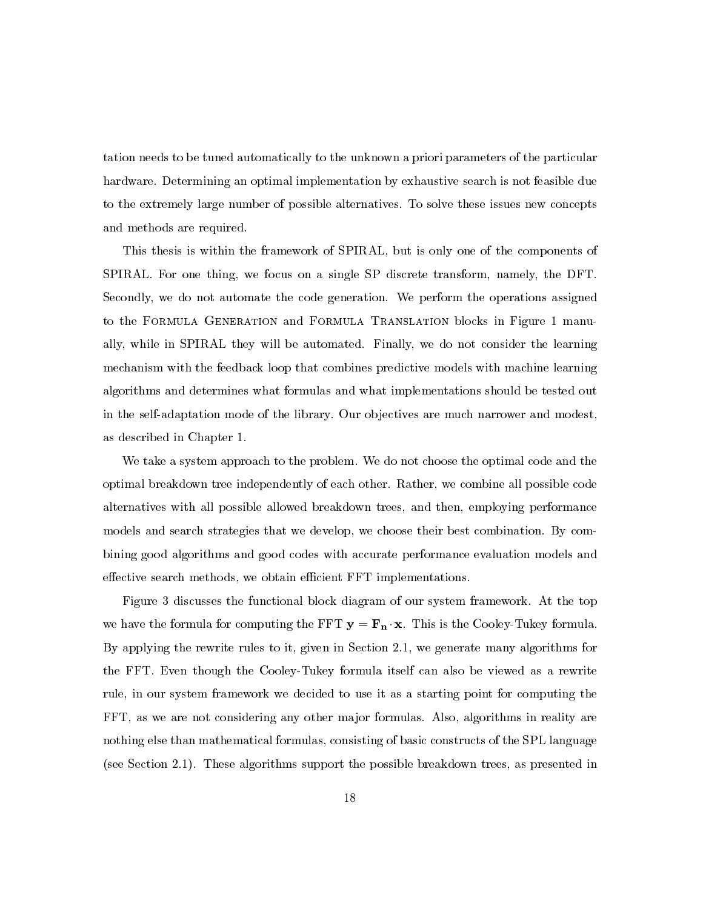tation needs to be tuned automatically to the unknown a priori parameters of the particular hardware. Determining an optimal implementation by exhaustive search is not feasible due to the extremely large number of possible alternatives. To solve these issues new concepts and methods are required.

This thesis is within the framework of SPIRAL, but is only one of the components of SPIRAL. For one thing, we focus on a single SP discrete transform, namely, the DFT. Secondly, we do not automate the code generation. We perform the operations assigned to the Formula Generation and Formula Translation blocks in Figure 1 manually, while in SPIRAL they will be automated. Finally, we do not consider the learning mechanism with the feedback loop that combines predictive models with machine learning algorithms and determines what formulas and what implementations should be tested out in the self-adaptation mode of the library. Our objectives are much narrower and modest, as described in Chapter 1.

We take a system approach to the problem. We do not choose the optimal code and the optimal breakdown tree independently of each other. Rather, we combine all possible code alternatives with all possible allowed breakdown trees, and then, employing performance models and search strategies that we develop, we choose their best combination. By combining good algorithms and good codes with accurate performance evaluation models and effective search methods, we obtain efficient FFT implementations.

Figure 3 discusses the functional block diagram of our system framework. At the top we have the formula for computing the FFT $\mathbf{y} = \mathbf{F_n} \cdot \mathbf{x}$. This is the Cooley-Tukey formula. By applying the rewrite rules to it, given in Section 2.1, we generate many algorithms for the FFT. Even though the Cooley-Tukey formula itself can also be viewed as a rewrite rule, in our system framework we decided to use it as a starting point for computing the FFT, as we are not considering any other major formulas. Also, algorithms in reality are nothing else than mathematical formulas, consisting of basic constructs of the SPL language (see Section 2.1). These algorithms support the possible breakdown trees, as presented in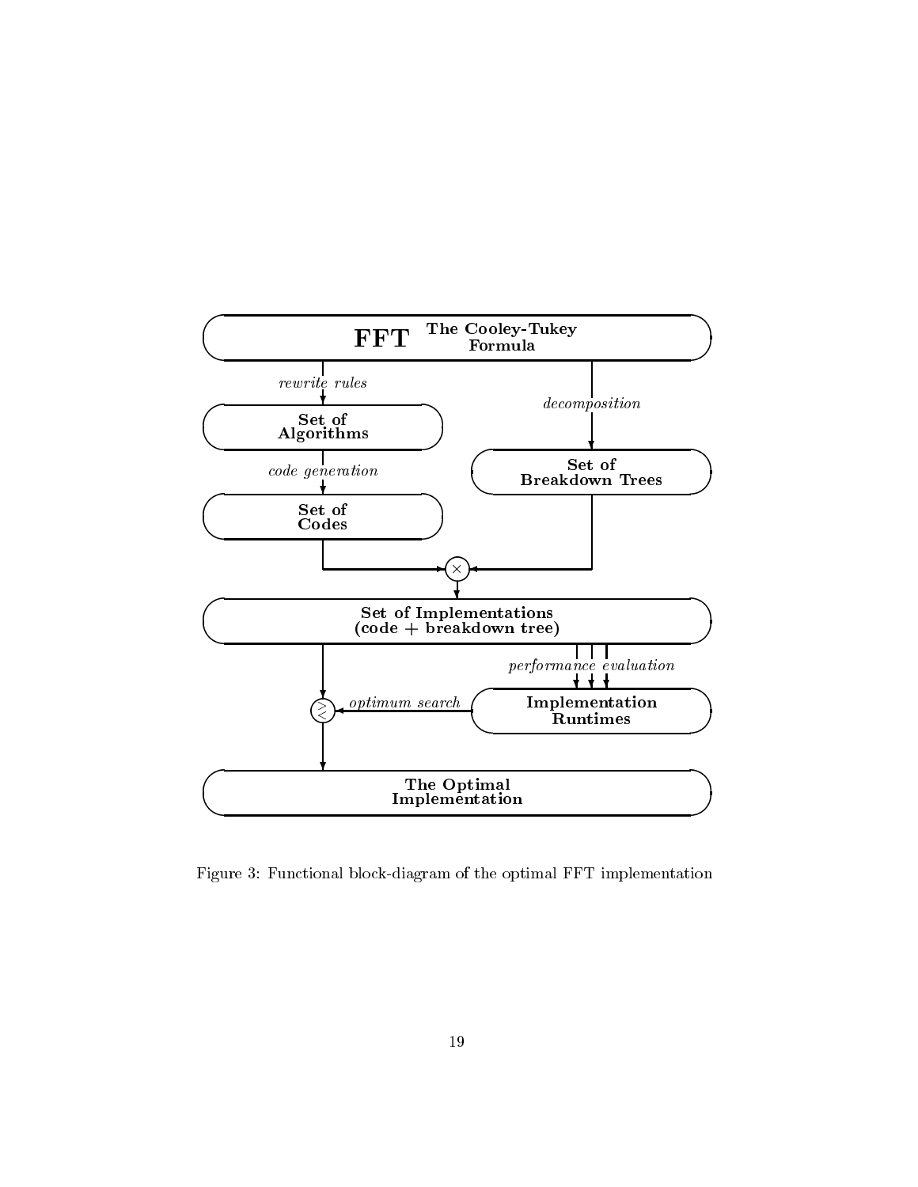FFT The Cooley-Tukey Formula

*rewrite rules*

Set of Algorithms

*code generation*

Set of Codes

*decomposition*

Set of Breakdown Trees

$\times$

Set of Implementations (code + breakdown tree)

*performance evaluation*

Implementation Runtimes

*optimum search*

The Optimal Implementation

Figure 3: Functional block-diagram of the optimal FFT implementation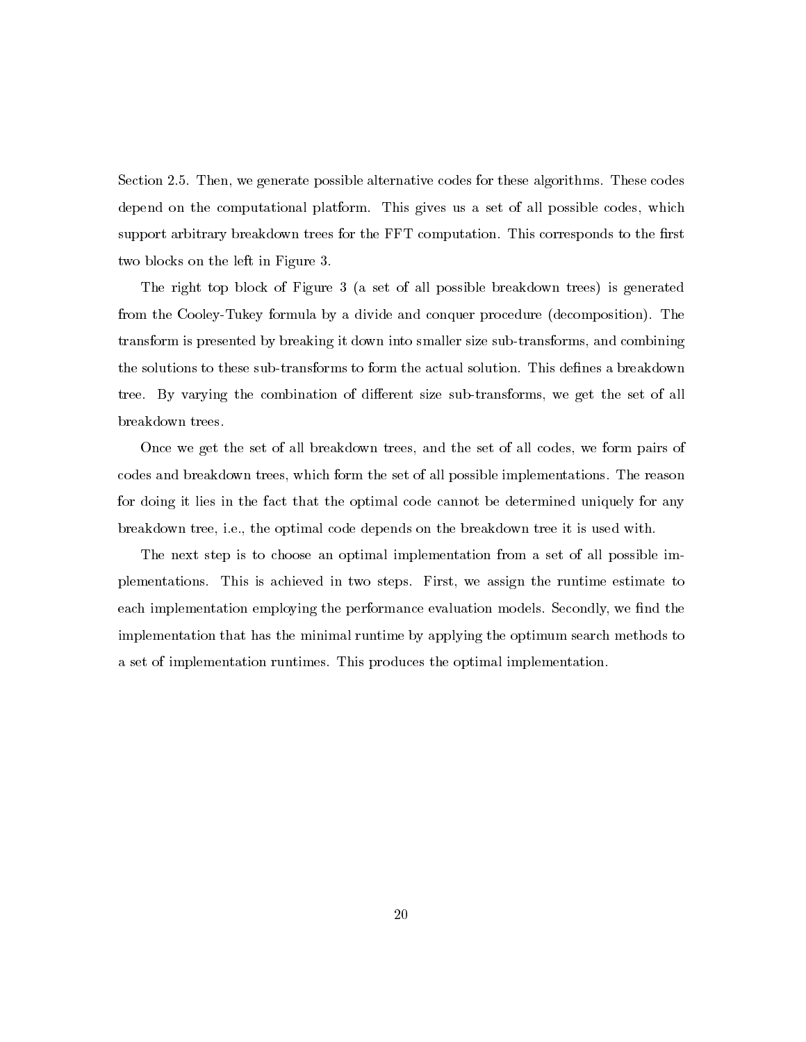Section 2.5. Then, we generate possible alternative codes for these algorithms. These codes depend on the computational platform. This gives us a set of all possible codes, which support arbitrary breakdown trees for the FFT computation. This corresponds to the first two blocks on the left in Figure 3.

The right top block of Figure 3 (a set of all possible breakdown trees) is generated from the Cooley-Tukey formula by a divide and conquer procedure (decomposition). The transform is presented by breaking it down into smaller size sub-transforms, and combining the solutions to these sub-transforms to form the actual solution. This defines a breakdown tree. By varying the combination of different size sub-transforms, we get the set of all breakdown trees.

Once we get the set of all breakdown trees, and the set of all codes, we form pairs of codes and breakdown trees, which form the set of all possible implementations. The reason for doing it lies in the fact that the optimal code cannot be determined uniquely for any breakdown tree, i.e., the optimal code depends on the breakdown tree it is used with.

The next step is to choose an optimal implementation from a set of all possible implementations. This is achieved in two steps. First, we assign the runtime estimate to each implementation employing the performance evaluation models. Secondly, we find the implementation that has the minimal runtime by applying the optimum search methods to a set of implementation runtimes. This produces the optimal implementation.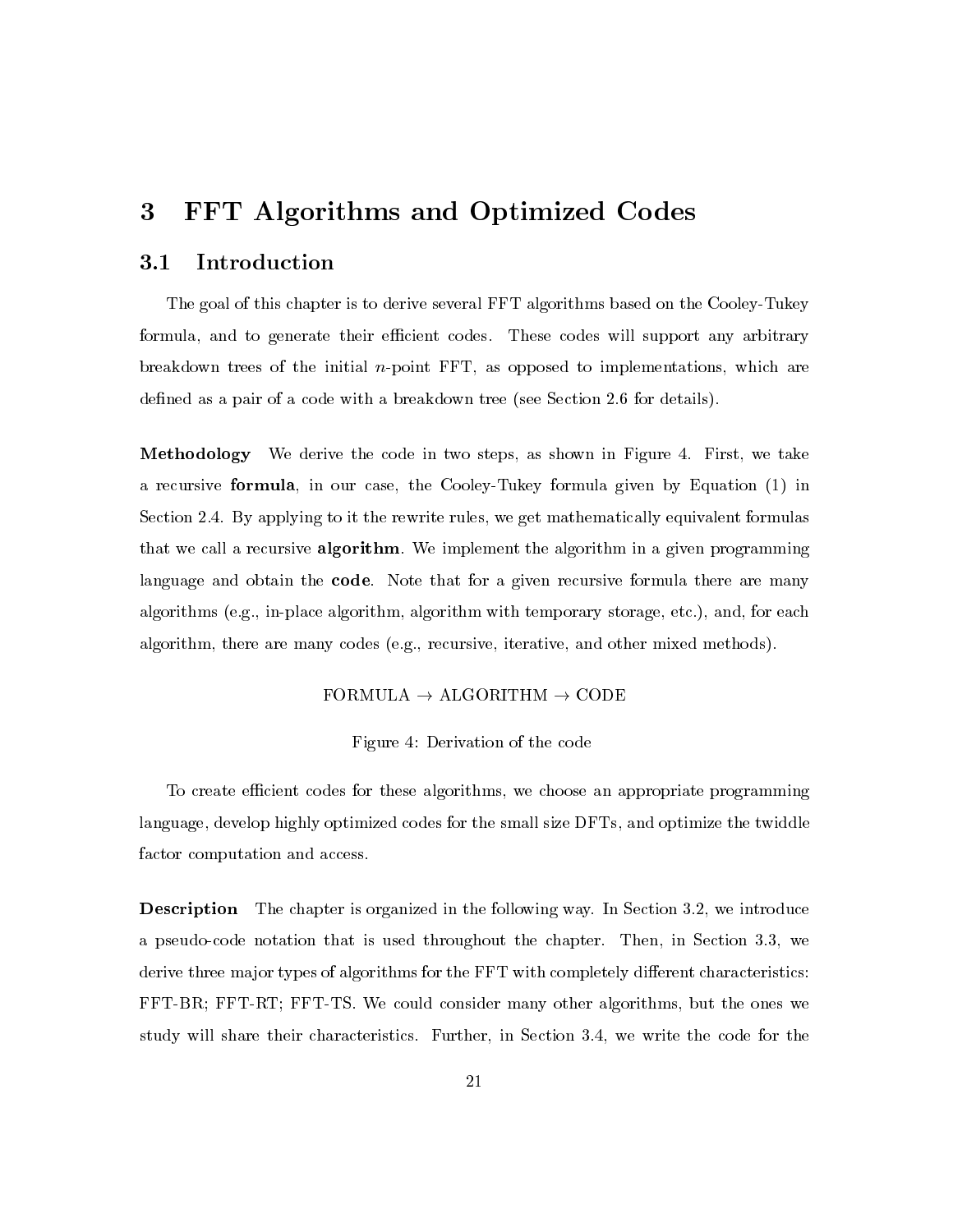# 3 FFT Algorithms and Optimized Codes

## 3.1 Introduction

The goal of this chapter is to derive several FFT algorithms based on the Cooley-Tukey formula, and to generate their efficient codes. These codes will support any arbitrary breakdown trees of the initial $n$-point FFT, as opposed to implementations, which are defined as a pair of a code with a breakdown tree (see Section 2.6 for details).

**Methodology** We derive the code in two steps, as shown in Figure 4. First, we take a recursive **formula**, in our case, the Cooley-Tukey formula given by Equation (1) in Section 2.4. By applying to it the rewrite rules, we get mathematically equivalent formulas that we call a recursive **algorithm**. We implement the algorithm in a given programming language and obtain the **code**. Note that for a given recursive formula there are many algorithms (e.g., in-place algorithm, algorithm with temporary storage, etc.), and, for each algorithm, there are many codes (e.g., recursive, iterative, and other mixed methods).

FORMULA $\rightarrow$ ALGORITHM $\rightarrow$ CODE

Figure 4: Derivation of the code

To create efficient codes for these algorithms, we choose an appropriate programming language, develop highly optimized codes for the small size DFTs, and optimize the twiddle factor computation and access.

**Description** The chapter is organized in the following way. In Section 3.2, we introduce a pseudo-code notation that is used throughout the chapter. Then, in Section 3.3, we derive three major types of algorithms for the FFT with completely different characteristics: FFT-BR; FFT-RT; FFT-TS. We could consider many other algorithms, but the ones we study will share their characteristics. Further, in Section 3.4, we write the code for the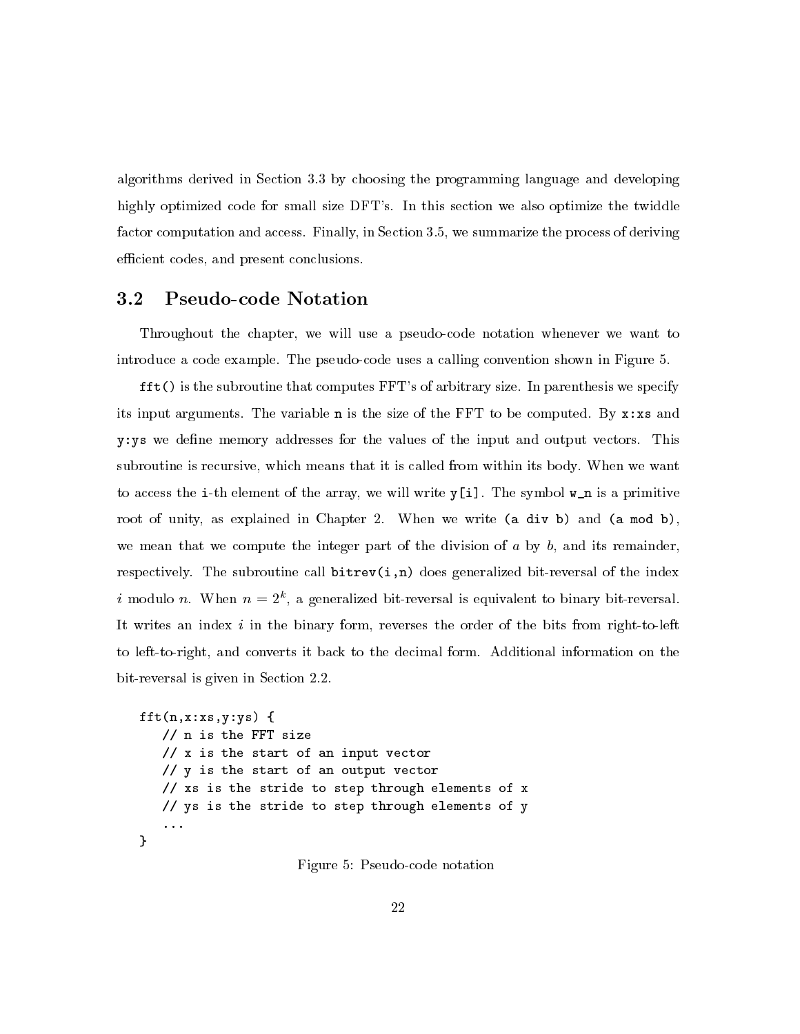algorithms derived in Section 3.3 by choosing the programming language and developing highly optimized code for small size DFT's. In this section we also optimize the twiddle factor computation and access. Finally, in Section 3.5, we summarize the process of deriving efficient codes, and present conclusions.

## 3.2 Pseudo-code Notation

Throughout the chapter, we will use a pseudo-code notation whenever we want to introduce a code example. The pseudo-code uses a calling convention shown in Figure 5.

`fft()` is the subroutine that computes FFT's of arbitrary size. In parenthesis we specify its input arguments. The variable `n` is the size of the FFT to be computed. By `x:xs` and `y:ys` we define memory addresses for the values of the input and output vectors. This subroutine is recursive, which means that it is called from within its body. When we want to access the `i`-th element of the array, we will write `y[i]`. The symbol `w_n` is a primitive root of unity, as explained in Chapter 2. When we write `(a div b)` and `(a mod b)`, we mean that we compute the integer part of the division of $a$ by $b$, and its remainder, respectively. The subroutine call `bitrev(i,n)` does generalized bit-reversal of the index $i$ modulo $n$. When $n = 2^k$, a generalized bit-reversal is equivalent to binary bit-reversal. It writes an index $i$ in the binary form, reverses the order of the bits from right-to-left to left-to-right, and converts it back to the decimal form. Additional information on the bit-reversal is given in Section 2.2.

```
fft(n,x:xs,y:ys) {
   // n is the FFT size
   // x is the start of an input vector
   // y is the start of an output vector
   // xs is the stride to step through elements of x
   // ys is the stride to step through elements of y
   ...
}
```

Figure 5: Pseudo-code notation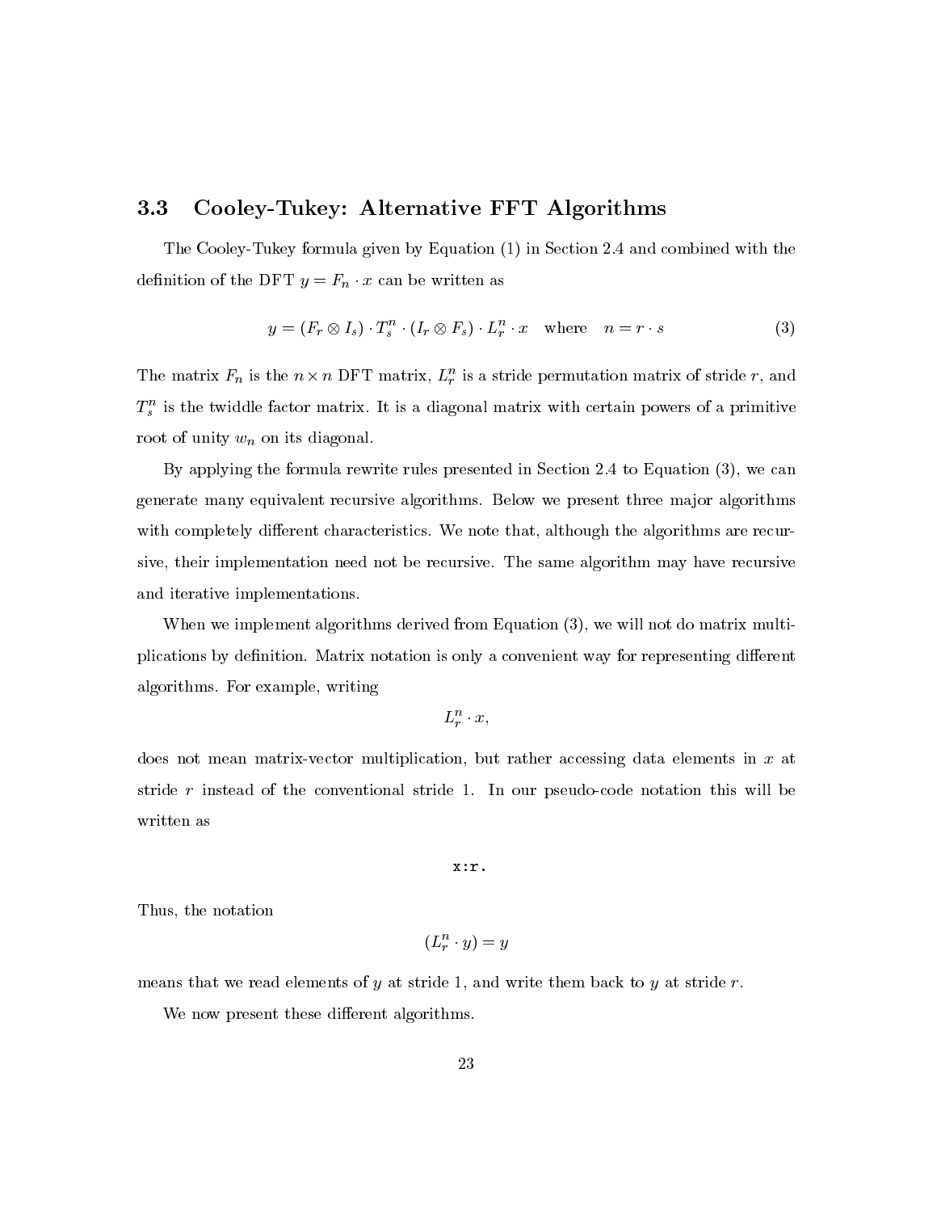### 3.3 Cooley-Tukey: Alternative FFT Algorithms

The Cooley-Tukey formula given by Equation (1) in Section 2.4 and combined with the definition of the DFT $y = F_n \cdot x$ can be written as

$$y = (F_r \otimes I_s) \cdot T_s^n \cdot (I_r \otimes F_s) \cdot L_r^n \cdot x \quad \text{where} \quad n = r \cdot s \tag{3}$$

The matrix $F_n$ is the $n \times n$ DFT matrix, $L_r^n$ is a stride permutation matrix of stride $r$, and $T_s^n$ is the twiddle factor matrix. It is a diagonal matrix with certain powers of a primitive root of unity $w_n$ on its diagonal.

By applying the formula rewrite rules presented in Section 2.4 to Equation (3), we can generate many equivalent recursive algorithms. Below we present three major algorithms with completely different characteristics. We note that, although the algorithms are recursive, their implementation need not be recursive. The same algorithm may have recursive and iterative implementations.

When we implement algorithms derived from Equation (3), we will not do matrix multiplications by definition. Matrix notation is only a convenient way for representing different algorithms. For example, writing

$$L_r^n \cdot x,$$

does not mean matrix-vector multiplication, but rather accessing data elements in $x$ at stride $r$ instead of the conventional stride 1. In our pseudo-code notation this will be written as

```
x:r.
```

Thus, the notation

$$(L_r^n \cdot y) = y$$

means that we read elements of $y$ at stride 1, and write them back to $y$ at stride $r$.

We now present these different algorithms.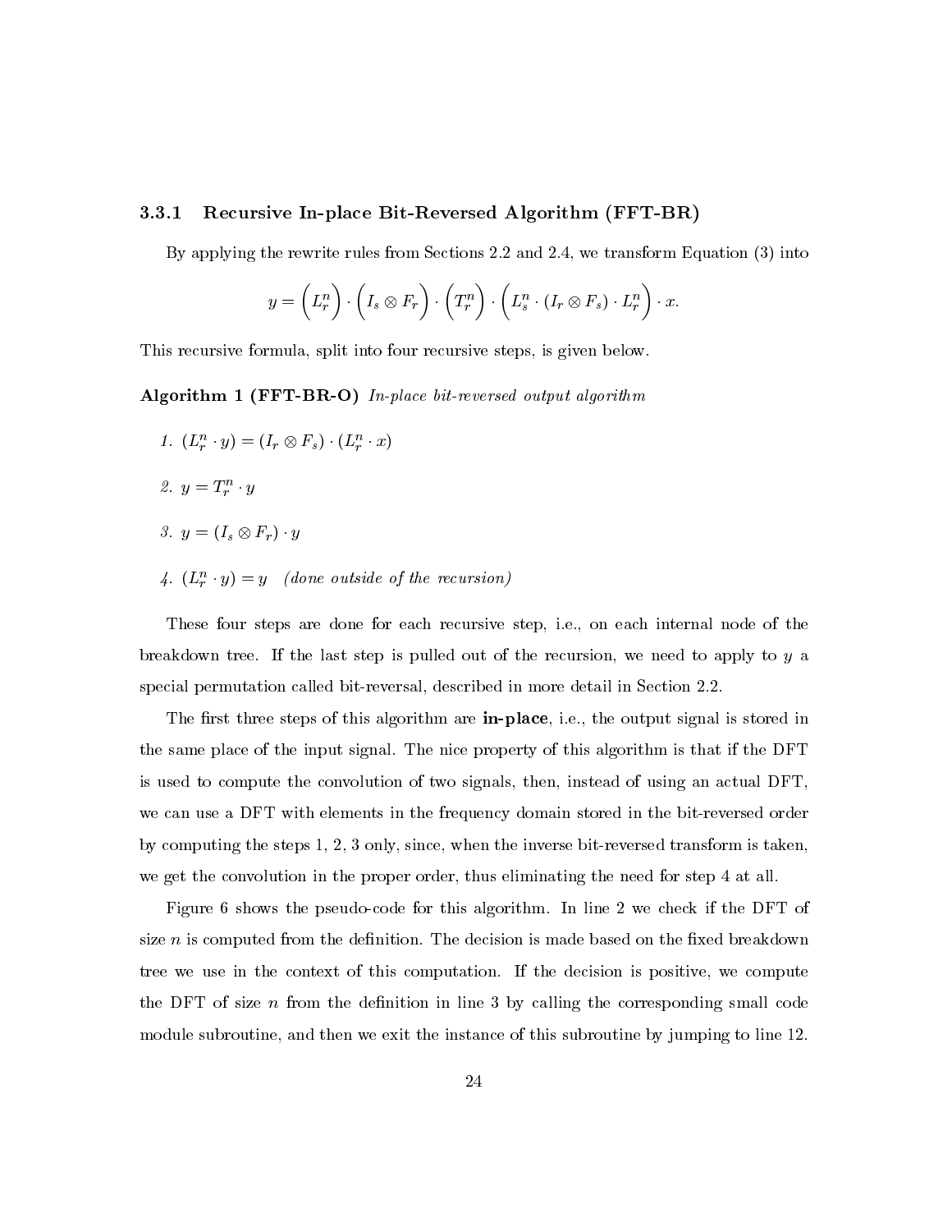### 3.3.1 Recursive In-place Bit-Reversed Algorithm (FFT-BR)

By applying the rewrite rules from Sections 2.2 and 2.4, we transform Equation (3) into

$$y = \left(L_r^n\right) \cdot \left(I_s \otimes F_r\right) \cdot \left(T_r^n\right) \cdot \left(L_s^n \cdot (I_r \otimes F_s) \cdot L_r^n\right) \cdot x.$$

This recursive formula, split into four recursive steps, is given below.

**Algorithm 1 (FFT-BR-O)** *In-place bit-reversed output algorithm*

1. $(L_r^n \cdot y) = (I_r \otimes F_s) \cdot (L_r^n \cdot x)$
2. $y = T_r^n \cdot y$
3. $y = (I_s \otimes F_r) \cdot y$
4. $(L_r^n \cdot y) = y$ *(done outside of the recursion)*

These four steps are done for each recursive step, i.e., on each internal node of the breakdown tree. If the last step is pulled out of the recursion, we need to apply to $y$ a special permutation called bit-reversal, described in more detail in Section 2.2.

The first three steps of this algorithm are **in-place**, i.e., the output signal is stored in the same place of the input signal. The nice property of this algorithm is that if the DFT is used to compute the convolution of two signals, then, instead of using an actual DFT, we can use a DFT with elements in the frequency domain stored in the bit-reversed order by computing the steps 1, 2, 3 only, since, when the inverse bit-reversed transform is taken, we get the convolution in the proper order, thus eliminating the need for step 4 at all.

Figure 6 shows the pseudo-code for this algorithm. In line 2 we check if the DFT of size $n$ is computed from the definition. The decision is made based on the fixed breakdown tree we use in the context of this computation. If the decision is positive, we compute the DFT of size $n$ from the definition in line 3 by calling the corresponding small code module subroutine, and then we exit the instance of this subroutine by jumping to line 12.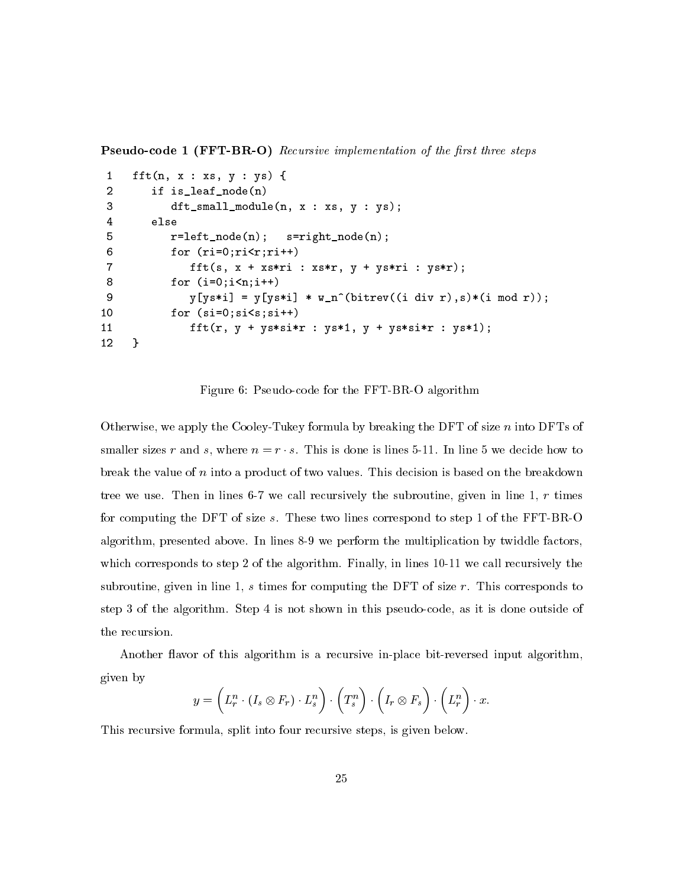**Pseudo-code 1 (FFT-BR-O)** *Recursive implementation of the first three steps*

```
1    fft(n, x : xs, y : ys) {
2       if is_leaf_node(n)
3          dft_small_module(n, x : xs, y : ys);
4       else
5          r=left_node(n);   s=right_node(n);
6          for (ri=0;ri<r;ri++)
7             fft(s, x + xs*ri : xs*r, y + ys*ri : ys*r);
8          for (i=0;i<n;i++)
9             y[ys*i] = y[ys*i] * w_n^(bitrev((i div r),s)*(i mod r));
10         for (si=0;si<s;si++)
11            fft(r, y + ys*si*r : ys*1, y + ys*si*r : ys*1);
12   }
```

Figure 6: Pseudo-code for the FFT-BR-O algorithm

Otherwise, we apply the Cooley-Tukey formula by breaking the DFT of size $n$ into DFTs of smaller sizes $r$ and $s$, where $n = r \cdot s$. This is done is lines 5-11. In line 5 we decide how to break the value of $n$ into a product of two values. This decision is based on the breakdown tree we use. Then in lines 6-7 we call recursively the subroutine, given in line 1, $r$ times for computing the DFT of size $s$. These two lines correspond to step 1 of the FFT-BR-O algorithm, presented above. In lines 8-9 we perform the multiplication by twiddle factors, which corresponds to step 2 of the algorithm. Finally, in lines 10-11 we call recursively the subroutine, given in line 1, $s$ times for computing the DFT of size $r$. This corresponds to step 3 of the algorithm. Step 4 is not shown in this pseudo-code, as it is done outside of the recursion.

Another flavor of this algorithm is a recursive in-place bit-reversed input algorithm, given by

$$y = \left( L_r^n \cdot (I_s \otimes F_r) \cdot L_s^n \right) \cdot \left( T_s^n \right) \cdot \left( I_r \otimes F_s \right) \cdot \left( L_r^n \right) \cdot x.$$

This recursive formula, split into four recursive steps, is given below.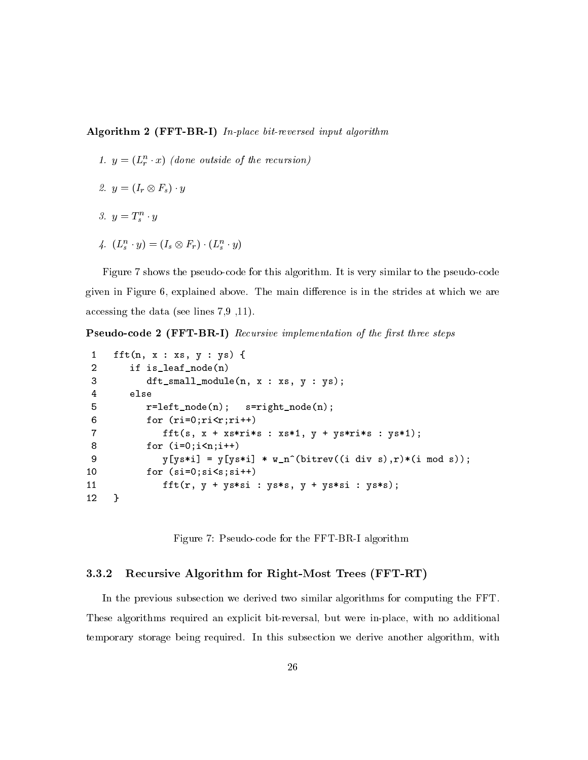**Algorithm 2 (FFT-BR-I)** *In-place bit-reversed input algorithm*

1. $y = (L^n_r \cdot x)$ *(done outside of the recursion)*

2. $y = (I_r \otimes F_s) \cdot y$

3. $y = T^n_s \cdot y$

4. $(L^n_s \cdot y) = (I_s \otimes F_r) \cdot (L^n_s \cdot y)$

Figure 7 shows the pseudo-code for this algorithm. It is very similar to the pseudo-code given in Figure 6, explained above. The main difference is in the strides at which we are accessing the data (see lines 7,9 ,11).

**Pseudo-code 2 (FFT-BR-I)** *Recursive implementation of the first three steps*

```
 1   fft(n, x : xs, y : ys) {
 2      if is_leaf_node(n)
 3         dft_small_module(n, x : xs, y : ys);
 4      else
 5         r=left_node(n);   s=right_node(n);
 6         for (ri=0;ri<r;ri++)
 7            fft(s, x + xs*ri*s : xs*1, y + ys*ri*s : ys*1);
 8         for (i=0;i<n;i++)
 9            y[ys*i] = y[ys*i] * w_n^(bitrev((i div s),r)*(i mod s));
10         for (si=0;si<s;si++)
11            fft(r, y + ys*si : ys*s, y + ys*si : ys*s);
12   }
```

Figure 7: Pseudo-code for the FFT-BR-I algorithm

### 3.3.2 Recursive Algorithm for Right-Most Trees (FFT-RT)

In the previous subsection we derived two similar algorithms for computing the FFT. These algorithms required an explicit bit-reversal, but were in-place, with no additional temporary storage being required. In this subsection we derive another algorithm, with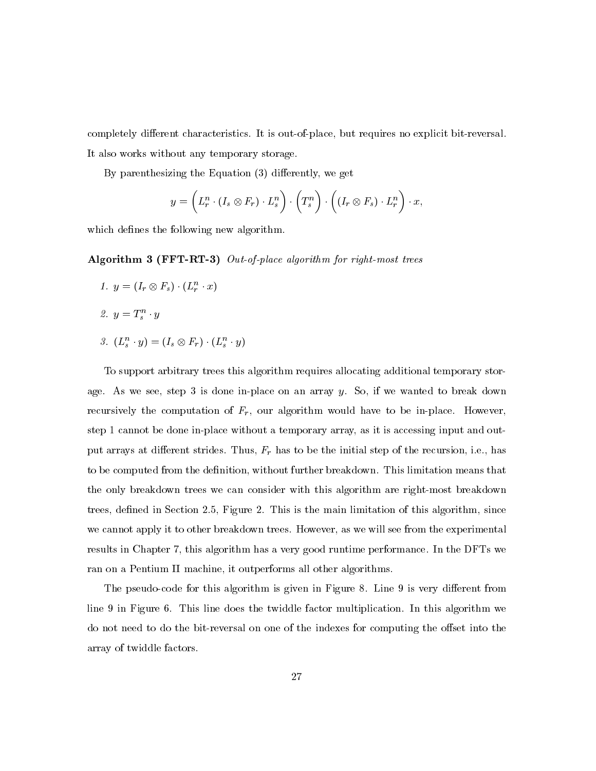completely different characteristics. It is out-of-place, but requires no explicit bit-reversal. It also works without any temporary storage.

By parenthesizing the Equation (3) differently, we get

$$y = \left( L_r^n \cdot (I_s \otimes F_r) \cdot L_s^n \right) \cdot \left( T_s^n \right) \cdot \left( (I_r \otimes F_s) \cdot L_r^n \right) \cdot x,$$

which defines the following new algorithm.

**Algorithm 3 (FFT-RT-3)** *Out-of-place algorithm for right-most trees*

1. $y = (I_r \otimes F_s) \cdot (L_r^n \cdot x)$
2. $y = T_s^n \cdot y$
3. $(L_s^n \cdot y) = (I_s \otimes F_r) \cdot (L_s^n \cdot y)$

To support arbitrary trees this algorithm requires allocating additional temporary storage. As we see, step 3 is done in-place on an array $y$. So, if we wanted to break down recursively the computation of $F_r$, our algorithm would have to be in-place. However, step 1 cannot be done in-place without a temporary array, as it is accessing input and output arrays at different strides. Thus, $F_r$ has to be the initial step of the recursion, i.e., has to be computed from the definition, without further breakdown. This limitation means that the only breakdown trees we can consider with this algorithm are right-most breakdown trees, defined in Section 2.5, Figure 2. This is the main limitation of this algorithm, since we cannot apply it to other breakdown trees. However, as we will see from the experimental results in Chapter 7, this algorithm has a very good runtime performance. In the DFTs we ran on a Pentium II machine, it outperforms all other algorithms.

The pseudo-code for this algorithm is given in Figure 8. Line 9 is very different from line 9 in Figure 6. This line does the twiddle factor multiplication. In this algorithm we do not need to do the bit-reversal on one of the indexes for computing the offset into the array of twiddle factors.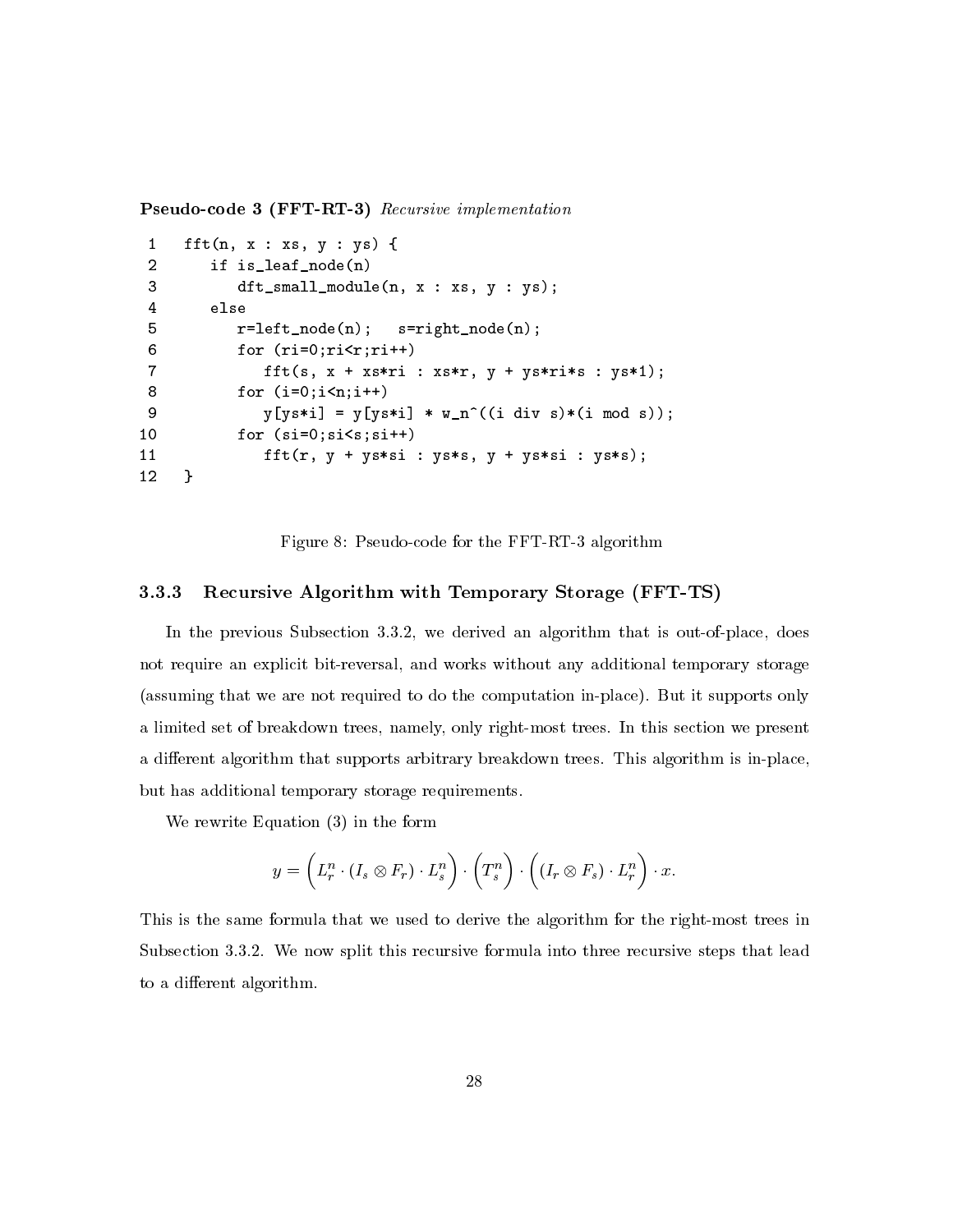**Pseudo-code 3 (FFT-RT-3)** *Recursive implementation*

```
 1   fft(n, x : xs, y : ys) {
 2      if is_leaf_node(n)
 3         dft_small_module(n, x : xs, y : ys);
 4      else
 5         r=left_node(n);   s=right_node(n);
 6         for (ri=0;ri<r;ri++)
 7            fft(s, x + xs*ri : xs*r, y + ys*ri*s : ys*1);
 8         for (i=0;i<n;i++)
 9            y[ys*i] = y[ys*i] * w_n^((i div s)*(i mod s));
10         for (si=0;si<s;si++)
11            fft(r, y + ys*si : ys*s, y + ys*si : ys*s);
12   }
```

Figure 8: Pseudo-code for the FFT-RT-3 algorithm

### 3.3.3 Recursive Algorithm with Temporary Storage (FFT-TS)

In the previous Subsection 3.3.2, we derived an algorithm that is out-of-place, does not require an explicit bit-reversal, and works without any additional temporary storage (assuming that we are not required to do the computation in-place). But it supports only a limited set of breakdown trees, namely, only right-most trees. In this section we present a different algorithm that supports arbitrary breakdown trees. This algorithm is in-place, but has additional temporary storage requirements.

We rewrite Equation (3) in the form

$$y = \left( L_r^n \cdot (I_s \otimes F_r) \cdot L_s^n \right) \cdot \left( T_s^n \right) \cdot \left( (I_r \otimes F_s) \cdot L_r^n \right) \cdot x.$$

This is the same formula that we used to derive the algorithm for the right-most trees in Subsection 3.3.2. We now split this recursive formula into three recursive steps that lead to a different algorithm.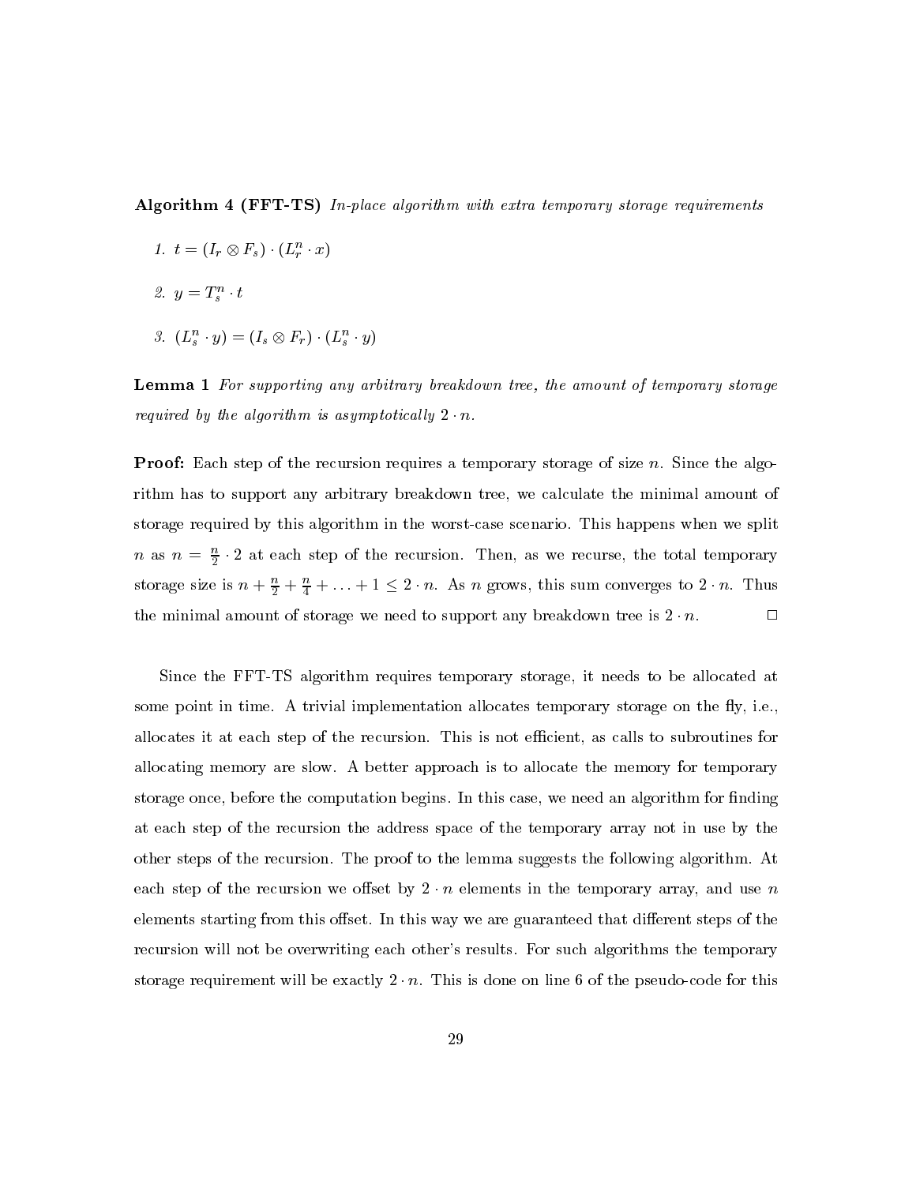**Algorithm 4 (FFT-TS)** *In-place algorithm with extra temporary storage requirements*

1. $t = (I_r \otimes F_s) \cdot (L_r^n \cdot x)$
2. $y = T_s^n \cdot t$
3. $(L_s^n \cdot y) = (I_s \otimes F_r) \cdot (L_s^n \cdot y)$

**Lemma 1** *For supporting any arbitrary breakdown tree, the amount of temporary storage required by the algorithm is asymptotically $2 \cdot n$.*

**Proof:** Each step of the recursion requires a temporary storage of size $n$. Since the algorithm has to support any arbitrary breakdown tree, we calculate the minimal amount of storage required by this algorithm in the worst-case scenario. This happens when we split $n$ as $n = \frac{n}{2} \cdot 2$ at each step of the recursion. Then, as we recurse, the total temporary storage size is $n + \frac{n}{2} + \frac{n}{4} + \ldots + 1 \leq 2 \cdot n$. As $n$ grows, this sum converges to $2 \cdot n$. Thus the minimal amount of storage we need to support any breakdown tree is $2 \cdot n$. □

Since the FFT-TS algorithm requires temporary storage, it needs to be allocated at some point in time. A trivial implementation allocates temporary storage on the fly, i.e., allocates it at each step of the recursion. This is not efficient, as calls to subroutines for allocating memory are slow. A better approach is to allocate the memory for temporary storage once, before the computation begins. In this case, we need an algorithm for finding at each step of the recursion the address space of the temporary array not in use by the other steps of the recursion. The proof to the lemma suggests the following algorithm. At each step of the recursion we offset by $2 \cdot n$ elements in the temporary array, and use $n$ elements starting from this offset. In this way we are guaranteed that different steps of the recursion will not be overwriting each other's results. For such algorithms the temporary storage requirement will be exactly $2 \cdot n$. This is done on line 6 of the pseudo-code for this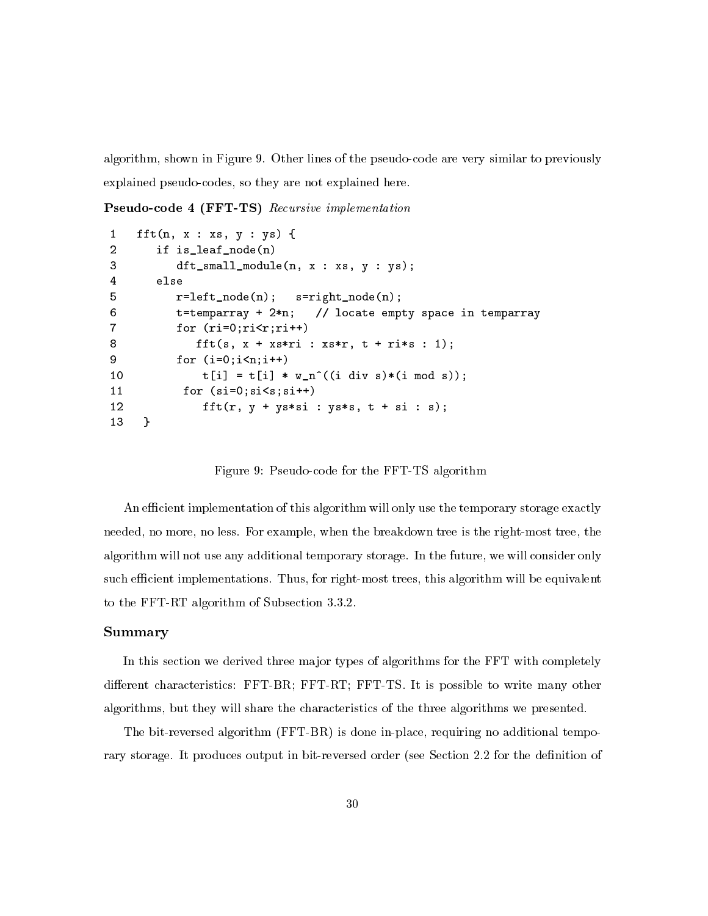algorithm, shown in Figure 9. Other lines of the pseudo-code are very similar to previously explained pseudo-codes, so they are not explained here.

**Pseudo-code 4 (FFT-TS)** *Recursive implementation*

```
1   fft(n, x : xs, y : ys) {
2      if is_leaf_node(n)
3         dft_small_module(n, x : xs, y : ys);
4      else
5         r=left_node(n);   s=right_node(n);
6         t=temparray + 2*n;   // locate empty space in temparray
7         for (ri=0;ri<r;ri++)
8            fft(s, x + xs*ri : xs*r, t + ri*s : 1);
9         for (i=0;i<n;i++)
10            t[i] = t[i] * w_n^((i div s)*(i mod s));
11         for (si=0;si<s;si++)
12            fft(r, y + ys*si : ys*s, t + si : s);
13  }
```

Figure 9: Pseudo-code for the FFT-TS algorithm

An efficient implementation of this algorithm will only use the temporary storage exactly needed, no more, no less. For example, when the breakdown tree is the right-most tree, the algorithm will not use any additional temporary storage. In the future, we will consider only such efficient implementations. Thus, for right-most trees, this algorithm will be equivalent to the FFT-RT algorithm of Subsection 3.3.2.

### Summary

In this section we derived three major types of algorithms for the FFT with completely different characteristics: FFT-BR; FFT-RT; FFT-TS. It is possible to write many other algorithms, but they will share the characteristics of the three algorithms we presented.

The bit-reversed algorithm (FFT-BR) is done in-place, requiring no additional temporary storage. It produces output in bit-reversed order (see Section 2.2 for the definition of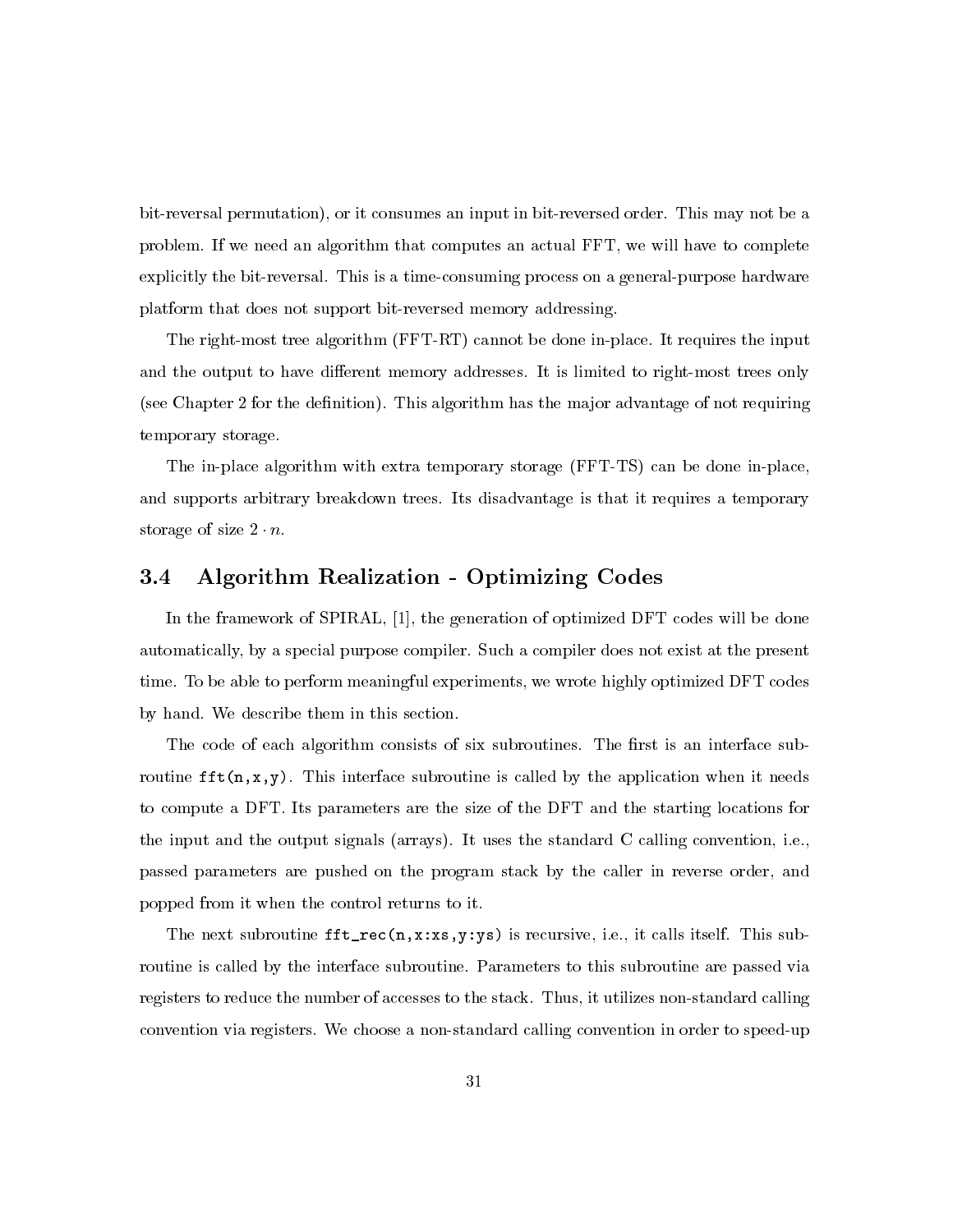bit-reversal permutation), or it consumes an input in bit-reversed order. This may not be a problem. If we need an algorithm that computes an actual FFT, we will have to complete explicitly the bit-reversal. This is a time-consuming process on a general-purpose hardware platform that does not support bit-reversed memory addressing.

The right-most tree algorithm (FFT-RT) cannot be done in-place. It requires the input and the output to have different memory addresses. It is limited to right-most trees only (see Chapter 2 for the definition). This algorithm has the major advantage of not requiring temporary storage.

The in-place algorithm with extra temporary storage (FFT-TS) can be done in-place, and supports arbitrary breakdown trees. Its disadvantage is that it requires a temporary storage of size $2 \cdot n$.

## 3.4 Algorithm Realization - Optimizing Codes

In the framework of SPIRAL, [1], the generation of optimized DFT codes will be done automatically, by a special purpose compiler. Such a compiler does not exist at the present time. To be able to perform meaningful experiments, we wrote highly optimized DFT codes by hand. We describe them in this section.

The code of each algorithm consists of six subroutines. The first is an interface subroutine `fft(n,x,y)`. This interface subroutine is called by the application when it needs to compute a DFT. Its parameters are the size of the DFT and the starting locations for the input and the output signals (arrays). It uses the standard C calling convention, i.e., passed parameters are pushed on the program stack by the caller in reverse order, and popped from it when the control returns to it.

The next subroutine `fft_rec(n,x:xs,y:ys)` is recursive, i.e., it calls itself. This subroutine is called by the interface subroutine. Parameters to this subroutine are passed via registers to reduce the number of accesses to the stack. Thus, it utilizes non-standard calling convention via registers. We choose a non-standard calling convention in order to speed-up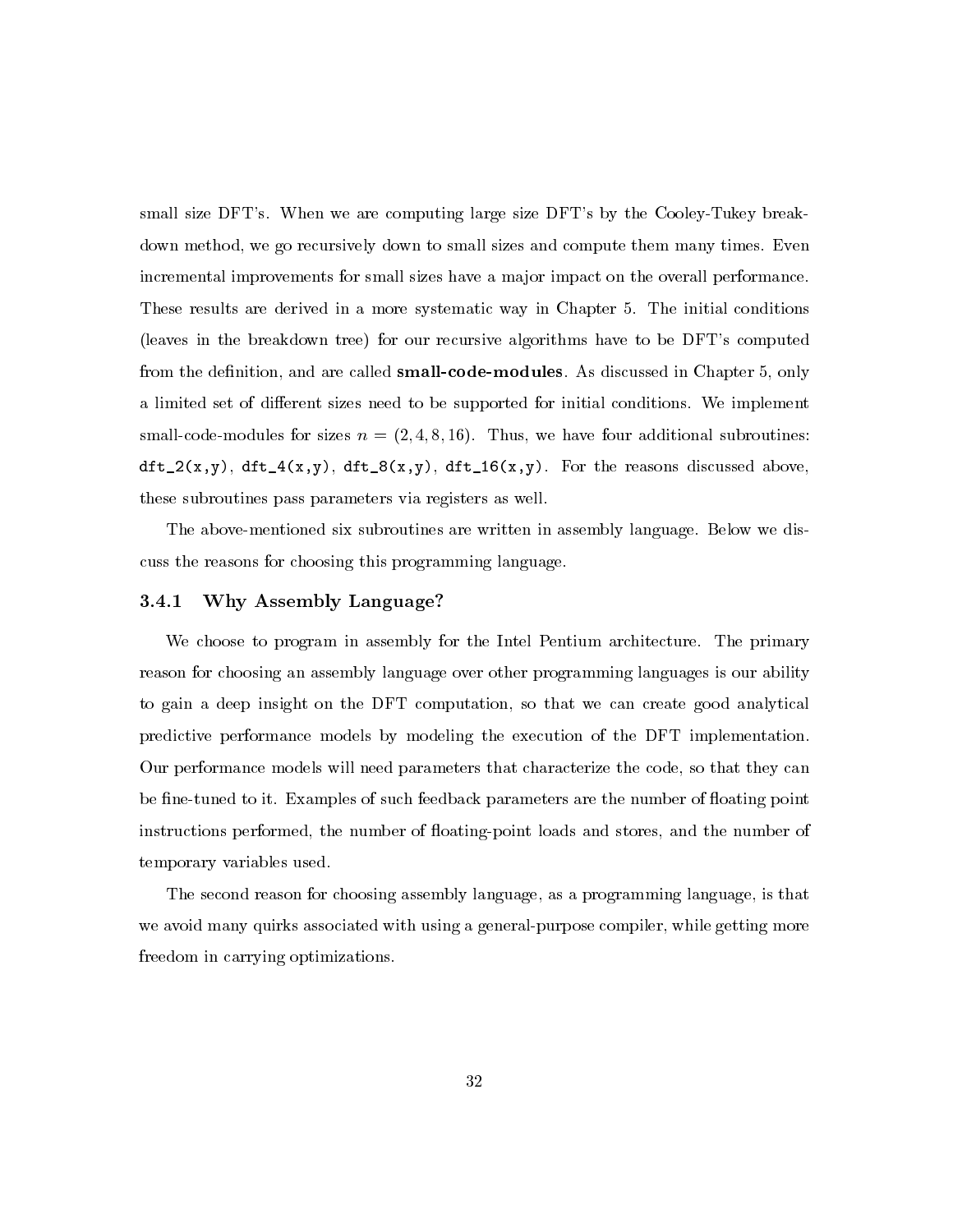small size DFT's. When we are computing large size DFT's by the Cooley-Tukey breakdown method, we go recursively down to small sizes and compute them many times. Even incremental improvements for small sizes have a major impact on the overall performance. These results are derived in a more systematic way in Chapter 5. The initial conditions (leaves in the breakdown tree) for our recursive algorithms have to be DFT's computed from the definition, and are called **small-code-modules**. As discussed in Chapter 5, only a limited set of different sizes need to be supported for initial conditions. We implement small-code-modules for sizes $n = (2, 4, 8, 16)$. Thus, we have four additional subroutines: `dft_2(x,y)`, `dft_4(x,y)`, `dft_8(x,y)`, `dft_16(x,y)`. For the reasons discussed above, these subroutines pass parameters via registers as well.

The above-mentioned six subroutines are written in assembly language. Below we discuss the reasons for choosing this programming language.

### 3.4.1 Why Assembly Language?

We choose to program in assembly for the Intel Pentium architecture. The primary reason for choosing an assembly language over other programming languages is our ability to gain a deep insight on the DFT computation, so that we can create good analytical predictive performance models by modeling the execution of the DFT implementation. Our performance models will need parameters that characterize the code, so that they can be fine-tuned to it. Examples of such feedback parameters are the number of floating point instructions performed, the number of floating-point loads and stores, and the number of temporary variables used.

The second reason for choosing assembly language, as a programming language, is that we avoid many quirks associated with using a general-purpose compiler, while getting more freedom in carrying optimizations.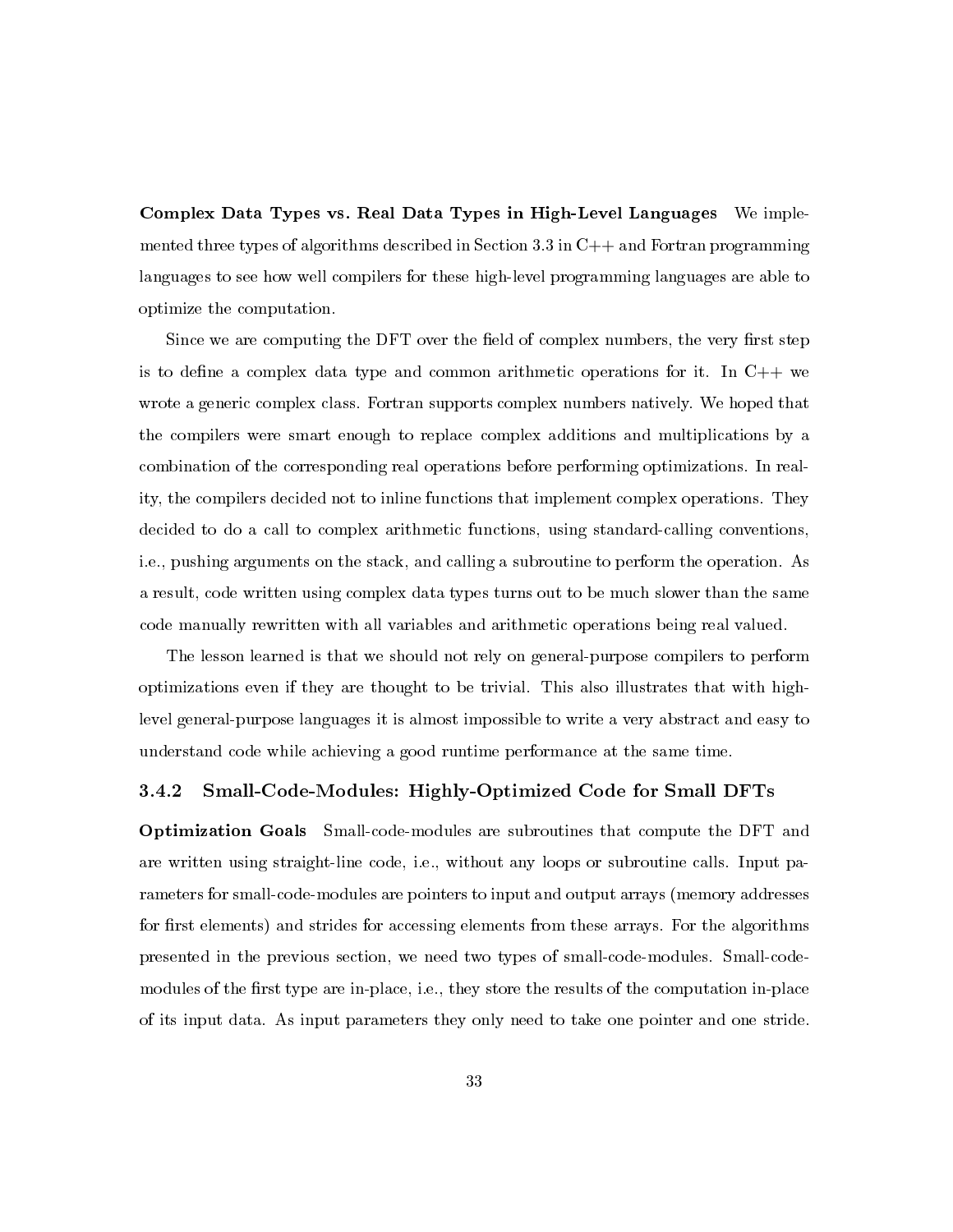**Complex Data Types vs. Real Data Types in High-Level Languages** We implemented three types of algorithms described in Section 3.3 in C++ and Fortran programming languages to see how well compilers for these high-level programming languages are able to optimize the computation.

Since we are computing the DFT over the field of complex numbers, the very first step is to define a complex data type and common arithmetic operations for it. In C++ we wrote a generic complex class. Fortran supports complex numbers natively. We hoped that the compilers were smart enough to replace complex additions and multiplications by a combination of the corresponding real operations before performing optimizations. In reality, the compilers decided not to inline functions that implement complex operations. They decided to do a call to complex arithmetic functions, using standard-calling conventions, i.e., pushing arguments on the stack, and calling a subroutine to perform the operation. As a result, code written using complex data types turns out to be much slower than the same code manually rewritten with all variables and arithmetic operations being real valued.

The lesson learned is that we should not rely on general-purpose compilers to perform optimizations even if they are thought to be trivial. This also illustrates that with high-level general-purpose languages it is almost impossible to write a very abstract and easy to understand code while achieving a good runtime performance at the same time.

### 3.4.2 Small-Code-Modules: Highly-Optimized Code for Small DFTs

**Optimization Goals** Small-code-modules are subroutines that compute the DFT and are written using straight-line code, i.e., without any loops or subroutine calls. Input parameters for small-code-modules are pointers to input and output arrays (memory addresses for first elements) and strides for accessing elements from these arrays. For the algorithms presented in the previous section, we need two types of small-code-modules. Small-code-modules of the first type are in-place, i.e., they store the results of the computation in-place of its input data. As input parameters they only need to take one pointer and one stride.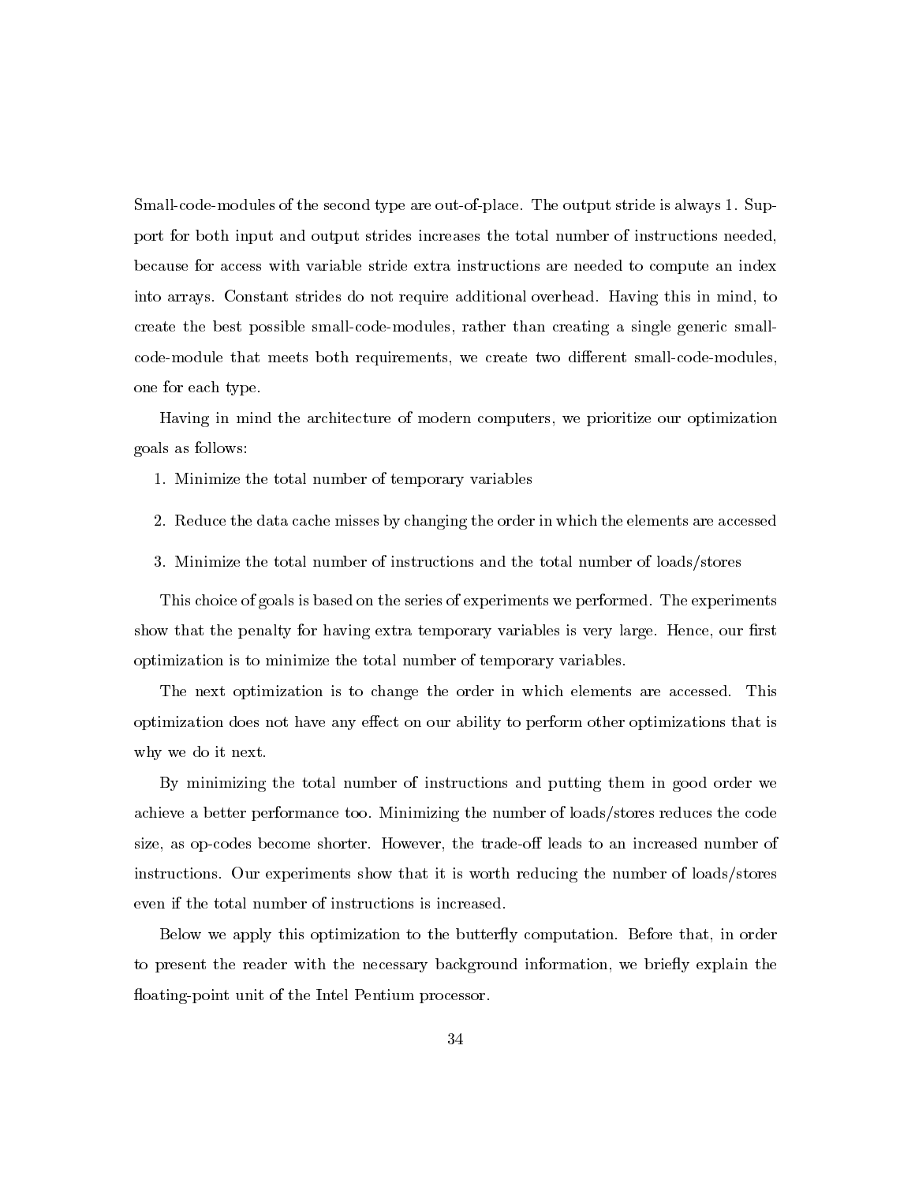Small-code-modules of the second type are out-of-place. The output stride is always 1. Support for both input and output strides increases the total number of instructions needed, because for access with variable stride extra instructions are needed to compute an index into arrays. Constant strides do not require additional overhead. Having this in mind, to create the best possible small-code-modules, rather than creating a single generic small-code-module that meets both requirements, we create two different small-code-modules, one for each type.

Having in mind the architecture of modern computers, we prioritize our optimization goals as follows:

1. Minimize the total number of temporary variables
2. Reduce the data cache misses by changing the order in which the elements are accessed
3. Minimize the total number of instructions and the total number of loads/stores

This choice of goals is based on the series of experiments we performed. The experiments show that the penalty for having extra temporary variables is very large. Hence, our first optimization is to minimize the total number of temporary variables.

The next optimization is to change the order in which elements are accessed. This optimization does not have any effect on our ability to perform other optimizations that is why we do it next.

By minimizing the total number of instructions and putting them in good order we achieve a better performance too. Minimizing the number of loads/stores reduces the code size, as op-codes become shorter. However, the trade-off leads to an increased number of instructions. Our experiments show that it is worth reducing the number of loads/stores even if the total number of instructions is increased.

Below we apply this optimization to the butterfly computation. Before that, in order to present the reader with the necessary background information, we briefly explain the floating-point unit of the Intel Pentium processor.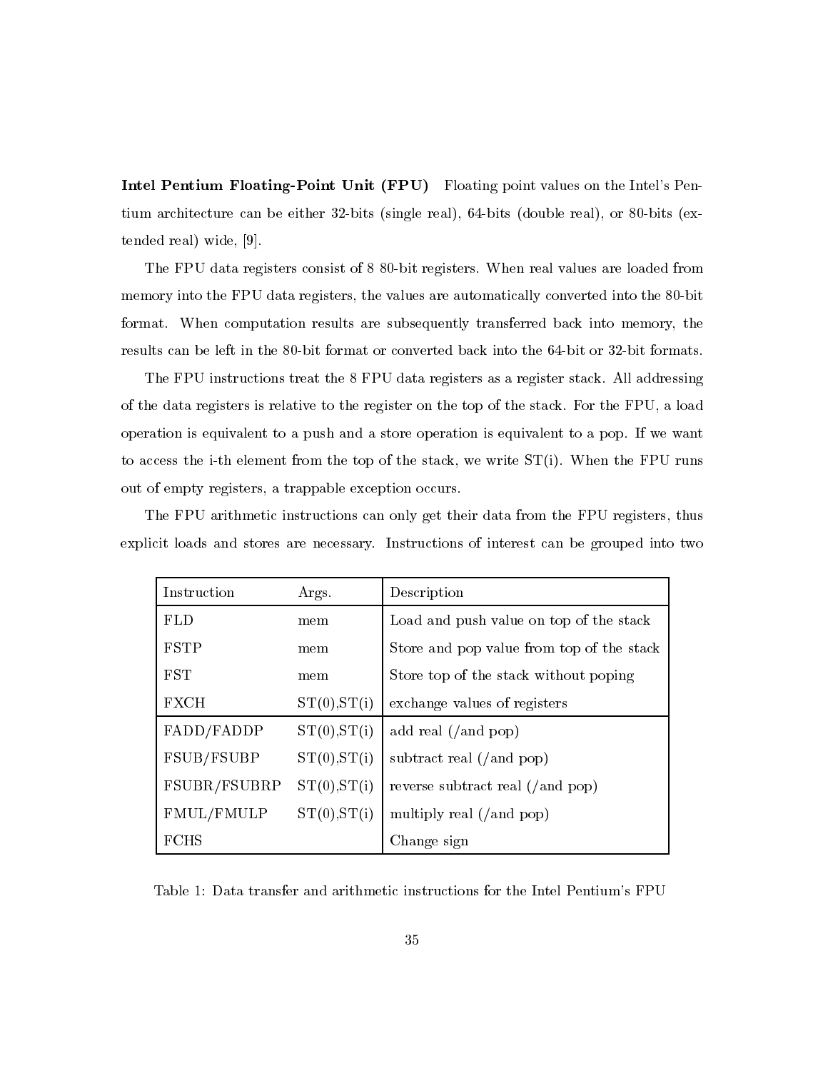**Intel Pentium Floating-Point Unit (FPU)** Floating point values on the Intel's Pentium architecture can be either 32-bits (single real), 64-bits (double real), or 80-bits (extended real) wide, [9].

The FPU data registers consist of 8 80-bit registers. When real values are loaded from memory into the FPU data registers, the values are automatically converted into the 80-bit format. When computation results are subsequently transferred back into memory, the results can be left in the 80-bit format or converted back into the 64-bit or 32-bit formats.

The FPU instructions treat the 8 FPU data registers as a register stack. All addressing of the data registers is relative to the register on the top of the stack. For the FPU, a load operation is equivalent to a push and a store operation is equivalent to a pop. If we want to access the i-th element from the top of the stack, we write ST(i). When the FPU runs out of empty registers, a trappable exception occurs.

The FPU arithmetic instructions can only get their data from the FPU registers, thus explicit loads and stores are necessary. Instructions of interest can be grouped into two

| Instruction | Args. | Description |
|---|---|---|
| FLD | mem | Load and push value on top of the stack |
| FSTP | mem | Store and pop value from top of the stack |
| FST | mem | Store top of the stack without poping |
| FXCH | ST(0),ST(i) | exchange values of registers |
| FADD/FADDP | ST(0),ST(i) | add real (/and pop) |
| FSUB/FSUBP | ST(0),ST(i) | subtract real (/and pop) |
| FSUBR/FSUBRP | ST(0),ST(i) | reverse subtract real (/and pop) |
| FMUL/FMULP | ST(0),ST(i) | multiply real (/and pop) |
| FCHS | | Change sign |

Table 1: Data transfer and arithmetic instructions for the Intel Pentium's FPU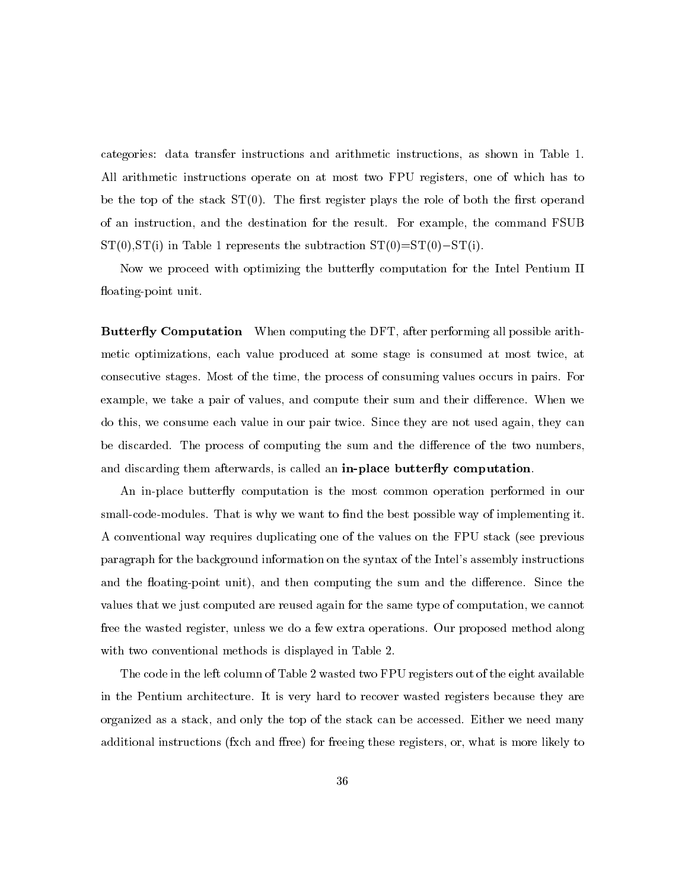categories: data transfer instructions and arithmetic instructions, as shown in Table 1. All arithmetic instructions operate on at most two FPU registers, one of which has to be the top of the stack ST(0). The first register plays the role of both the first operand of an instruction, and the destination for the result. For example, the command FSUB ST(0),ST(i) in Table 1 represents the subtraction ST(0)=ST(0)−ST(i).

Now we proceed with optimizing the butterfly computation for the Intel Pentium II floating-point unit.

**Butterfly Computation** When computing the DFT, after performing all possible arithmetic optimizations, each value produced at some stage is consumed at most twice, at consecutive stages. Most of the time, the process of consuming values occurs in pairs. For example, we take a pair of values, and compute their sum and their difference. When we do this, we consume each value in our pair twice. Since they are not used again, they can be discarded. The process of computing the sum and the difference of the two numbers, and discarding them afterwards, is called an **in-place butterfly computation**.

An in-place butterfly computation is the most common operation performed in our small-code-modules. That is why we want to find the best possible way of implementing it. A conventional way requires duplicating one of the values on the FPU stack (see previous paragraph for the background information on the syntax of the Intel's assembly instructions and the floating-point unit), and then computing the sum and the difference. Since the values that we just computed are reused again for the same type of computation, we cannot free the wasted register, unless we do a few extra operations. Our proposed method along with two conventional methods is displayed in Table 2.

The code in the left column of Table 2 wasted two FPU registers out of the eight available in the Pentium architecture. It is very hard to recover wasted registers because they are organized as a stack, and only the top of the stack can be accessed. Either we need many additional instructions (fxch and ffree) for freeing these registers, or, what is more likely to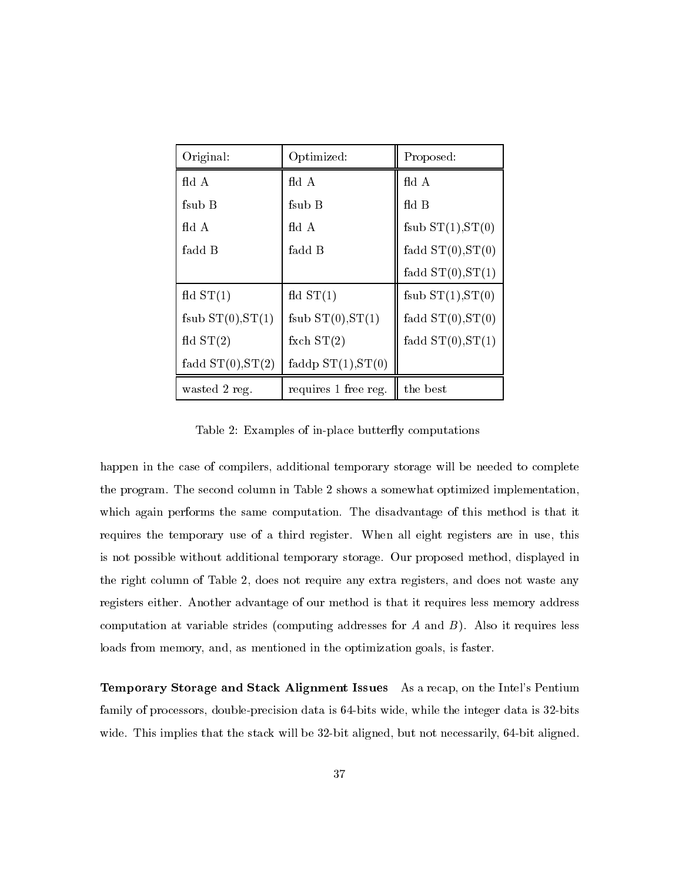| Original: | Optimized: | Proposed: |
|---|---|---|
| fld A | fld A | fld A |
| fsub B | fsub B | fld B |
| fld A | fld A | fsub ST(1),ST(0) |
| fadd B | fadd B | fadd ST(0),ST(0) |
| | | fadd ST(0),ST(1) |
| fld ST(1) | fld ST(1) | fsub ST(1),ST(0) |
| fsub ST(0),ST(1) | fsub ST(0),ST(1) | fadd ST(0),ST(0) |
| fld ST(2) | fxch ST(2) | fadd ST(0),ST(1) |
| fadd ST(0),ST(2) | faddp ST(1),ST(0) | |
| wasted 2 reg. | requires 1 free reg. | the best |

Table 2: Examples of in-place butterfly computations

happen in the case of compilers, additional temporary storage will be needed to complete the program. The second column in Table 2 shows a somewhat optimized implementation, which again performs the same computation. The disadvantage of this method is that it requires the temporary use of a third register. When all eight registers are in use, this is not possible without additional temporary storage. Our proposed method, displayed in the right column of Table 2, does not require any extra registers, and does not waste any registers either. Another advantage of our method is that it requires less memory address computation at variable strides (computing addresses for $A$ and $B$). Also it requires less loads from memory, and, as mentioned in the optimization goals, is faster.

**Temporary Storage and Stack Alignment Issues** As a recap, on the Intel's Pentium family of processors, double-precision data is 64-bits wide, while the integer data is 32-bits wide. This implies that the stack will be 32-bit aligned, but not necessarily, 64-bit aligned.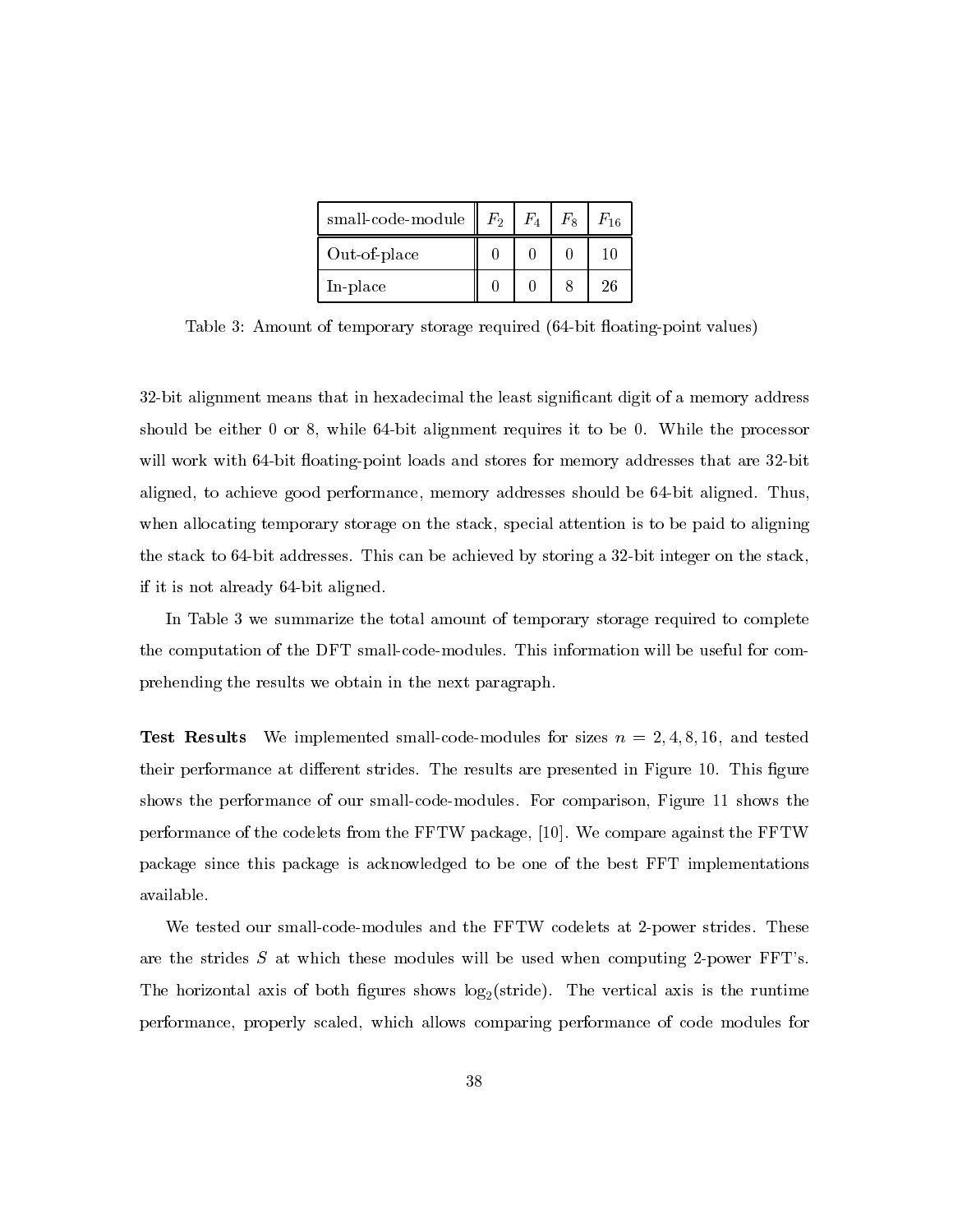| small-code-module | $F_2$ | $F_4$ | $F_8$ | $F_{16}$ |
| --- | --- | --- | --- | --- |
| Out-of-place | 0 | 0 | 0 | 10 |
| In-place | 0 | 0 | 8 | 26 |

Table 3: Amount of temporary storage required (64-bit floating-point values)

32-bit alignment means that in hexadecimal the least significant digit of a memory address should be either 0 or 8, while 64-bit alignment requires it to be 0. While the processor will work with 64-bit floating-point loads and stores for memory addresses that are 32-bit aligned, to achieve good performance, memory addresses should be 64-bit aligned. Thus, when allocating temporary storage on the stack, special attention is to be paid to aligning the stack to 64-bit addresses. This can be achieved by storing a 32-bit integer on the stack, if it is not already 64-bit aligned.

In Table 3 we summarize the total amount of temporary storage required to complete the computation of the DFT small-code-modules. This information will be useful for comprehending the results we obtain in the next paragraph.

**Test Results** We implemented small-code-modules for sizes $n = 2, 4, 8, 16$, and tested their performance at different strides. The results are presented in Figure 10. This figure shows the performance of our small-code-modules. For comparison, Figure 11 shows the performance of the codelets from the FFTW package, [10]. We compare against the FFTW package since this package is acknowledged to be one of the best FFT implementations available.

We tested our small-code-modules and the FFTW codelets at 2-power strides. These are the strides $S$ at which these modules will be used when computing 2-power FFT's. The horizontal axis of both figures shows $\log_2(\text{stride})$. The vertical axis is the runtime performance, properly scaled, which allows comparing performance of code modules for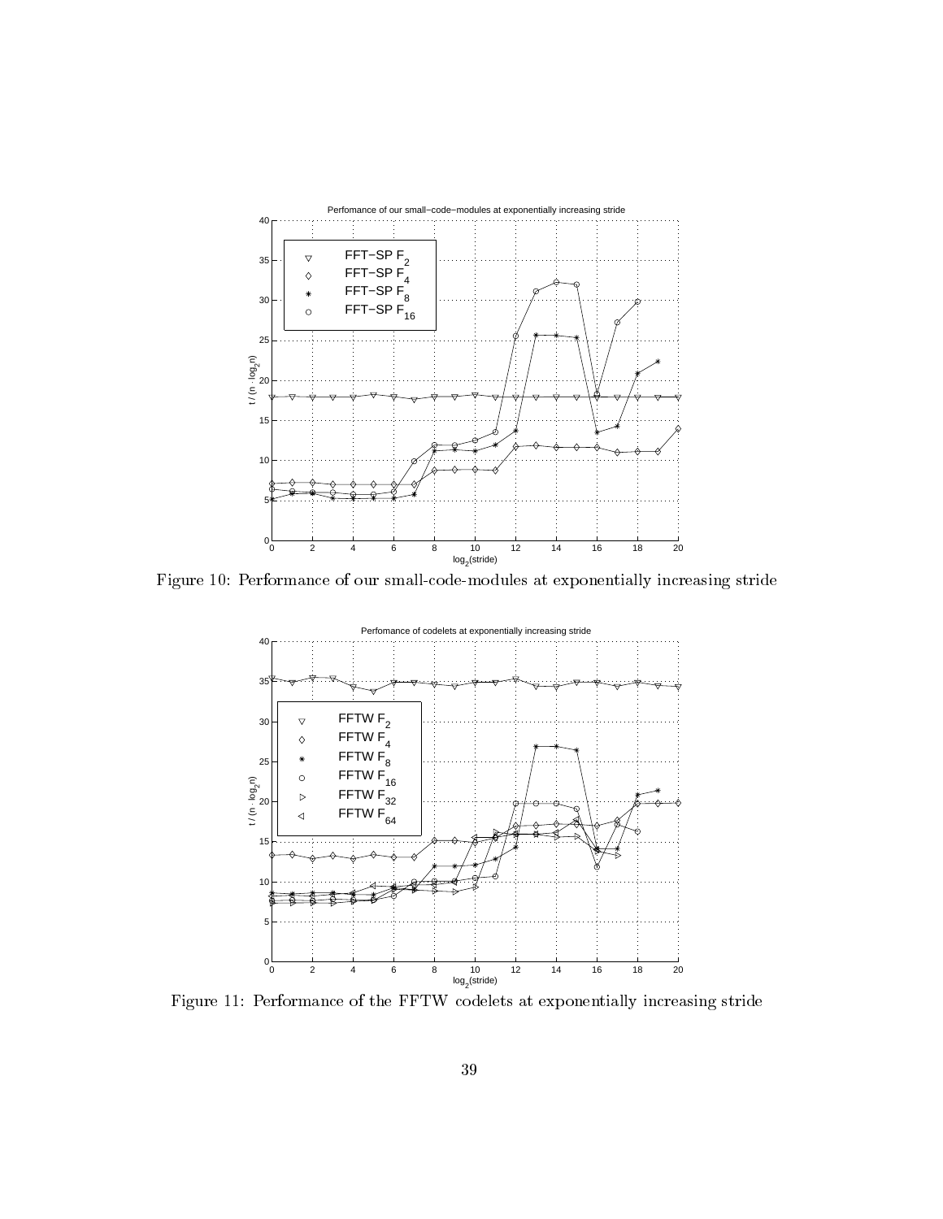Figure 10: Performance of our small-code-modules at exponentially increasing stride

Figure 11: Performance of the FFTW codelets at exponentially increasing stride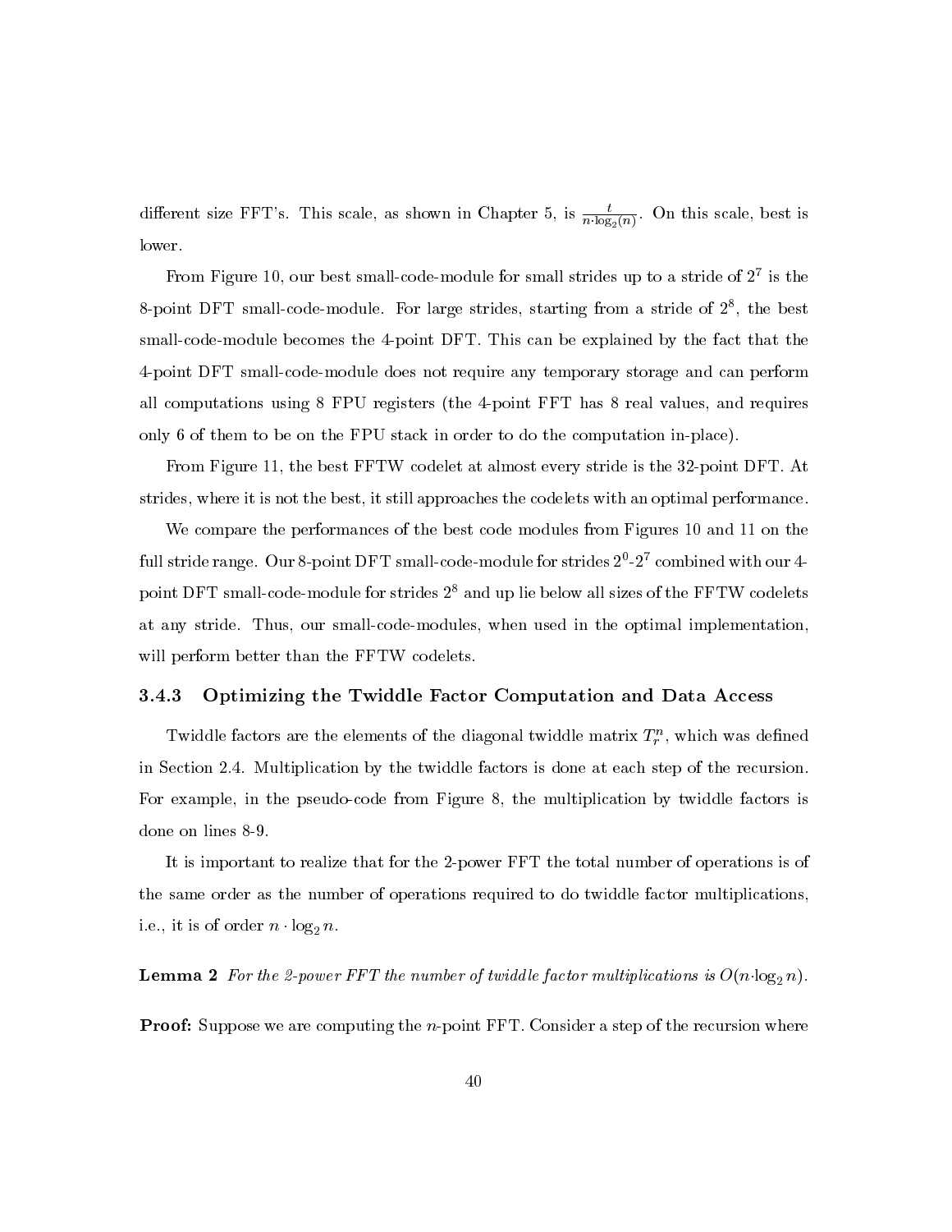different size FFT's. This scale, as shown in Chapter 5, is $\frac{t}{n \cdot \log_2(n)}$. On this scale, best is lower.

From Figure 10, our best small-code-module for small strides up to a stride of $2^7$ is the 8-point DFT small-code-module. For large strides, starting from a stride of $2^8$, the best small-code-module becomes the 4-point DFT. This can be explained by the fact that the 4-point DFT small-code-module does not require any temporary storage and can perform all computations using 8 FPU registers (the 4-point FFT has 8 real values, and requires only 6 of them to be on the FPU stack in order to do the computation in-place).

From Figure 11, the best FFTW codelet at almost every stride is the 32-point DFT. At strides, where it is not the best, it still approaches the codelets with an optimal performance.

We compare the performances of the best code modules from Figures 10 and 11 on the full stride range. Our 8-point DFT small-code-module for strides $2^0$-$2^7$ combined with our 4-point DFT small-code-module for strides $2^8$ and up lie below all sizes of the FFTW codelets at any stride. Thus, our small-code-modules, when used in the optimal implementation, will perform better than the FFTW codelets.

### 3.4.3 Optimizing the Twiddle Factor Computation and Data Access

Twiddle factors are the elements of the diagonal twiddle matrix $T_r^n$, which was defined in Section 2.4. Multiplication by the twiddle factors is done at each step of the recursion. For example, in the pseudo-code from Figure 8, the multiplication by twiddle factors is done on lines 8-9.

It is important to realize that for the 2-power FFT the total number of operations is of the same order as the number of operations required to do twiddle factor multiplications, i.e., it is of order $n \cdot \log_2 n$.

**Lemma 2** *For the 2-power FFT the number of twiddle factor multiplications is* $O(n \cdot \log_2 n)$.

**Proof:** Suppose we are computing the $n$-point FFT. Consider a step of the recursion where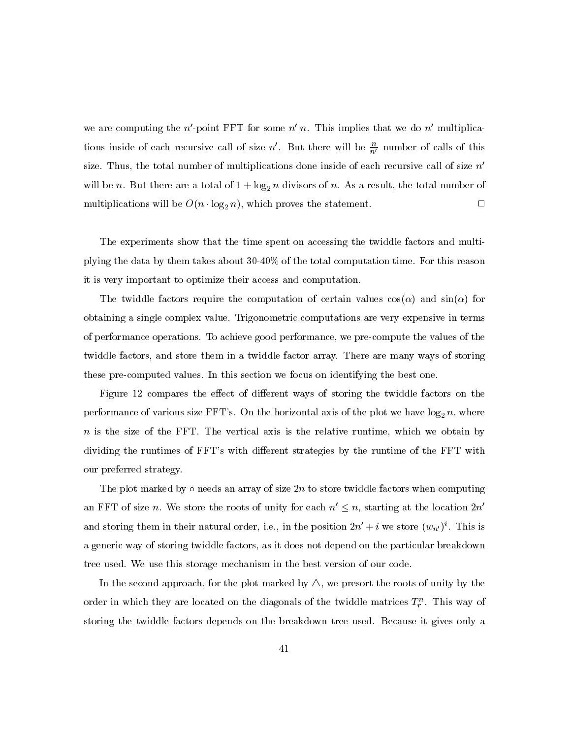we are computing the $n'$-point FFT for some $n'|n$. This implies that we do $n'$ multiplications inside of each recursive call of size $n'$. But there will be $\frac{n}{n'}$ number of calls of this size. Thus, the total number of multiplications done inside of each recursive call of size $n'$ will be $n$. But there are a total of $1 + \log_2 n$ divisors of $n$. As a result, the total number of multiplications will be $O(n \cdot \log_2 n)$, which proves the statement. □

The experiments show that the time spent on accessing the twiddle factors and multiplying the data by them takes about 30-40% of the total computation time. For this reason it is very important to optimize their access and computation.

The twiddle factors require the computation of certain values $\cos(\alpha)$ and $\sin(\alpha)$ for obtaining a single complex value. Trigonometric computations are very expensive in terms of performance operations. To achieve good performance, we pre-compute the values of the twiddle factors, and store them in a twiddle factor array. There are many ways of storing these pre-computed values. In this section we focus on identifying the best one.

Figure 12 compares the effect of different ways of storing the twiddle factors on the performance of various size FFT's. On the horizontal axis of the plot we have $\log_2 n$, where $n$ is the size of the FFT. The vertical axis is the relative runtime, which we obtain by dividing the runtimes of FFT's with different strategies by the runtime of the FFT with our preferred strategy.

The plot marked by $\circ$ needs an array of size $2n$ to store twiddle factors when computing an FFT of size $n$. We store the roots of unity for each $n' \leq n$, starting at the location $2n'$ and storing them in their natural order, i.e., in the position $2n' + i$ we store $(w_{n'})^i$. This is a generic way of storing twiddle factors, as it does not depend on the particular breakdown tree used. We use this storage mechanism in the best version of our code.

In the second approach, for the plot marked by $\triangle$, we presort the roots of unity by the order in which they are located on the diagonals of the twiddle matrices $T^n_r$. This way of storing the twiddle factors depends on the breakdown tree used. Because it gives only a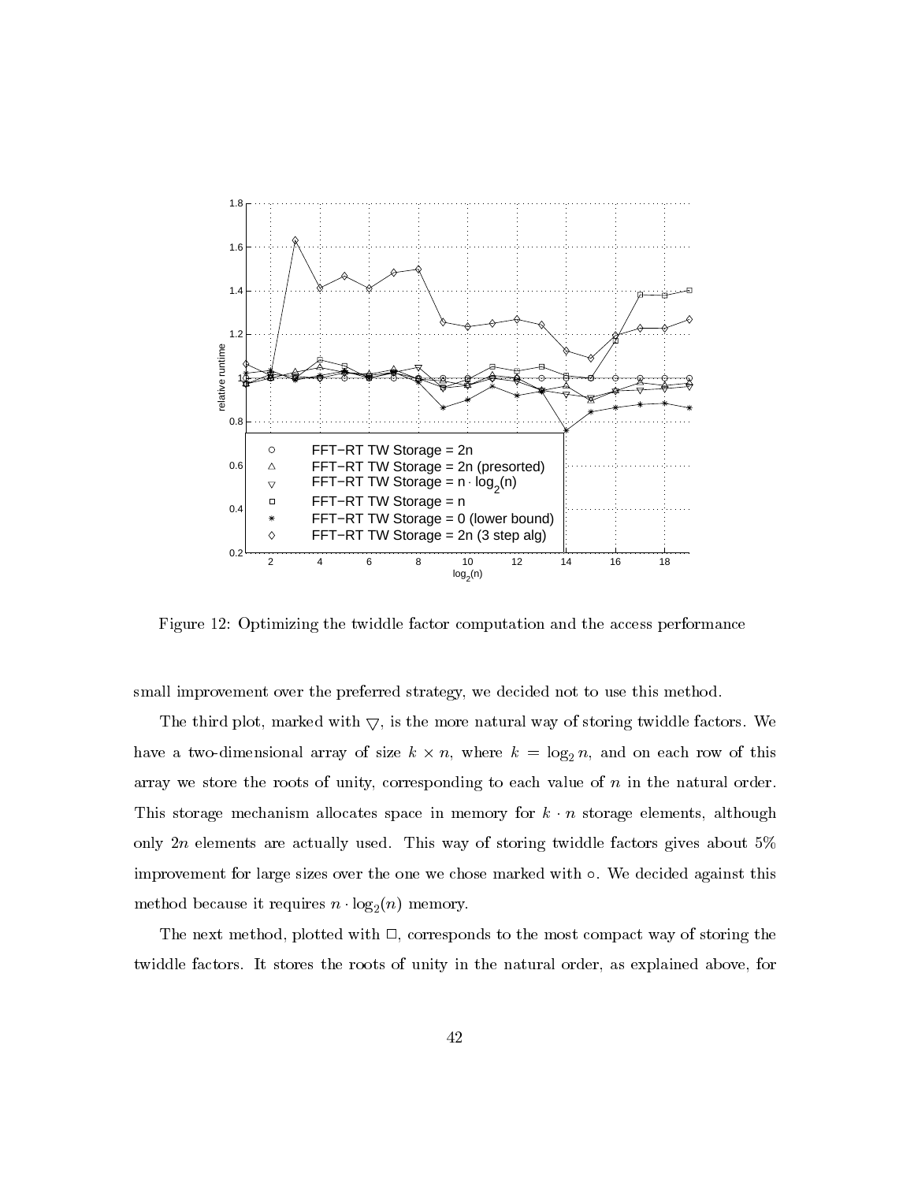Figure 12: Optimizing the twiddle factor computation and the access performance

small improvement over the preferred strategy, we decided not to use this method.

The third plot, marked with $\bigtriangledown$, is the more natural way of storing twiddle factors. We have a two-dimensional array of size $k \times n$, where $k = \log_2 n$, and on each row of this array we store the roots of unity, corresponding to each value of $n$ in the natural order. This storage mechanism allocates space in memory for $k \cdot n$ storage elements, although only $2n$ elements are actually used. This way of storing twiddle factors gives about 5% improvement for large sizes over the one we chose marked with $\circ$. We decided against this method because it requires $n \cdot \log_2(n)$ memory.

The next method, plotted with $\Box$, corresponds to the most compact way of storing the twiddle factors. It stores the roots of unity in the natural order, as explained above, for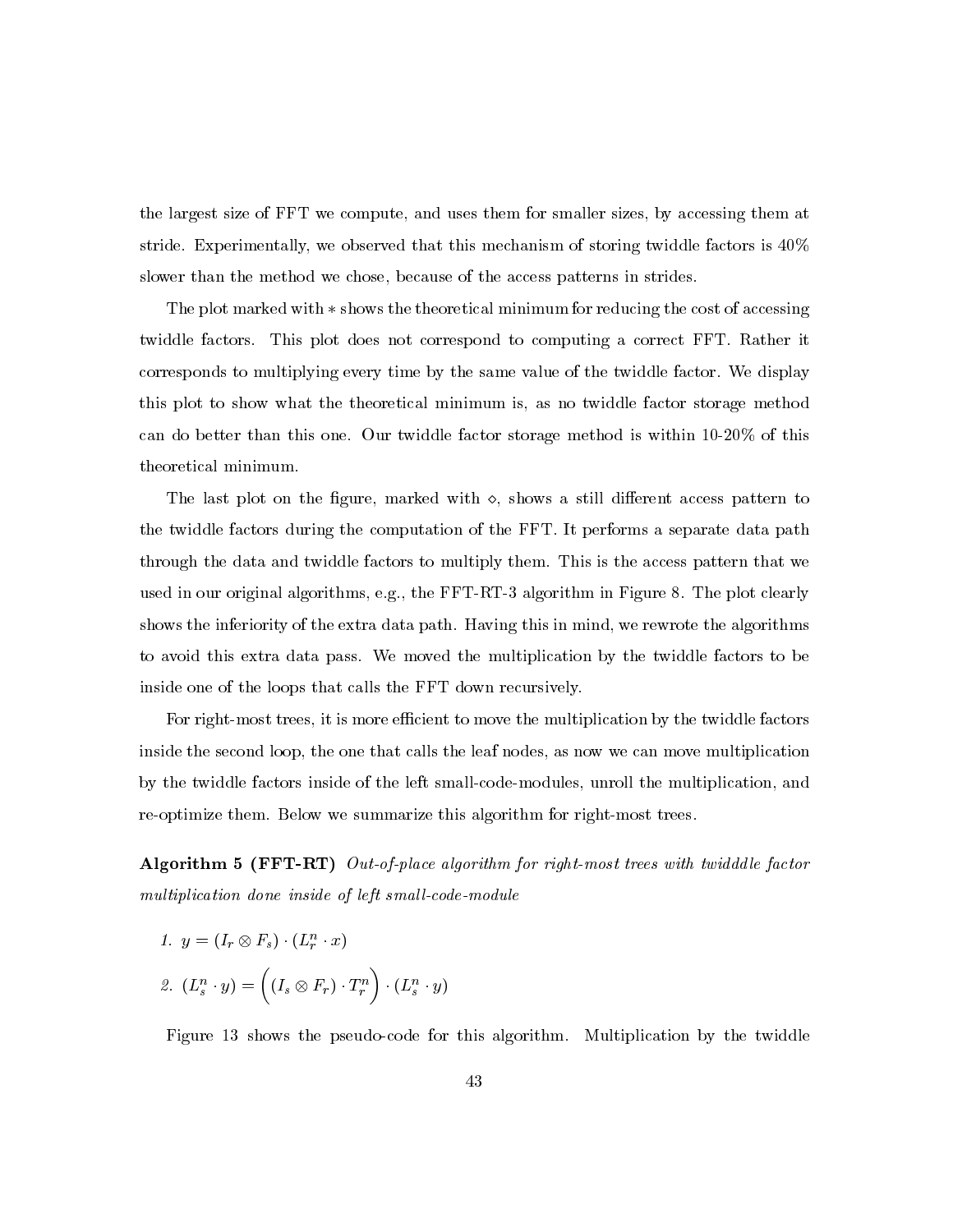the largest size of FFT we compute, and uses them for smaller sizes, by accessing them at stride. Experimentally, we observed that this mechanism of storing twiddle factors is 40% slower than the method we chose, because of the access patterns in strides.

The plot marked with $*$ shows the theoretical minimum for reducing the cost of accessing twiddle factors. This plot does not correspond to computing a correct FFT. Rather it corresponds to multiplying every time by the same value of the twiddle factor. We display this plot to show what the theoretical minimum is, as no twiddle factor storage method can do better than this one. Our twiddle factor storage method is within 10-20% of this theoretical minimum.

The last plot on the figure, marked with $\diamond$, shows a still different access pattern to the twiddle factors during the computation of the FFT. It performs a separate data path through the data and twiddle factors to multiply them. This is the access pattern that we used in our original algorithms, e.g., the FFT-RT-3 algorithm in Figure 8. The plot clearly shows the inferiority of the extra data path. Having this in mind, we rewrote the algorithms to avoid this extra data pass. We moved the multiplication by the twiddle factors to be inside one of the loops that calls the FFT down recursively.

For right-most trees, it is more efficient to move the multiplication by the twiddle factors inside the second loop, the one that calls the leaf nodes, as now we can move multiplication by the twiddle factors inside of the left small-code-modules, unroll the multiplication, and re-optimize them. Below we summarize this algorithm for right-most trees.

**Algorithm 5 (FFT-RT)** *Out-of-place algorithm for right-most trees with twidddle factor multiplication done inside of left small-code-module*

1. $y = (I_r \otimes F_s) \cdot (L_r^n \cdot x)$
2. $(L_s^n \cdot y) = \Big((I_s \otimes F_r) \cdot T_r^n\Big) \cdot (L_s^n \cdot y)$

Figure 13 shows the pseudo-code for this algorithm. Multiplication by the twiddle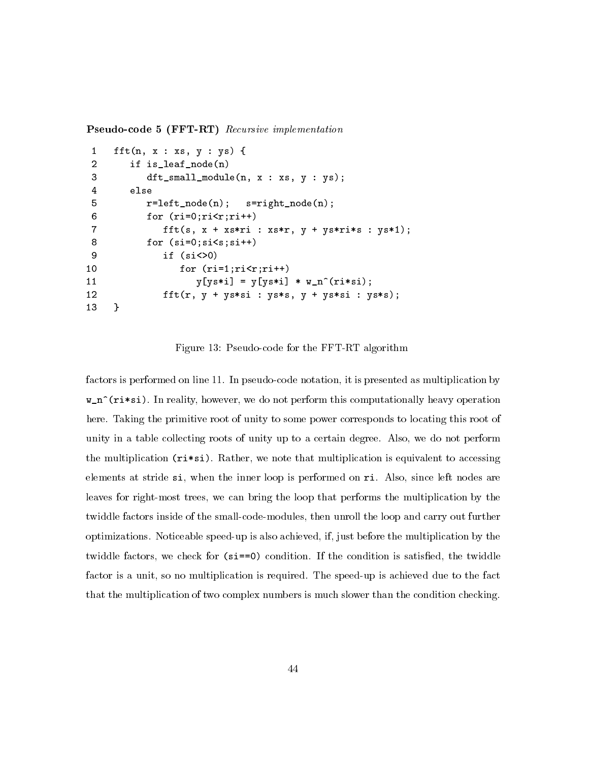**Pseudo-code 5 (FFT-RT)** *Recursive implementation*

```
1   fft(n, x : xs, y : ys) {
2      if is_leaf_node(n)
3         dft_small_module(n, x : xs, y : ys);
4      else
5         r=left_node(n);   s=right_node(n);
6         for (ri=0;ri<r;ri++)
7            fft(s, x + xs*ri : xs*r, y + ys*ri*s : ys*1);
8         for (si=0;si<s;si++)
9            if (si<>0)
10              for (ri=1;ri<r;ri++)
11                 y[ys*i] = y[ys*i] * w_n^(ri*si);
12           fft(r, y + ys*si : ys*s, y + ys*si : ys*s);
13  }
```

Figure 13: Pseudo-code for the FFT-RT algorithm

factors is performed on line 11. In pseudo-code notation, it is presented as multiplication by `w_n^(ri*si)`. In reality, however, we do not perform this computationally heavy operation here. Taking the primitive root of unity to some power corresponds to locating this root of unity in a table collecting roots of unity up to a certain degree. Also, we do not perform the multiplication `(ri*si)`. Rather, we note that multiplication is equivalent to accessing elements at stride `si`, when the inner loop is performed on `ri`. Also, since left nodes are leaves for right-most trees, we can bring the loop that performs the multiplication by the twiddle factors inside of the small-code-modules, then unroll the loop and carry out further optimizations. Noticeable speed-up is also achieved, if, just before the multiplication by the twiddle factors, we check for `(si==0)` condition. If the condition is satisfied, the twiddle factor is a unit, so no multiplication is required. The speed-up is achieved due to the fact that the multiplication of two complex numbers is much slower than the condition checking.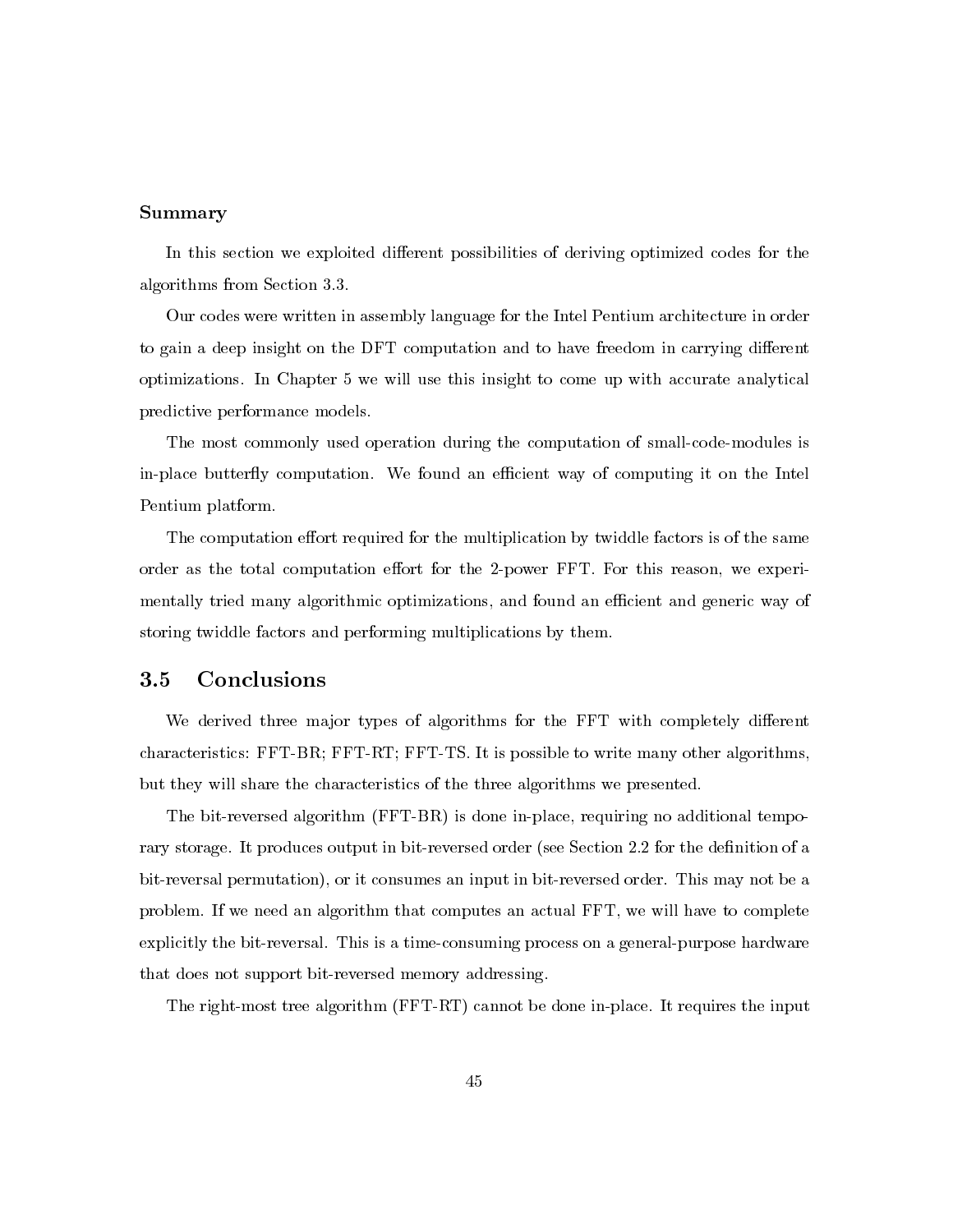**Summary**

In this section we exploited different possibilities of deriving optimized codes for the algorithms from Section 3.3.

Our codes were written in assembly language for the Intel Pentium architecture in order to gain a deep insight on the DFT computation and to have freedom in carrying different optimizations. In Chapter 5 we will use this insight to come up with accurate analytical predictive performance models.

The most commonly used operation during the computation of small-code-modules is in-place butterfly computation. We found an efficient way of computing it on the Intel Pentium platform.

The computation effort required for the multiplication by twiddle factors is of the same order as the total computation effort for the 2-power FFT. For this reason, we experimentally tried many algorithmic optimizations, and found an efficient and generic way of storing twiddle factors and performing multiplications by them.

## 3.5 Conclusions

We derived three major types of algorithms for the FFT with completely different characteristics: FFT-BR; FFT-RT; FFT-TS. It is possible to write many other algorithms, but they will share the characteristics of the three algorithms we presented.

The bit-reversed algorithm (FFT-BR) is done in-place, requiring no additional temporary storage. It produces output in bit-reversed order (see Section 2.2 for the definition of a bit-reversal permutation), or it consumes an input in bit-reversed order. This may not be a problem. If we need an algorithm that computes an actual FFT, we will have to complete explicitly the bit-reversal. This is a time-consuming process on a general-purpose hardware that does not support bit-reversed memory addressing.

The right-most tree algorithm (FFT-RT) cannot be done in-place. It requires the input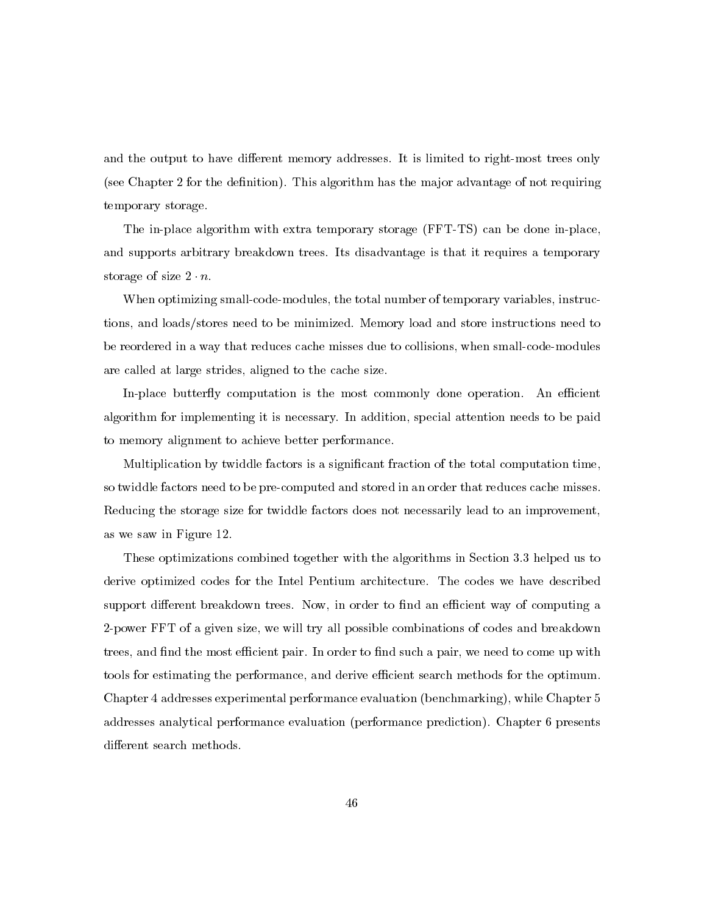and the output to have different memory addresses. It is limited to right-most trees only (see Chapter 2 for the definition). This algorithm has the major advantage of not requiring temporary storage.

The in-place algorithm with extra temporary storage (FFT-TS) can be done in-place, and supports arbitrary breakdown trees. Its disadvantage is that it requires a temporary storage of size $2 \cdot n$.

When optimizing small-code-modules, the total number of temporary variables, instructions, and loads/stores need to be minimized. Memory load and store instructions need to be reordered in a way that reduces cache misses due to collisions, when small-code-modules are called at large strides, aligned to the cache size.

In-place butterfly computation is the most commonly done operation. An efficient algorithm for implementing it is necessary. In addition, special attention needs to be paid to memory alignment to achieve better performance.

Multiplication by twiddle factors is a significant fraction of the total computation time, so twiddle factors need to be pre-computed and stored in an order that reduces cache misses. Reducing the storage size for twiddle factors does not necessarily lead to an improvement, as we saw in Figure 12.

These optimizations combined together with the algorithms in Section 3.3 helped us to derive optimized codes for the Intel Pentium architecture. The codes we have described support different breakdown trees. Now, in order to find an efficient way of computing a 2-power FFT of a given size, we will try all possible combinations of codes and breakdown trees, and find the most efficient pair. In order to find such a pair, we need to come up with tools for estimating the performance, and derive efficient search methods for the optimum. Chapter 4 addresses experimental performance evaluation (benchmarking), while Chapter 5 addresses analytical performance evaluation (performance prediction). Chapter 6 presents different search methods.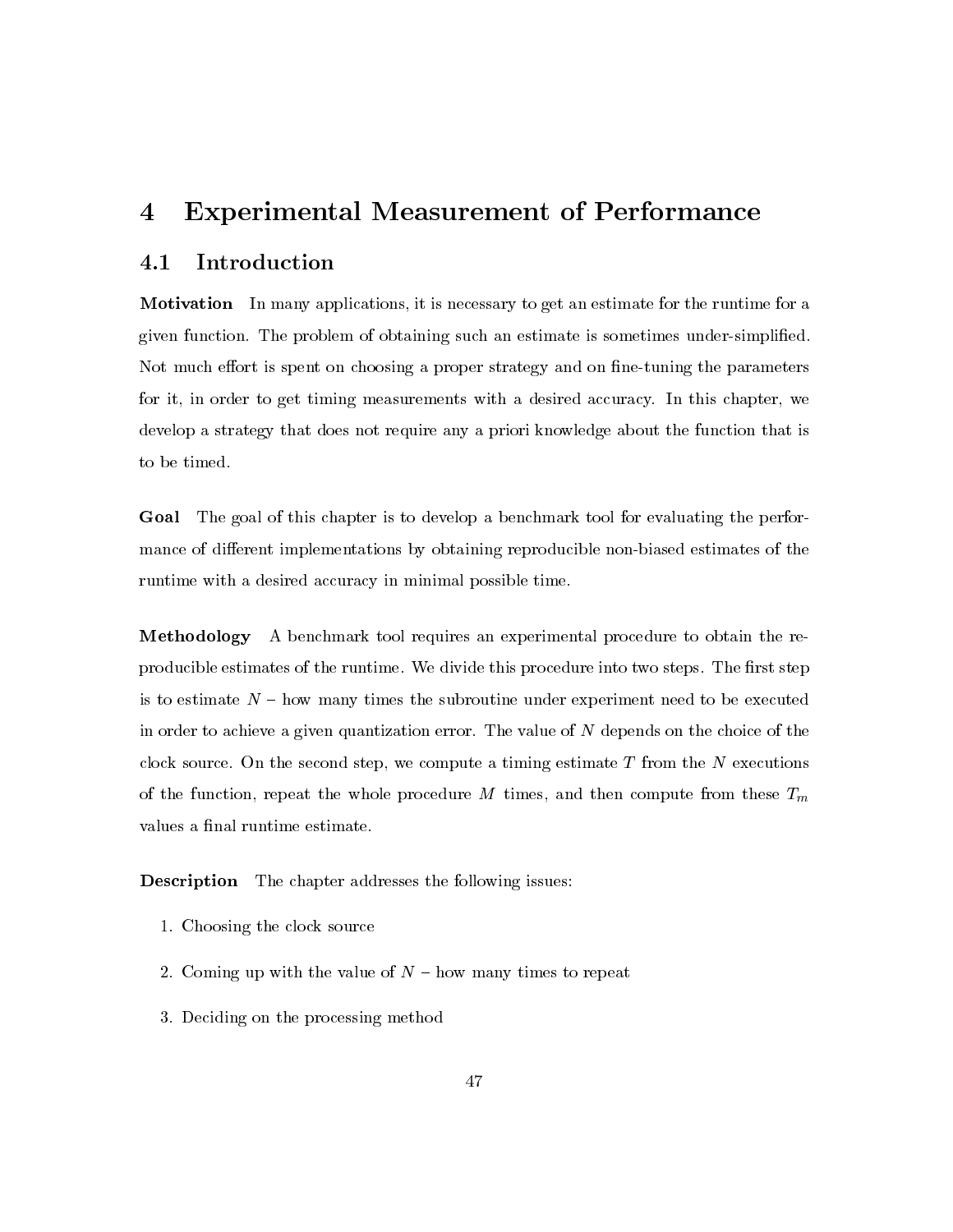# 4 Experimental Measurement of Performance

## 4.1 Introduction

**Motivation** In many applications, it is necessary to get an estimate for the runtime for a given function. The problem of obtaining such an estimate is sometimes under-simplified. Not much effort is spent on choosing a proper strategy and on fine-tuning the parameters for it, in order to get timing measurements with a desired accuracy. In this chapter, we develop a strategy that does not require any a priori knowledge about the function that is to be timed.

**Goal** The goal of this chapter is to develop a benchmark tool for evaluating the performance of different implementations by obtaining reproducible non-biased estimates of the runtime with a desired accuracy in minimal possible time.

**Methodology** A benchmark tool requires an experimental procedure to obtain the reproducible estimates of the runtime. We divide this procedure into two steps. The first step is to estimate $N$ – how many times the subroutine under experiment need to be executed in order to achieve a given quantization error. The value of $N$ depends on the choice of the clock source. On the second step, we compute a timing estimate $T$ from the $N$ executions of the function, repeat the whole procedure $M$ times, and then compute from these $T_m$ values a final runtime estimate.

**Description** The chapter addresses the following issues:

1. Choosing the clock source
2. Coming up with the value of $N$ – how many times to repeat
3. Deciding on the processing method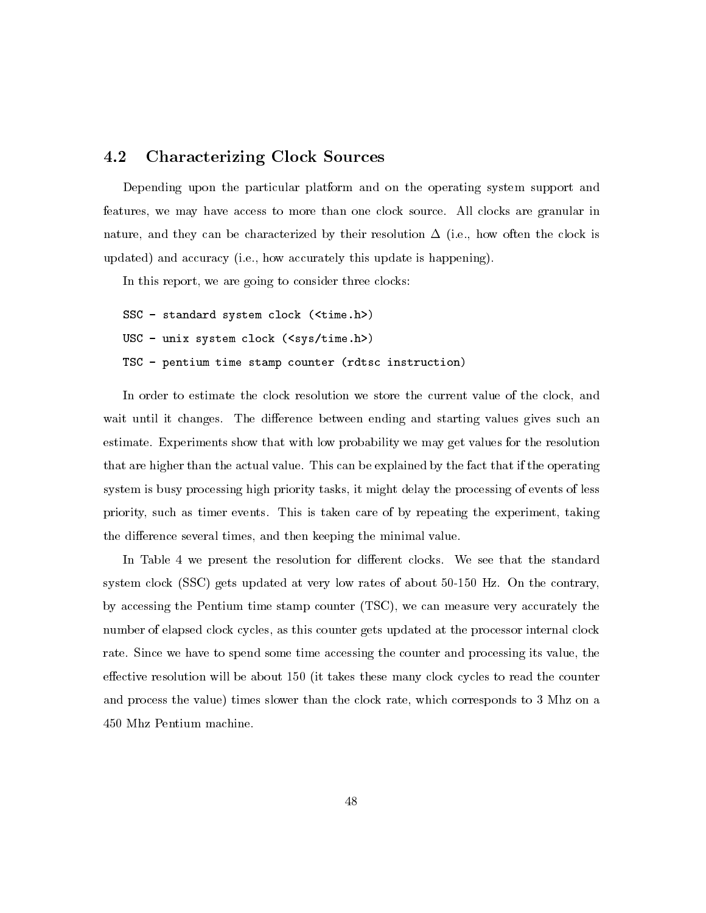## 4.2 Characterizing Clock Sources

Depending upon the particular platform and on the operating system support and features, we may have access to more than one clock source. All clocks are granular in nature, and they can be characterized by their resolution $\Delta$ (i.e., how often the clock is updated) and accuracy (i.e., how accurately this update is happening).

In this report, we are going to consider three clocks:

```
SSC - standard system clock (<time.h>)
USC - unix system clock (<sys/time.h>)
TSC - pentium time stamp counter (rdtsc instruction)
```

In order to estimate the clock resolution we store the current value of the clock, and wait until it changes. The difference between ending and starting values gives such an estimate. Experiments show that with low probability we may get values for the resolution that are higher than the actual value. This can be explained by the fact that if the operating system is busy processing high priority tasks, it might delay the processing of events of less priority, such as timer events. This is taken care of by repeating the experiment, taking the difference several times, and then keeping the minimal value.

In Table 4 we present the resolution for different clocks. We see that the standard system clock (SSC) gets updated at very low rates of about 50-150 Hz. On the contrary, by accessing the Pentium time stamp counter (TSC), we can measure very accurately the number of elapsed clock cycles, as this counter gets updated at the processor internal clock rate. Since we have to spend some time accessing the counter and processing its value, the effective resolution will be about 150 (it takes these many clock cycles to read the counter and process the value) times slower than the clock rate, which corresponds to 3 Mhz on a 450 Mhz Pentium machine.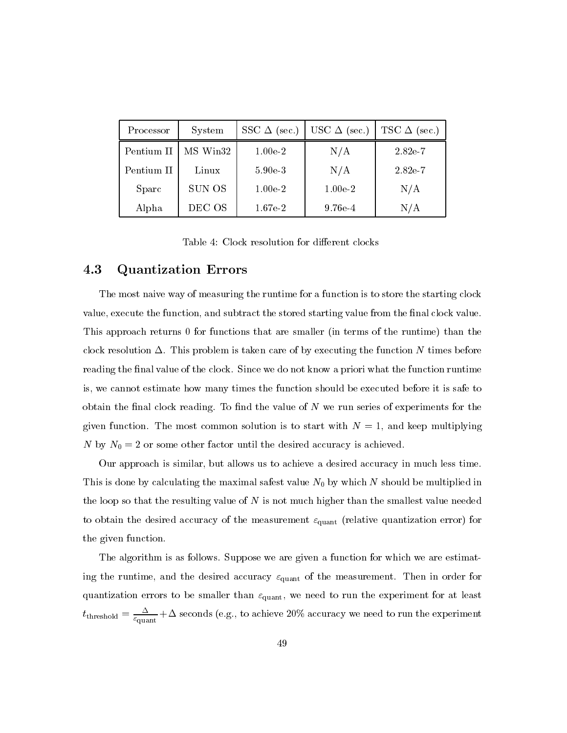| Processor | System | SSC $\Delta$ (sec.) | USC $\Delta$ (sec.) | TSC $\Delta$ (sec.) |
|---|---|---|---|---|
| Pentium II | MS Win32 | 1.00e-2 | N/A | 2.82e-7 |
| Pentium II | Linux | 5.90e-3 | N/A | 2.82e-7 |
| Sparc | SUN OS | 1.00e-2 | 1.00e-2 | N/A |
| Alpha | DEC OS | 1.67e-2 | 9.76e-4 | N/A |

Table 4: Clock resolution for different clocks

### 4.3 Quantization Errors

The most naive way of measuring the runtime for a function is to store the starting clock value, execute the function, and subtract the stored starting value from the final clock value. This approach returns 0 for functions that are smaller (in terms of the runtime) than the clock resolution $\Delta$. This problem is taken care of by executing the function $N$ times before reading the final value of the clock. Since we do not know a priori what the function runtime is, we cannot estimate how many times the function should be executed before it is safe to obtain the final clock reading. To find the value of $N$ we run series of experiments for the given function. The most common solution is to start with $N = 1$, and keep multiplying $N$ by $N_0 = 2$ or some other factor until the desired accuracy is achieved.

Our approach is similar, but allows us to achieve a desired accuracy in much less time. This is done by calculating the maximal safest value $N_0$ by which $N$ should be multiplied in the loop so that the resulting value of $N$ is not much higher than the smallest value needed to obtain the desired accuracy of the measurement $\varepsilon_{\text{quant}}$ (relative quantization error) for the given function.

The algorithm is as follows. Suppose we are given a function for which we are estimating the runtime, and the desired accuracy $\varepsilon_{\text{quant}}$ of the measurement. Then in order for quantization errors to be smaller than $\varepsilon_{\text{quant}}$, we need to run the experiment for at least $t_{\text{threshold}} = \frac{\Delta}{\varepsilon_{\text{quant}}} + \Delta$ seconds (e.g., to achieve 20% accuracy we need to run the experiment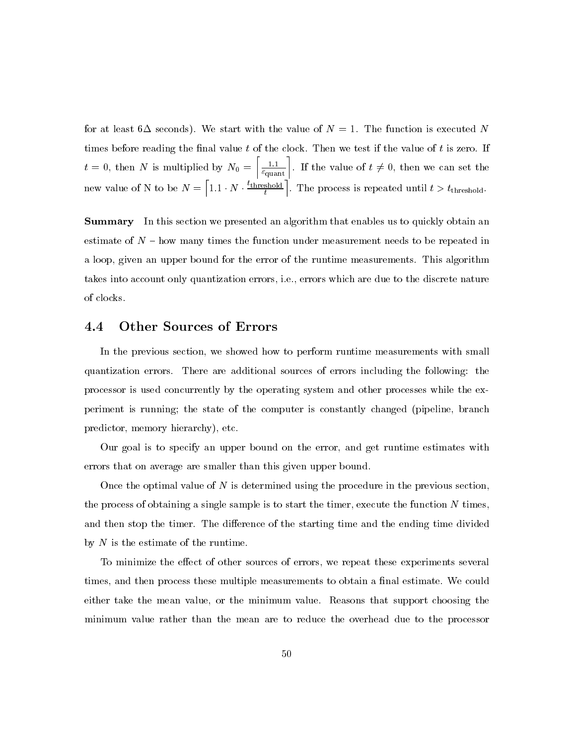for at least $6\Delta$ seconds). We start with the value of $N = 1$. The function is executed $N$ times before reading the final value $t$ of the clock. Then we test if the value of $t$ is zero. If $t = 0$, then $N$ is multiplied by $N_0 = \left\lceil \frac{1.1}{\varepsilon_{\text{quant}}} \right\rceil$. If the value of $t \neq 0$, then we can set the new value of N to be $N = \left\lceil 1.1 \cdot N \cdot \frac{t_{\text{threshold}}}{t} \right\rceil$. The process is repeated until $t > t_{\text{threshold}}$.

**Summary** In this section we presented an algorithm that enables us to quickly obtain an estimate of $N$ – how many times the function under measurement needs to be repeated in a loop, given an upper bound for the error of the runtime measurements. This algorithm takes into account only quantization errors, i.e., errors which are due to the discrete nature of clocks.

## 4.4 Other Sources of Errors

In the previous section, we showed how to perform runtime measurements with small quantization errors. There are additional sources of errors including the following: the processor is used concurrently by the operating system and other processes while the experiment is running; the state of the computer is constantly changed (pipeline, branch predictor, memory hierarchy), etc.

Our goal is to specify an upper bound on the error, and get runtime estimates with errors that on average are smaller than this given upper bound.

Once the optimal value of $N$ is determined using the procedure in the previous section, the process of obtaining a single sample is to start the timer, execute the function $N$ times, and then stop the timer. The difference of the starting time and the ending time divided by $N$ is the estimate of the runtime.

To minimize the effect of other sources of errors, we repeat these experiments several times, and then process these multiple measurements to obtain a final estimate. We could either take the mean value, or the minimum value. Reasons that support choosing the minimum value rather than the mean are to reduce the overhead due to the processor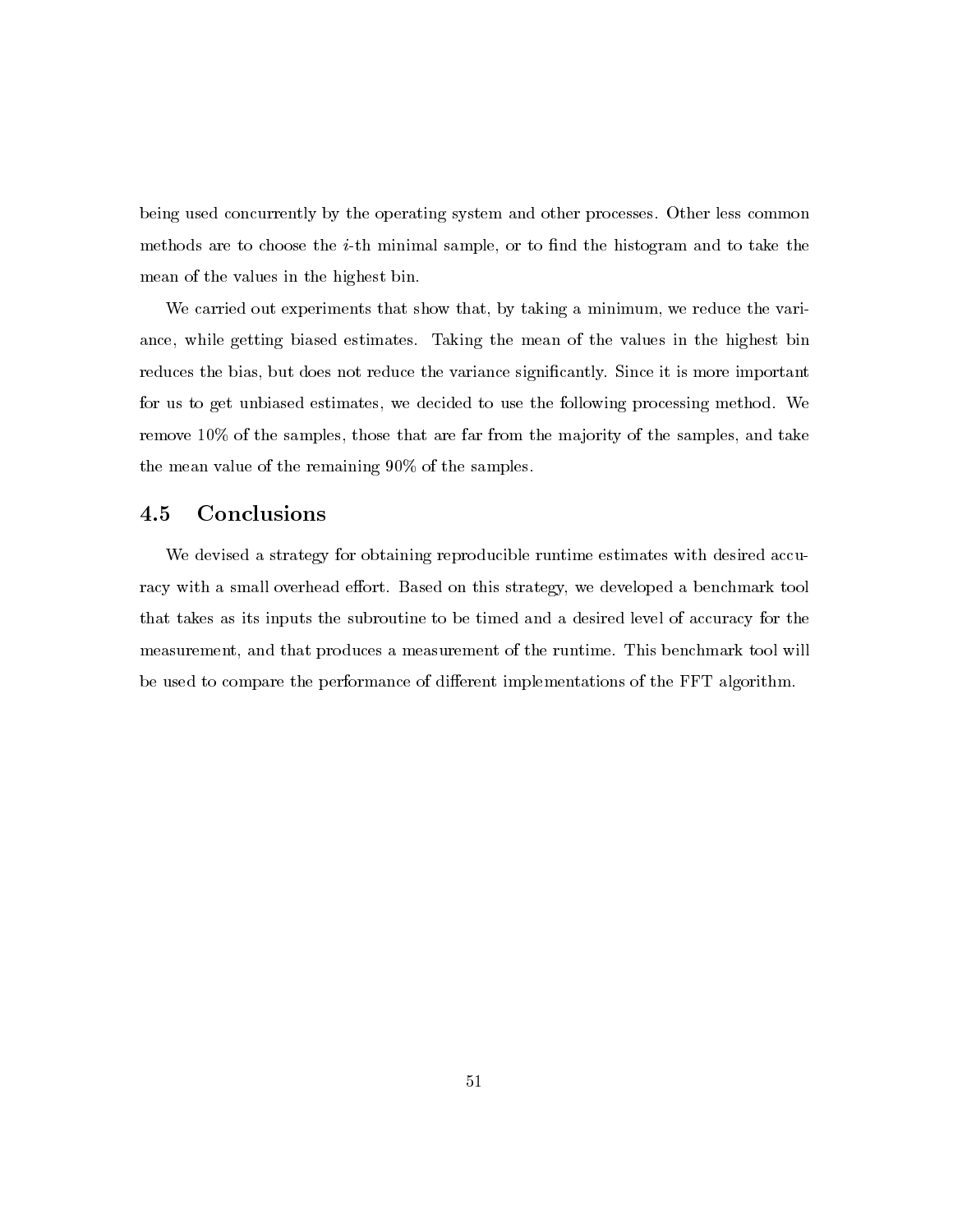being used concurrently by the operating system and other processes. Other less common methods are to choose the $i$-th minimal sample, or to find the histogram and to take the mean of the values in the highest bin.

We carried out experiments that show that, by taking a minimum, we reduce the variance, while getting biased estimates. Taking the mean of the values in the highest bin reduces the bias, but does not reduce the variance significantly. Since it is more important for us to get unbiased estimates, we decided to use the following processing method. We remove 10% of the samples, those that are far from the majority of the samples, and take the mean value of the remaining 90% of the samples.

## 4.5 Conclusions

We devised a strategy for obtaining reproducible runtime estimates with desired accuracy with a small overhead effort. Based on this strategy, we developed a benchmark tool that takes as its inputs the subroutine to be timed and a desired level of accuracy for the measurement, and that produces a measurement of the runtime. This benchmark tool will be used to compare the performance of different implementations of the FFT algorithm.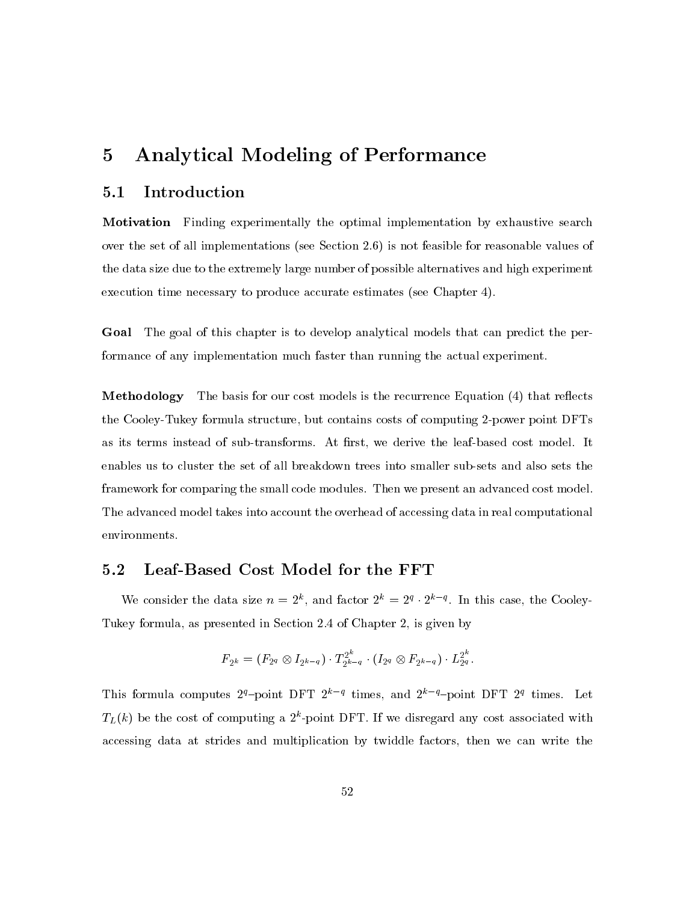# 5 Analytical Modeling of Performance

## 5.1 Introduction

**Motivation** Finding experimentally the optimal implementation by exhaustive search over the set of all implementations (see Section 2.6) is not feasible for reasonable values of the data size due to the extremely large number of possible alternatives and high experiment execution time necessary to produce accurate estimates (see Chapter 4).

**Goal** The goal of this chapter is to develop analytical models that can predict the performance of any implementation much faster than running the actual experiment.

**Methodology** The basis for our cost models is the recurrence Equation (4) that reflects the Cooley-Tukey formula structure, but contains costs of computing 2-power point DFTs as its terms instead of sub-transforms. At first, we derive the leaf-based cost model. It enables us to cluster the set of all breakdown trees into smaller sub-sets and also sets the framework for comparing the small code modules. Then we present an advanced cost model. The advanced model takes into account the overhead of accessing data in real computational environments.

## 5.2 Leaf-Based Cost Model for the FFT

We consider the data size $n = 2^k$, and factor $2^k = 2^q \cdot 2^{k-q}$. In this case, the Cooley-Tukey formula, as presented in Section 2.4 of Chapter 2, is given by

$$F_{2^k} = (F_{2^q} \otimes I_{2^{k-q}}) \cdot T^{2^k}_{2^{k-q}} \cdot (I_{2^q} \otimes F_{2^{k-q}}) \cdot L^{2^k}_{2^q}.$$

This formula computes $2^q$–point DFT $2^{k-q}$ times, and $2^{k-q}$–point DFT $2^q$ times. Let $T_L(k)$ be the cost of computing a $2^k$-point DFT. If we disregard any cost associated with accessing data at strides and multiplication by twiddle factors, then we can write the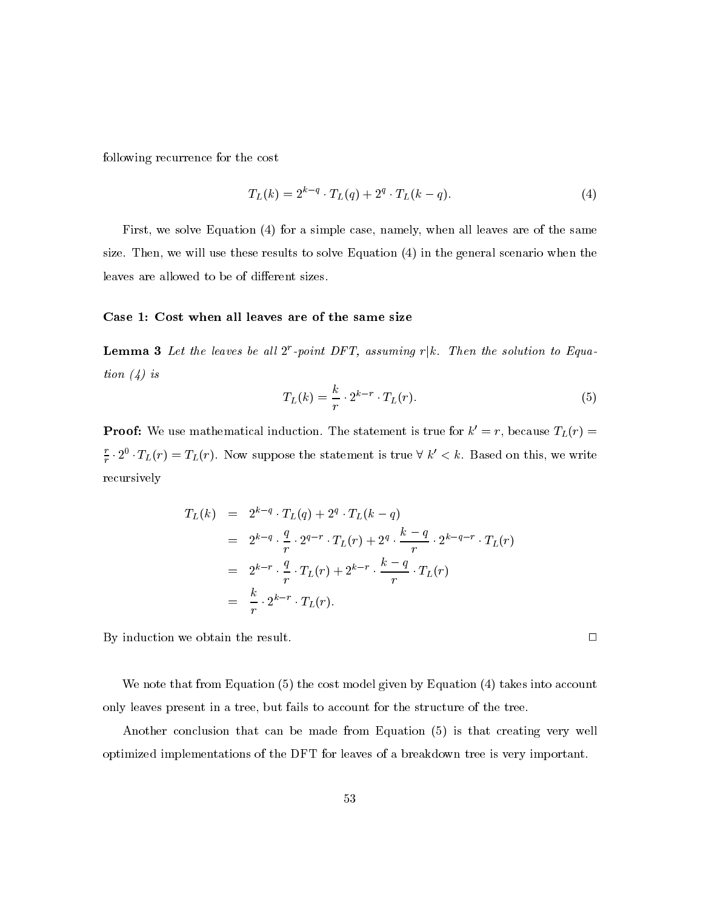following recurrence for the cost

$$T_L(k) = 2^{k-q} \cdot T_L(q) + 2^q \cdot T_L(k-q). \tag{4}$$

First, we solve Equation (4) for a simple case, namely, when all leaves are of the same size. Then, we will use these results to solve Equation (4) in the general scenario when the leaves are allowed to be of different sizes.

### Case 1: Cost when all leaves are of the same size

**Lemma 3** *Let the leaves be all $2^r$-point DFT, assuming $r|k$. Then the solution to Equation (4) is*

$$T_L(k) = \frac{k}{r} \cdot 2^{k-r} \cdot T_L(r). \tag{5}$$

**Proof:** We use mathematical induction. The statement is true for $k' = r$, because $T_L(r) = \frac{r}{r} \cdot 2^0 \cdot T_L(r) = T_L(r)$. Now suppose the statement is true $\forall\ k' < k$. Based on this, we write recursively

$$\begin{aligned}
T_L(k) &= 2^{k-q} \cdot T_L(q) + 2^q \cdot T_L(k-q) \\
&= 2^{k-q} \cdot \frac{q}{r} \cdot 2^{q-r} \cdot T_L(r) + 2^q \cdot \frac{k-q}{r} \cdot 2^{k-q-r} \cdot T_L(r) \\
&= 2^{k-r} \cdot \frac{q}{r} \cdot T_L(r) + 2^{k-r} \cdot \frac{k-q}{r} \cdot T_L(r) \\
&= \frac{k}{r} \cdot 2^{k-r} \cdot T_L(r).
\end{aligned}$$

By induction we obtain the result. □

We note that from Equation (5) the cost model given by Equation (4) takes into account only leaves present in a tree, but fails to account for the structure of the tree.

Another conclusion that can be made from Equation (5) is that creating very well optimized implementations of the DFT for leaves of a breakdown tree is very important.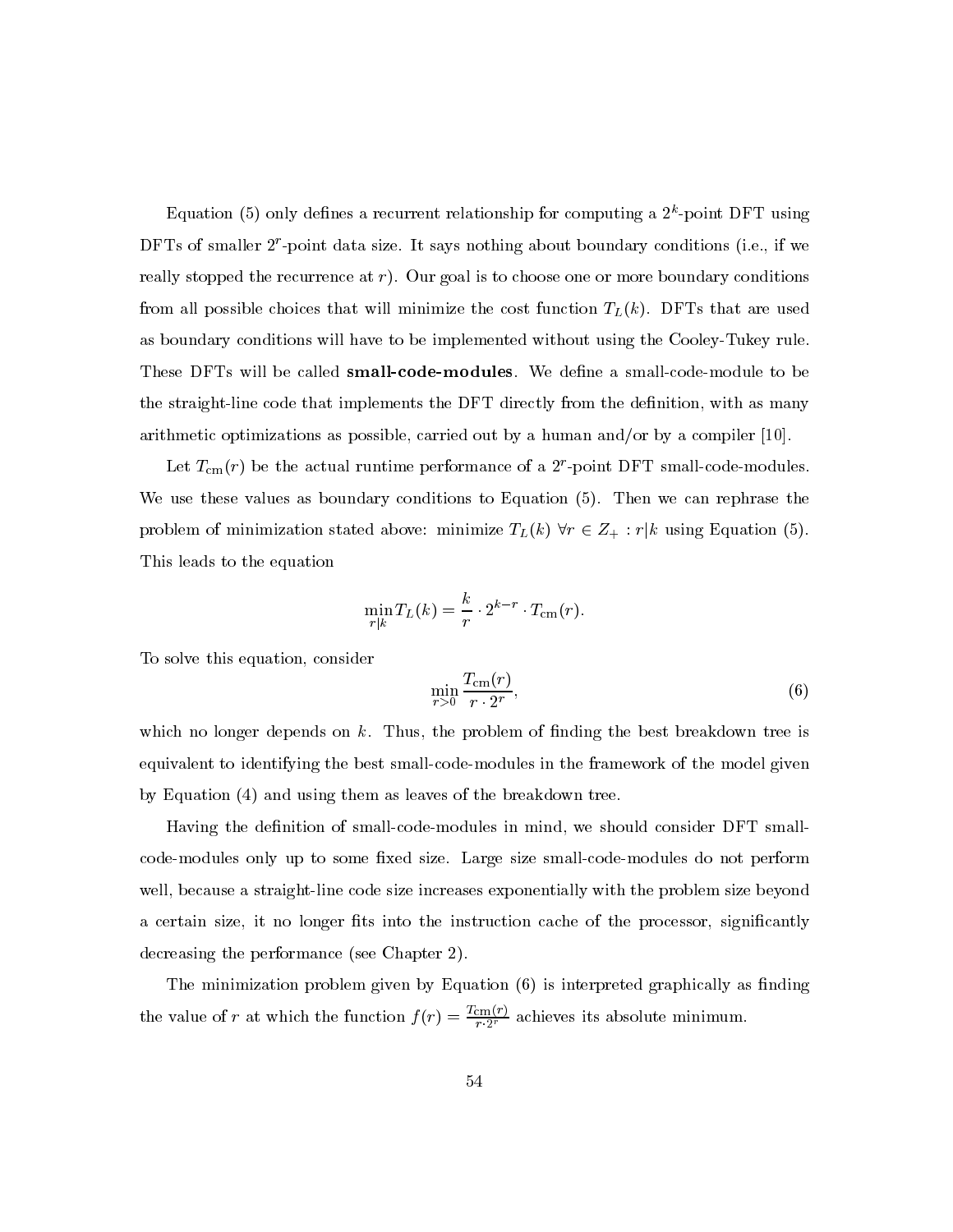Equation (5) only defines a recurrent relationship for computing a $2^k$-point DFT using DFTs of smaller $2^r$-point data size. It says nothing about boundary conditions (i.e., if we really stopped the recurrence at $r$). Our goal is to choose one or more boundary conditions from all possible choices that will minimize the cost function $T_L(k)$. DFTs that are used as boundary conditions will have to be implemented without using the Cooley-Tukey rule. These DFTs will be called **small-code-modules**. We define a small-code-module to be the straight-line code that implements the DFT directly from the definition, with as many arithmetic optimizations as possible, carried out by a human and/or by a compiler [10].

Let $T_{\mathrm{cm}}(r)$ be the actual runtime performance of a $2^r$-point DFT small-code-modules. We use these values as boundary conditions to Equation (5). Then we can rephrase the problem of minimization stated above: minimize $T_L(k)$ $\forall r \in Z_+ : r|k$ using Equation (5). This leads to the equation

$$\min_{r|k} T_L(k) = \frac{k}{r} \cdot 2^{k-r} \cdot T_{\mathrm{cm}}(r).$$

To solve this equation, consider

$$\min_{r>0} \frac{T_{\mathrm{cm}}(r)}{r \cdot 2^r}, \tag{6}$$

which no longer depends on $k$. Thus, the problem of finding the best breakdown tree is equivalent to identifying the best small-code-modules in the framework of the model given by Equation (4) and using them as leaves of the breakdown tree.

Having the definition of small-code-modules in mind, we should consider DFT small-code-modules only up to some fixed size. Large size small-code-modules do not perform well, because a straight-line code size increases exponentially with the problem size beyond a certain size, it no longer fits into the instruction cache of the processor, significantly decreasing the performance (see Chapter 2).

The minimization problem given by Equation (6) is interpreted graphically as finding the value of $r$ at which the function $f(r) = \frac{T_{\mathrm{cm}}(r)}{r \cdot 2^r}$ achieves its absolute minimum.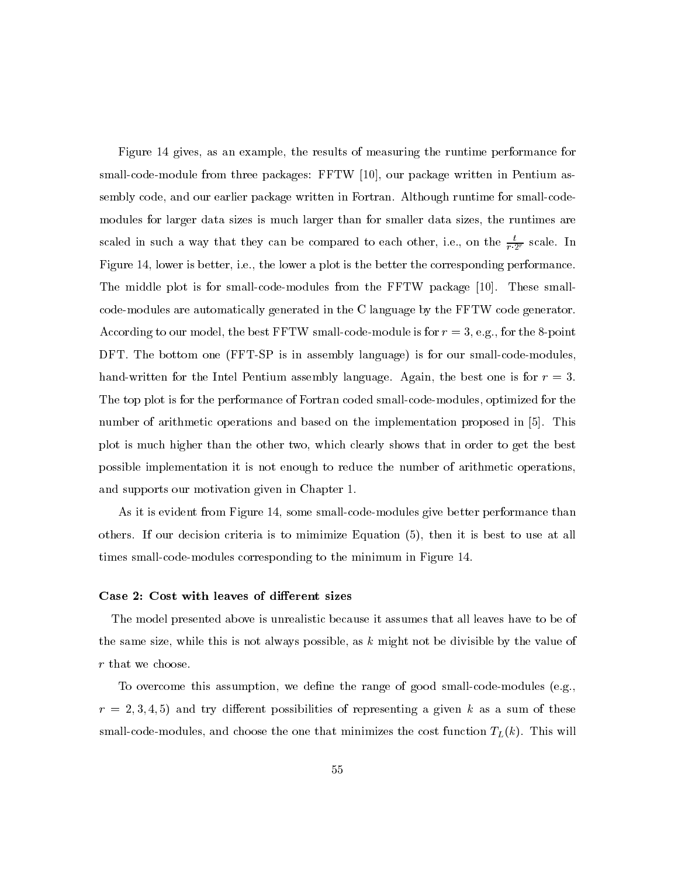Figure 14 gives, as an example, the results of measuring the runtime performance for small-code-module from three packages: FFTW [10], our package written in Pentium assembly code, and our earlier package written in Fortran. Although runtime for small-code-modules for larger data sizes is much larger than for smaller data sizes, the runtimes are scaled in such a way that they can be compared to each other, i.e., on the $\frac{t}{r \cdot 2^r}$ scale. In Figure 14, lower is better, i.e., the lower a plot is the better the corresponding performance. The middle plot is for small-code-modules from the FFTW package [10]. These small-code-modules are automatically generated in the C language by the FFTW code generator. According to our model, the best FFTW small-code-module is for $r = 3$, e.g., for the 8-point DFT. The bottom one (FFT-SP is in assembly language) is for our small-code-modules, hand-written for the Intel Pentium assembly language. Again, the best one is for $r = 3$. The top plot is for the performance of Fortran coded small-code-modules, optimized for the number of arithmetic operations and based on the implementation proposed in [5]. This plot is much higher than the other two, which clearly shows that in order to get the best possible implementation it is not enough to reduce the number of arithmetic operations, and supports our motivation given in Chapter 1.

As it is evident from Figure 14, some small-code-modules give better performance than others. If our decision criteria is to mimimize Equation (5), then it is best to use at all times small-code-modules corresponding to the minimum in Figure 14.

**Case 2: Cost with leaves of different sizes**

The model presented above is unrealistic because it assumes that all leaves have to be of the same size, while this is not always possible, as $k$ might not be divisible by the value of $r$ that we choose.

To overcome this assumption, we define the range of good small-code-modules (e.g., $r = 2, 3, 4, 5$) and try different possibilities of representing a given $k$ as a sum of these small-code-modules, and choose the one that minimizes the cost function $T_L(k)$. This will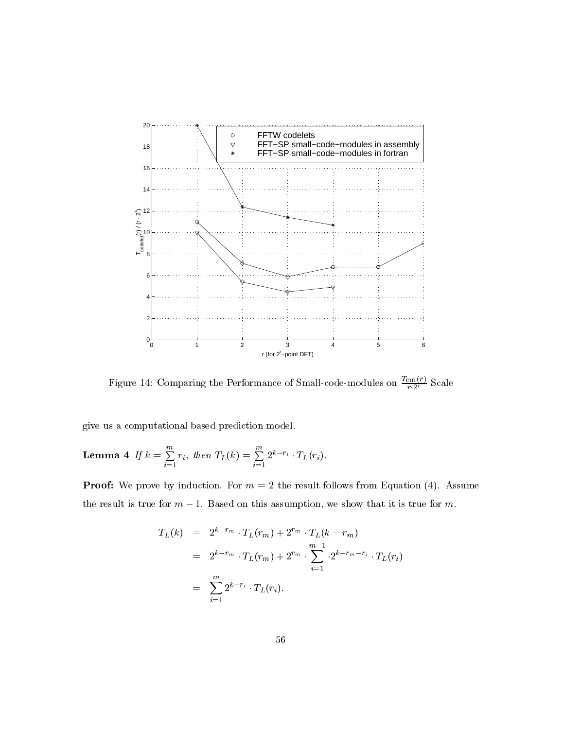Figure 14: Comparing the Performance of Small-code-modules on $\frac{T_{\text{cm}}(r)}{r \cdot 2^r}$ Scale

give us a computational based prediction model.

**Lemma 4** *If* $k = \sum_{i=1}^{m} r_i$*, then* $T_L(k) = \sum_{i=1}^{m} 2^{k-r_i} \cdot T_L(r_i)$.

**Proof:** We prove by induction. For $m = 2$ the result follows from Equation (4). Assume the result is true for $m - 1$. Based on this assumption, we show that it is true for $m$.

$$
\begin{aligned}
T_L(k) &= 2^{k-r_m} \cdot T_L(r_m) + 2^{r_m} \cdot T_L(k - r_m) \\
&= 2^{k-r_m} \cdot T_L(r_m) + 2^{r_m} \cdot \sum_{i=1}^{m-1} \cdot 2^{k-r_m-r_i} \cdot T_L(r_i) \\
&= \sum_{i=1}^{m} 2^{k-r_i} \cdot T_L(r_i).
\end{aligned}
$$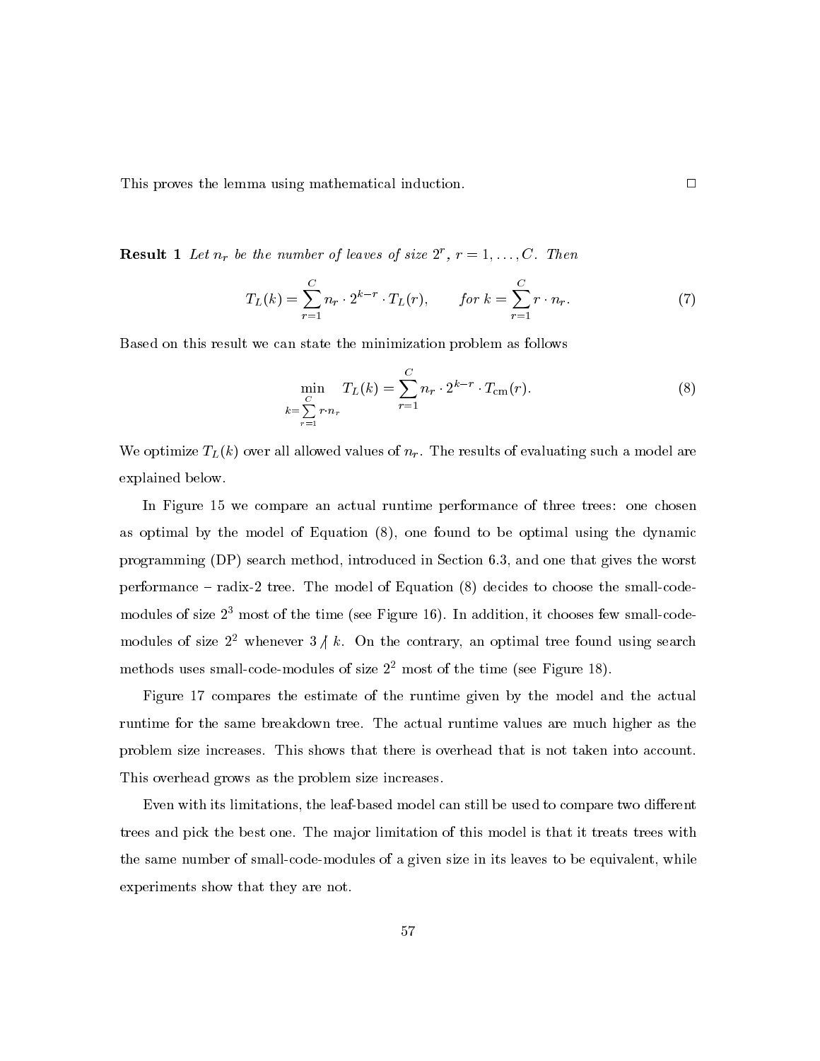This proves the lemma using mathematical induction. □

**Result 1** *Let $n_r$ be the number of leaves of size $2^r$, $r = 1, \ldots, C$. Then*

$$T_L(k) = \sum_{r=1}^{C} n_r \cdot 2^{k-r} \cdot T_L(r), \qquad \textit{for } k = \sum_{r=1}^{C} r \cdot n_r. \tag{7}$$

Based on this result we can state the minimization problem as follows

$$\min_{k=\sum_{r=1}^{C} r \cdot n_r} \quad T_L(k) = \sum_{r=1}^{C} n_r \cdot 2^{k-r} \cdot T_{\mathrm{cm}}(r). \tag{8}$$

We optimize $T_L(k)$ over all allowed values of $n_r$. The results of evaluating such a model are explained below.

In Figure 15 we compare an actual runtime performance of three trees: one chosen as optimal by the model of Equation (8), one found to be optimal using the dynamic programming (DP) search method, introduced in Section 6.3, and one that gives the worst performance – radix-2 tree. The model of Equation (8) decides to choose the small-code-modules of size $2^3$ most of the time (see Figure 16). In addition, it chooses few small-code-modules of size $2^2$ whenever $3 \not| \, k$. On the contrary, an optimal tree found using search methods uses small-code-modules of size $2^2$ most of the time (see Figure 18).

Figure 17 compares the estimate of the runtime given by the model and the actual runtime for the same breakdown tree. The actual runtime values are much higher as the problem size increases. This shows that there is overhead that is not taken into account. This overhead grows as the problem size increases.

Even with its limitations, the leaf-based model can still be used to compare two different trees and pick the best one. The major limitation of this model is that it treats trees with the same number of small-code-modules of a given size in its leaves to be equivalent, while experiments show that they are not.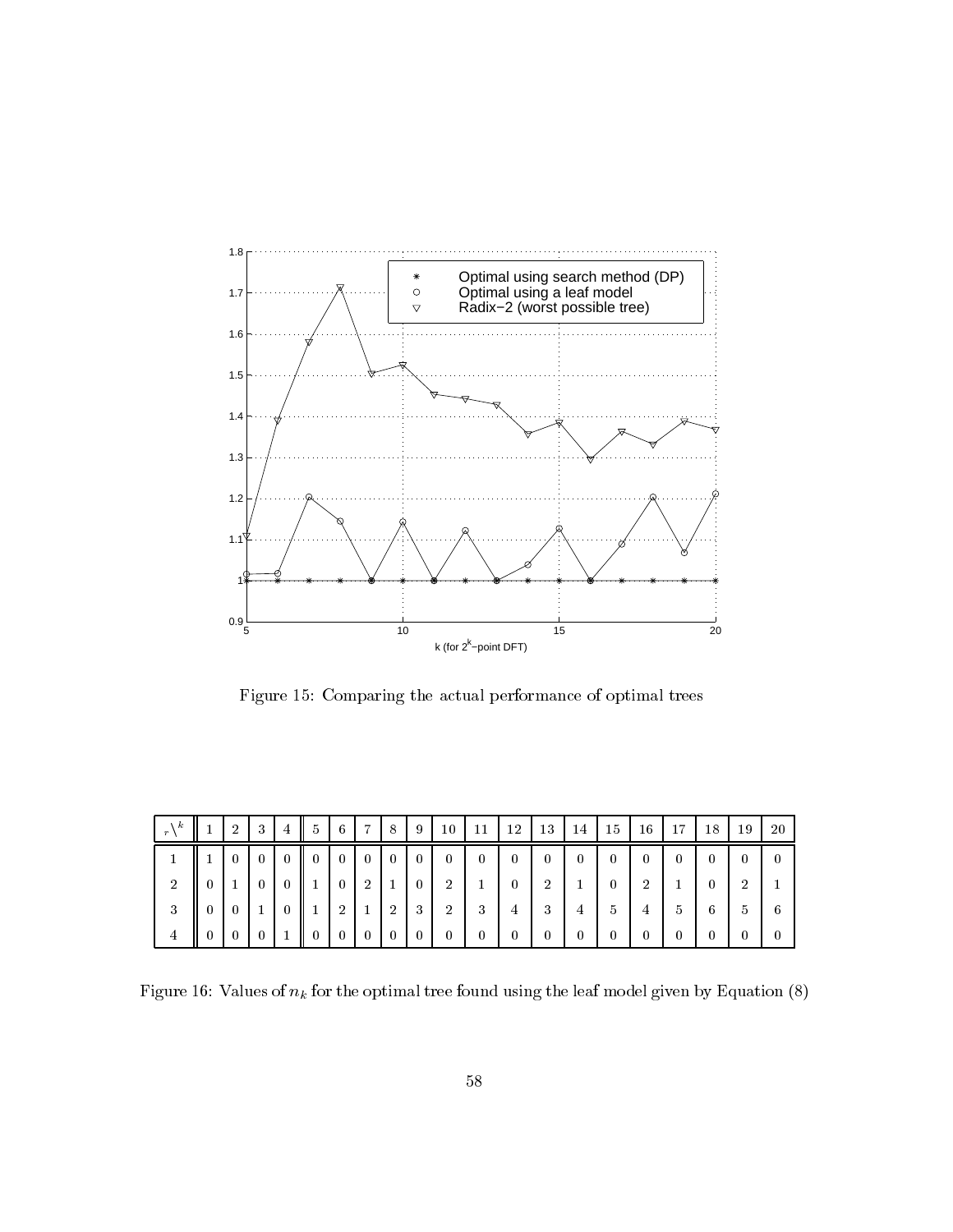Figure 15: Comparing the actual performance of optimal trees

| $r \setminus k$ | 1 | 2 | 3 | 4 | 5 | 6 | 7 | 8 | 9 | 10 | 11 | 12 | 13 | 14 | 15 | 16 | 17 | 18 | 19 | 20 |
|---|---|---|---|---|---|---|---|---|---|---|---|---|---|---|---|---|---|---|---|---|
| 1 | 1 | 0 | 0 | 0 | 0 | 0 | 0 | 0 | 0 | 0 | 0 | 0 | 0 | 0 | 0 | 0 | 0 | 0 | 0 | 0 |
| 2 | 0 | 1 | 0 | 0 | 1 | 0 | 2 | 1 | 0 | 2 | 1 | 0 | 2 | 1 | 0 | 2 | 1 | 0 | 2 | 1 |
| 3 | 0 | 0 | 1 | 0 | 1 | 2 | 1 | 2 | 3 | 2 | 3 | 4 | 3 | 4 | 5 | 4 | 5 | 6 | 5 | 6 |
| 4 | 0 | 0 | 0 | 1 | 0 | 0 | 0 | 0 | 0 | 0 | 0 | 0 | 0 | 0 | 0 | 0 | 0 | 0 | 0 | 0 |

Figure 16: Values of $n_k$ for the optimal tree found using the leaf model given by Equation (8)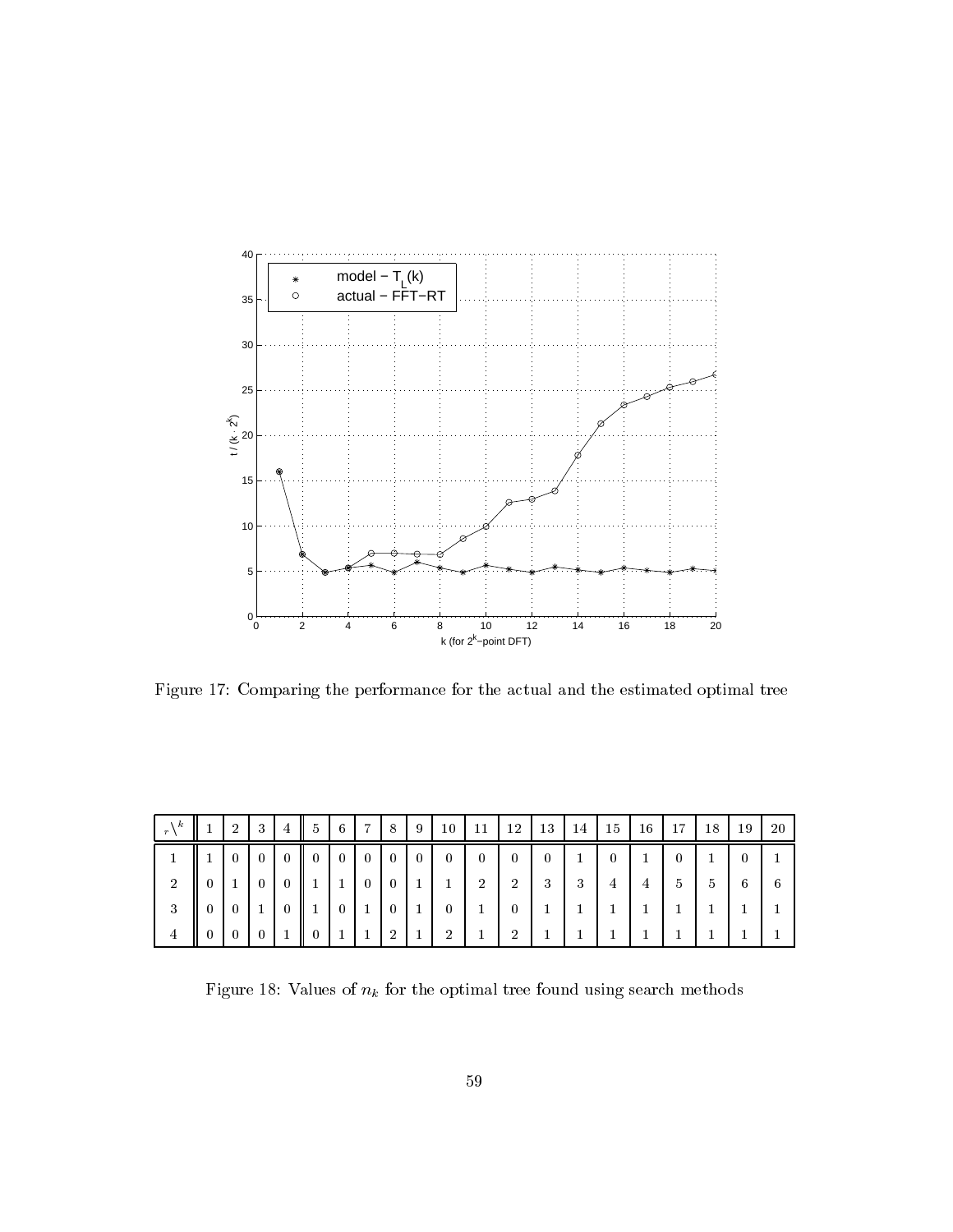Figure 17: Comparing the performance for the actual and the estimated optimal tree

| $r \backslash k$ | 1 | 2 | 3 | 4 | 5 | 6 | 7 | 8 | 9 | 10 | 11 | 12 | 13 | 14 | 15 | 16 | 17 | 18 | 19 | 20 |
|---|---|---|---|---|---|---|---|---|---|---|---|---|---|---|---|---|---|---|---|---|
| 1 | 1 | 0 | 0 | 0 | 0 | 0 | 0 | 0 | 0 | 0 | 0 | 0 | 0 | 1 | 0 | 1 | 0 | 1 | 0 | 1 |
| 2 | 0 | 1 | 0 | 0 | 1 | 1 | 0 | 0 | 1 | 1 | 2 | 2 | 3 | 3 | 4 | 4 | 5 | 5 | 6 | 6 |
| 3 | 0 | 0 | 1 | 0 | 1 | 0 | 1 | 0 | 1 | 0 | 1 | 0 | 1 | 1 | 1 | 1 | 1 | 1 | 1 | 1 |
| 4 | 0 | 0 | 0 | 1 | 0 | 1 | 1 | 2 | 1 | 2 | 1 | 2 | 1 | 1 | 1 | 1 | 1 | 1 | 1 | 1 |

Figure 18: Values of $n_k$ for the optimal tree found using search methods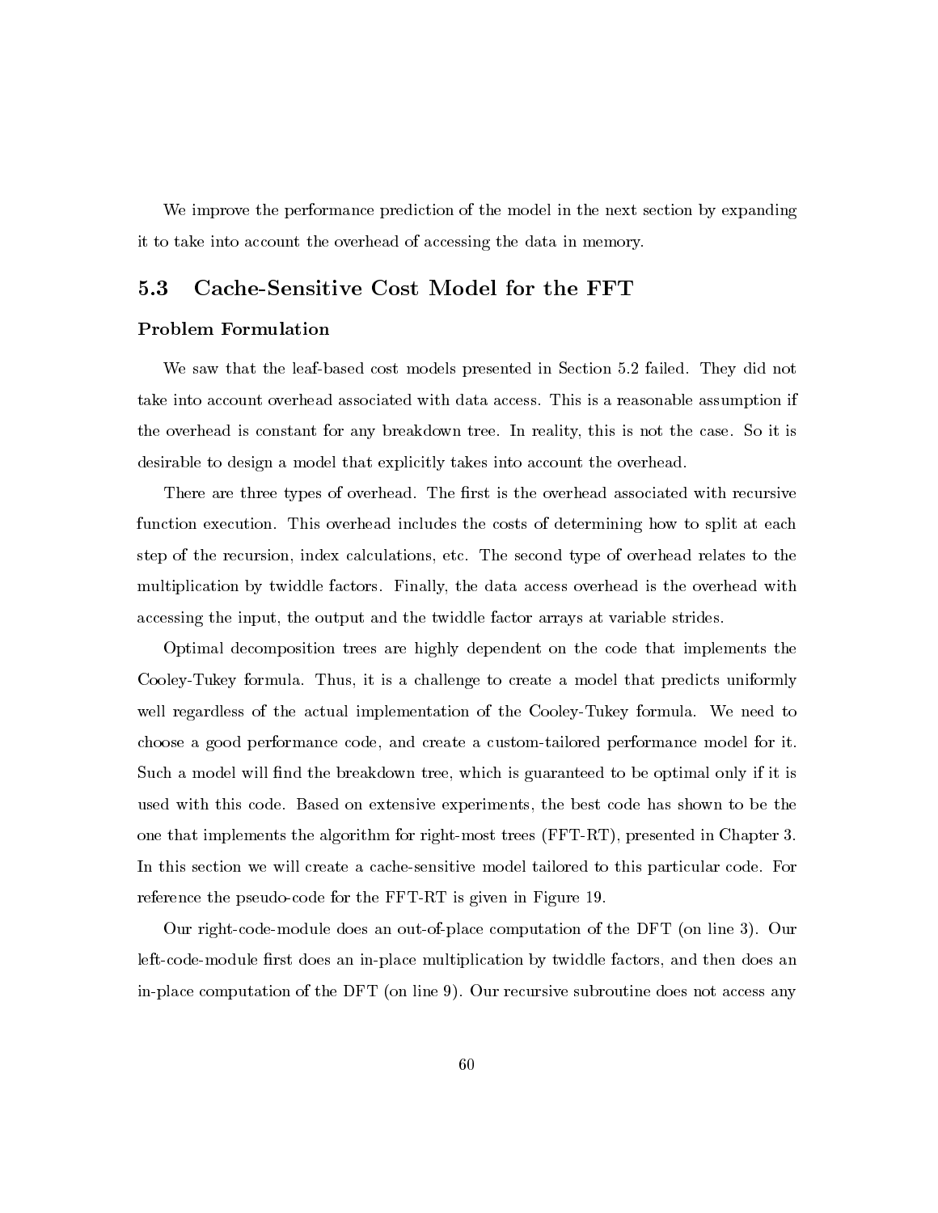We improve the performance prediction of the model in the next section by expanding it to take into account the overhead of accessing the data in memory.

## 5.3 Cache-Sensitive Cost Model for the FFT

### Problem Formulation

We saw that the leaf-based cost models presented in Section 5.2 failed. They did not take into account overhead associated with data access. This is a reasonable assumption if the overhead is constant for any breakdown tree. In reality, this is not the case. So it is desirable to design a model that explicitly takes into account the overhead.

There are three types of overhead. The first is the overhead associated with recursive function execution. This overhead includes the costs of determining how to split at each step of the recursion, index calculations, etc. The second type of overhead relates to the multiplication by twiddle factors. Finally, the data access overhead is the overhead with accessing the input, the output and the twiddle factor arrays at variable strides.

Optimal decomposition trees are highly dependent on the code that implements the Cooley-Tukey formula. Thus, it is a challenge to create a model that predicts uniformly well regardless of the actual implementation of the Cooley-Tukey formula. We need to choose a good performance code, and create a custom-tailored performance model for it. Such a model will find the breakdown tree, which is guaranteed to be optimal only if it is used with this code. Based on extensive experiments, the best code has shown to be the one that implements the algorithm for right-most trees (FFT-RT), presented in Chapter 3. In this section we will create a cache-sensitive model tailored to this particular code. For reference the pseudo-code for the FFT-RT is given in Figure 19.

Our right-code-module does an out-of-place computation of the DFT (on line 3). Our left-code-module first does an in-place multiplication by twiddle factors, and then does an in-place computation of the DFT (on line 9). Our recursive subroutine does not access any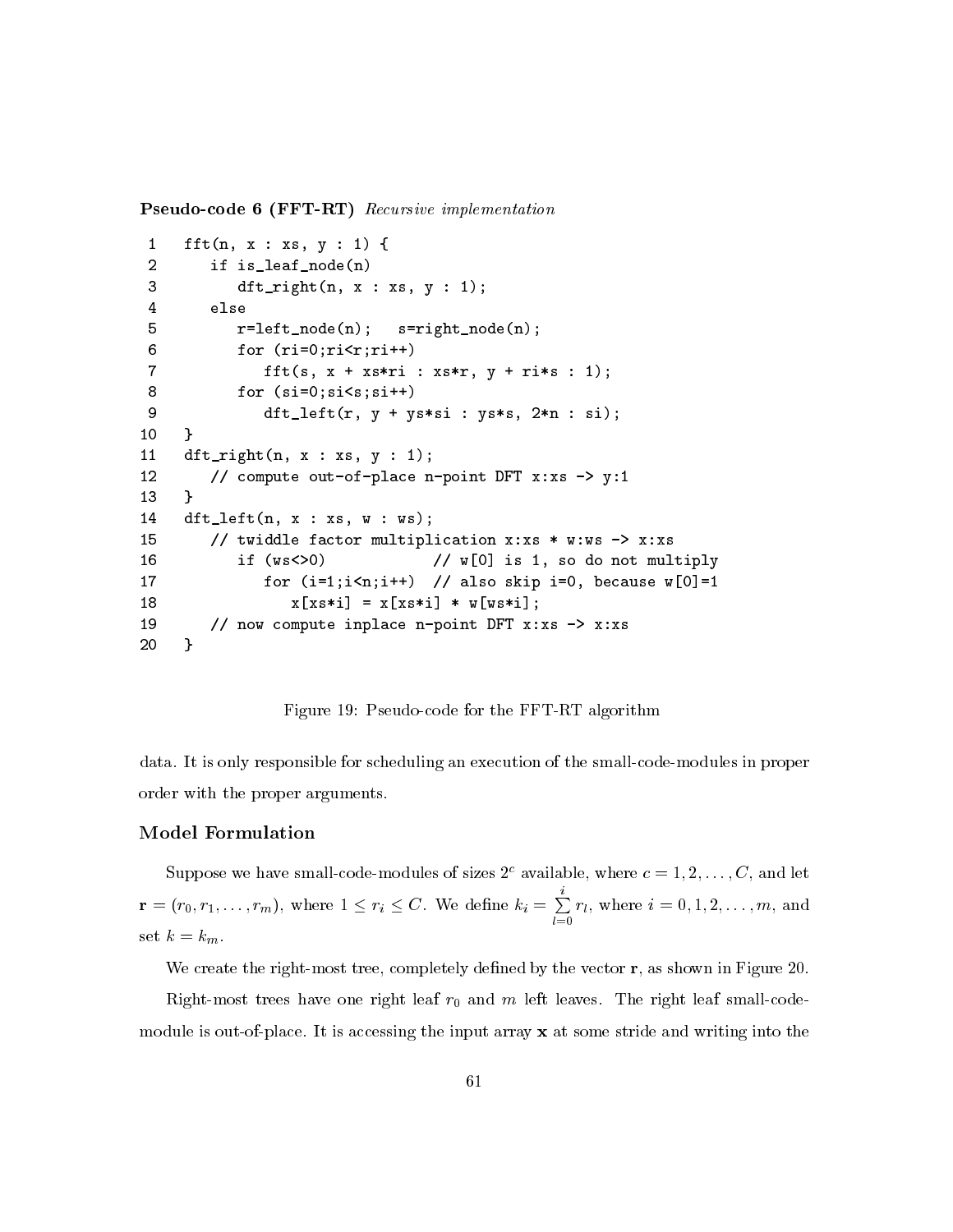**Pseudo-code 6 (FFT-RT)** *Recursive implementation*

```
1   fft(n, x : xs, y : 1) {
2      if is_leaf_node(n)
3         dft_right(n, x : xs, y : 1);
4      else
5         r=left_node(n);   s=right_node(n);
6         for (ri=0;ri<r;ri++)
7            fft(s, x + xs*ri : xs*r, y + ri*s : 1);
8         for (si=0;si<s;si++)
9            dft_left(r, y + ys*si : ys*s, 2*n : si);
10  }
11  dft_right(n, x : xs, y : 1);
12     // compute out-of-place n-point DFT x:xs -> y:1
13  }
14  dft_left(n, x : xs, w : ws);
15     // twiddle factor multiplication x:xs * w:ws -> x:xs
16        if (ws<>0)            // w[0] is 1, so do not multiply
17           for (i=1;i<n;i++)  // also skip i=0, because w[0]=1
18              x[xs*i] = x[xs*i] * w[ws*i];
19     // now compute inplace n-point DFT x:xs -> x:xs
20  }
```

Figure 19: Pseudo-code for the FFT-RT algorithm

data. It is only responsible for scheduling an execution of the small-code-modules in proper order with the proper arguments.

### Model Formulation

Suppose we have small-code-modules of sizes $2^c$ available, where $c = 1, 2, \ldots, C$, and let $\mathbf{r} = (r_0, r_1, \ldots, r_m)$, where $1 \leq r_i \leq C$. We define $k_i = \sum_{l=0}^{i} r_l$, where $i = 0, 1, 2, \ldots, m$, and set $k = k_m$.

We create the right-most tree, completely defined by the vector $\mathbf{r}$, as shown in Figure 20.

Right-most trees have one right leaf $r_0$ and $m$ left leaves. The right leaf small-code-module is out-of-place. It is accessing the input array $\mathbf{x}$ at some stride and writing into the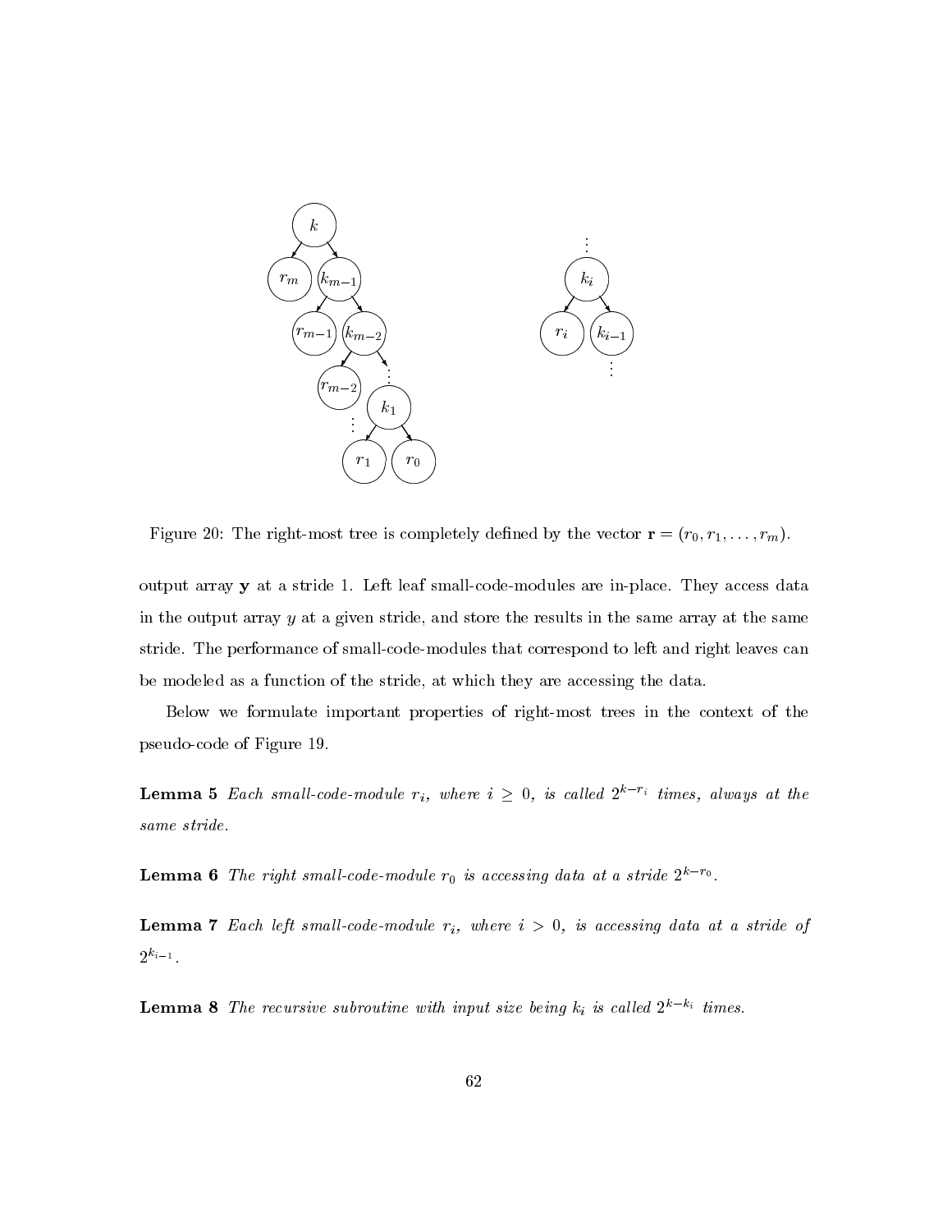Figure 20: The right-most tree is completely defined by the vector $\mathbf{r} = (r_0, r_1, \ldots, r_m)$.

output array $\mathbf{y}$ at a stride 1. Left leaf small-code-modules are in-place. They access data in the output array $y$ at a given stride, and store the results in the same array at the same stride. The performance of small-code-modules that correspond to left and right leaves can be modeled as a function of the stride, at which they are accessing the data.

Below we formulate important properties of right-most trees in the context of the pseudo-code of Figure 19.

**Lemma 5** *Each small-code-module $r_i$, where $i \geq 0$, is called $2^{k-r_i}$ times, always at the same stride.*

**Lemma 6** *The right small-code-module $r_0$ is accessing data at a stride $2^{k-r_0}$.*

**Lemma 7** *Each left small-code-module $r_i$, where $i > 0$, is accessing data at a stride of $2^{k_{i-1}}$.*

**Lemma 8** *The recursive subroutine with input size being $k_i$ is called $2^{k-k_i}$ times.*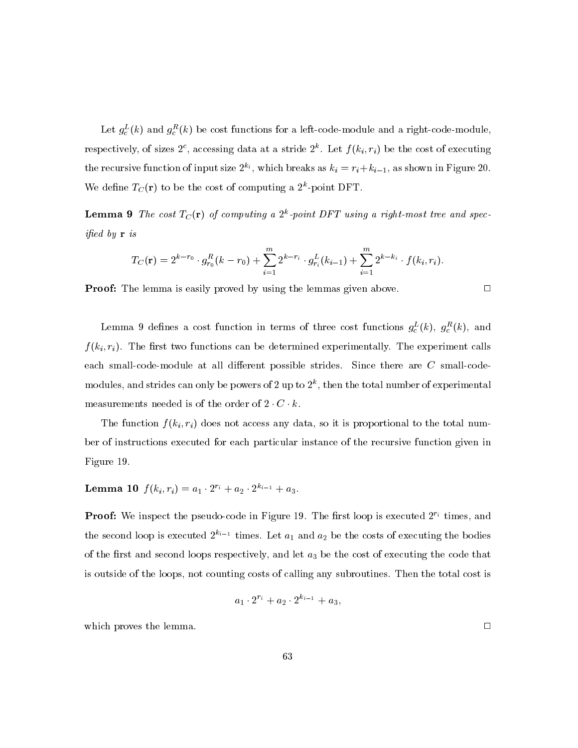Let $g_c^L(k)$ and $g_c^R(k)$ be cost functions for a left-code-module and a right-code-module, respectively, of sizes $2^c$, accessing data at a stride $2^k$. Let $f(k_i, r_i)$ be the cost of executing the recursive function of input size $2^{k_i}$, which breaks as $k_i = r_i + k_{i-1}$, as shown in Figure 20. We define $T_C(\mathbf{r})$ to be the cost of computing a $2^k$-point DFT.

**Lemma 9** *The cost $T_C(\mathbf{r})$ of computing a $2^k$-point DFT using a right-most tree and specified by $\mathbf{r}$ is*

$$T_C(\mathbf{r}) = 2^{k-r_0} \cdot g_{r_0}^R(k - r_0) + \sum_{i=1}^{m} 2^{k-r_i} \cdot g_{r_i}^L(k_{i-1}) + \sum_{i=1}^{m} 2^{k-k_i} \cdot f(k_i, r_i).$$

**Proof:** The lemma is easily proved by using the lemmas given above. □

Lemma 9 defines a cost function in terms of three cost functions $g_c^L(k)$, $g_c^R(k)$, and $f(k_i, r_i)$. The first two functions can be determined experimentally. The experiment calls each small-code-module at all different possible strides. Since there are $C$ small-code-modules, and strides can only be powers of 2 up to $2^k$, then the total number of experimental measurements needed is of the order of $2 \cdot C \cdot k$.

The function $f(k_i, r_i)$ does not access any data, so it is proportional to the total number of instructions executed for each particular instance of the recursive function given in Figure 19.

**Lemma 10** $f(k_i, r_i) = a_1 \cdot 2^{r_i} + a_2 \cdot 2^{k_{i-1}} + a_3$.

**Proof:** We inspect the pseudo-code in Figure 19. The first loop is executed $2^{r_i}$ times, and the second loop is executed $2^{k_{i-1}}$ times. Let $a_1$ and $a_2$ be the costs of executing the bodies of the first and second loops respectively, and let $a_3$ be the cost of executing the code that is outside of the loops, not counting costs of calling any subroutines. Then the total cost is

$$a_1 \cdot 2^{r_i} + a_2 \cdot 2^{k_{i-1}} + a_3,$$

which proves the lemma. □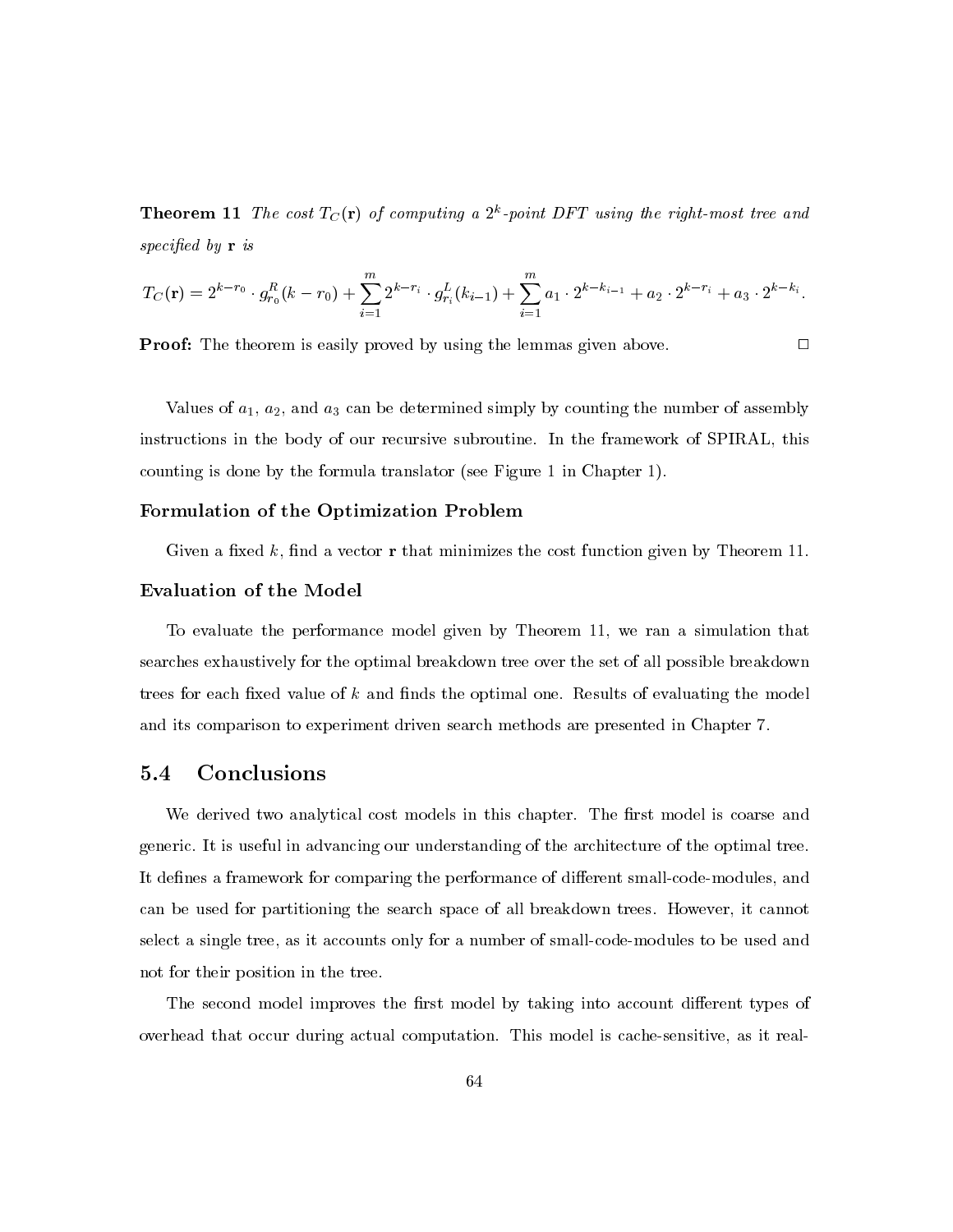**Theorem 11** *The cost $T_C(\mathbf{r})$ of computing a $2^k$-point DFT using the right-most tree and specified by* $\mathbf{r}$ *is*

$$T_C(\mathbf{r}) = 2^{k-r_0} \cdot g^R_{r_0}(k - r_0) + \sum_{i=1}^{m} 2^{k-r_i} \cdot g^L_{r_i}(k_{i-1}) + \sum_{i=1}^{m} a_1 \cdot 2^{k-k_{i-1}} + a_2 \cdot 2^{k-r_i} + a_3 \cdot 2^{k-k_i}.$$

**Proof:** The theorem is easily proved by using the lemmas given above. □

Values of $a_1$, $a_2$, and $a_3$ can be determined simply by counting the number of assembly instructions in the body of our recursive subroutine. In the framework of SPIRAL, this counting is done by the formula translator (see Figure 1 in Chapter 1).

### Formulation of the Optimization Problem

Given a fixed $k$, find a vector $\mathbf{r}$ that minimizes the cost function given by Theorem 11.

### Evaluation of the Model

To evaluate the performance model given by Theorem 11, we ran a simulation that searches exhaustively for the optimal breakdown tree over the set of all possible breakdown trees for each fixed value of $k$ and finds the optimal one. Results of evaluating the model and its comparison to experiment driven search methods are presented in Chapter 7.

## 5.4 Conclusions

We derived two analytical cost models in this chapter. The first model is coarse and generic. It is useful in advancing our understanding of the architecture of the optimal tree. It defines a framework for comparing the performance of different small-code-modules, and can be used for partitioning the search space of all breakdown trees. However, it cannot select a single tree, as it accounts only for a number of small-code-modules to be used and not for their position in the tree.

The second model improves the first model by taking into account different types of overhead that occur during actual computation. This model is cache-sensitive, as it real-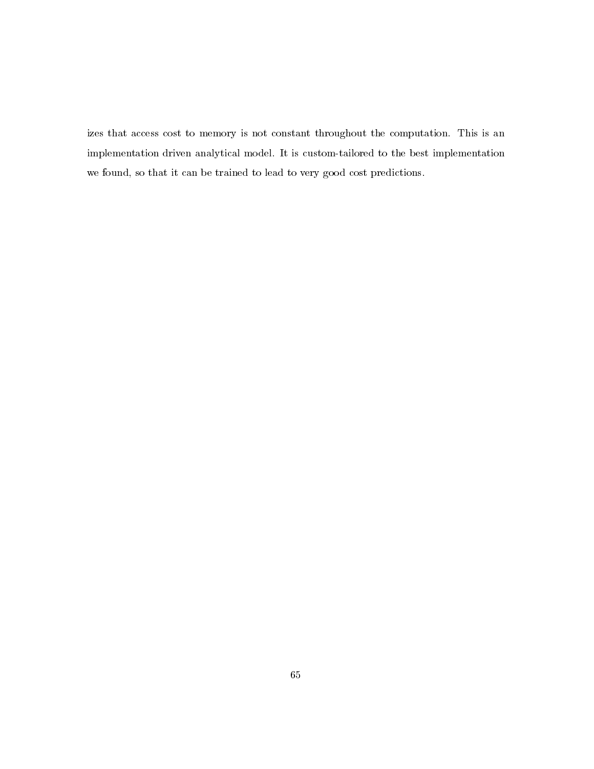izes that access cost to memory is not constant throughout the computation. This is an implementation driven analytical model. It is custom-tailored to the best implementation we found, so that it can be trained to lead to very good cost predictions.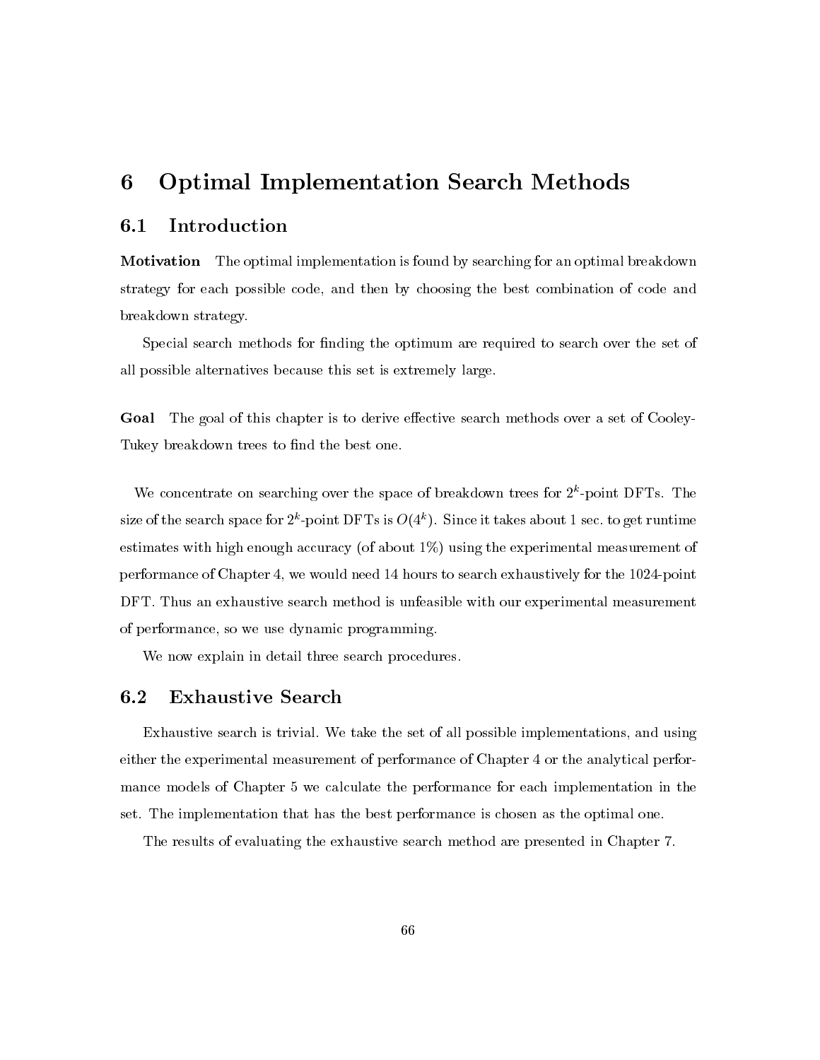# 6 Optimal Implementation Search Methods

## 6.1 Introduction

**Motivation** The optimal implementation is found by searching for an optimal breakdown strategy for each possible code, and then by choosing the best combination of code and breakdown strategy.

Special search methods for finding the optimum are required to search over the set of all possible alternatives because this set is extremely large.

**Goal** The goal of this chapter is to derive effective search methods over a set of Cooley-Tukey breakdown trees to find the best one.

We concentrate on searching over the space of breakdown trees for $2^k$-point DFTs. The size of the search space for $2^k$-point DFTs is $O(4^k)$. Since it takes about 1 sec. to get runtime estimates with high enough accuracy (of about 1%) using the experimental measurement of performance of Chapter 4, we would need 14 hours to search exhaustively for the 1024-point DFT. Thus an exhaustive search method is unfeasible with our experimental measurement of performance, so we use dynamic programming.

We now explain in detail three search procedures.

## 6.2 Exhaustive Search

Exhaustive search is trivial. We take the set of all possible implementations, and using either the experimental measurement of performance of Chapter 4 or the analytical performance models of Chapter 5 we calculate the performance for each implementation in the set. The implementation that has the best performance is chosen as the optimal one.

The results of evaluating the exhaustive search method are presented in Chapter 7.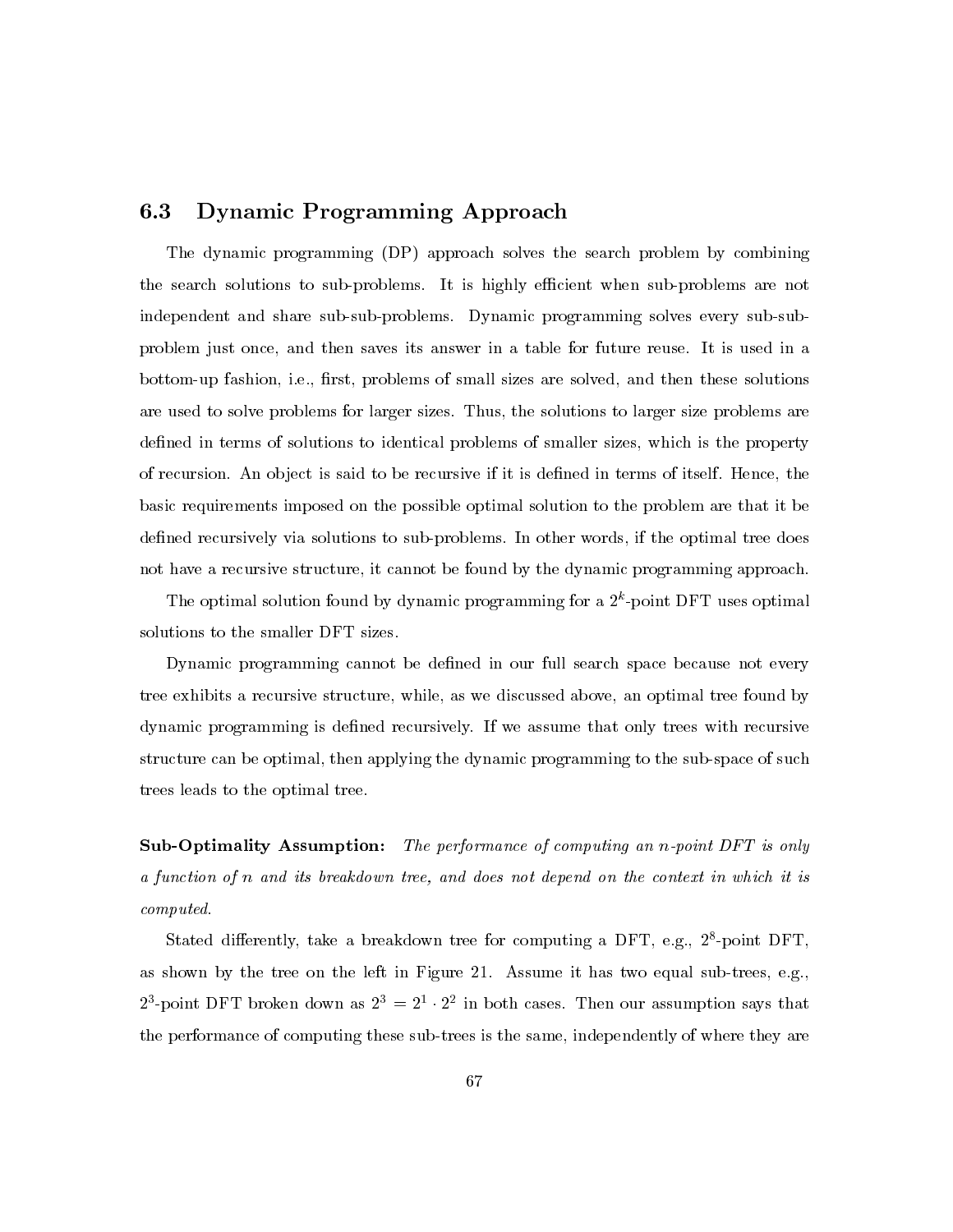## 6.3 Dynamic Programming Approach

The dynamic programming (DP) approach solves the search problem by combining the search solutions to sub-problems. It is highly efficient when sub-problems are not independent and share sub-sub-problems. Dynamic programming solves every sub-sub-problem just once, and then saves its answer in a table for future reuse. It is used in a bottom-up fashion, i.e., first, problems of small sizes are solved, and then these solutions are used to solve problems for larger sizes. Thus, the solutions to larger size problems are defined in terms of solutions to identical problems of smaller sizes, which is the property of recursion. An object is said to be recursive if it is defined in terms of itself. Hence, the basic requirements imposed on the possible optimal solution to the problem are that it be defined recursively via solutions to sub-problems. In other words, if the optimal tree does not have a recursive structure, it cannot be found by the dynamic programming approach.

The optimal solution found by dynamic programming for a $2^k$-point DFT uses optimal solutions to the smaller DFT sizes.

Dynamic programming cannot be defined in our full search space because not every tree exhibits a recursive structure, while, as we discussed above, an optimal tree found by dynamic programming is defined recursively. If we assume that only trees with recursive structure can be optimal, then applying the dynamic programming to the sub-space of such trees leads to the optimal tree.

**Sub-Optimality Assumption:** *The performance of computing an $n$-point DFT is only a function of $n$ and its breakdown tree, and does not depend on the context in which it is computed.*

Stated differently, take a breakdown tree for computing a DFT, e.g., $2^8$-point DFT, as shown by the tree on the left in Figure 21. Assume it has two equal sub-trees, e.g., $2^3$-point DFT broken down as $2^3 = 2^1 \cdot 2^2$ in both cases. Then our assumption says that the performance of computing these sub-trees is the same, independently of where they are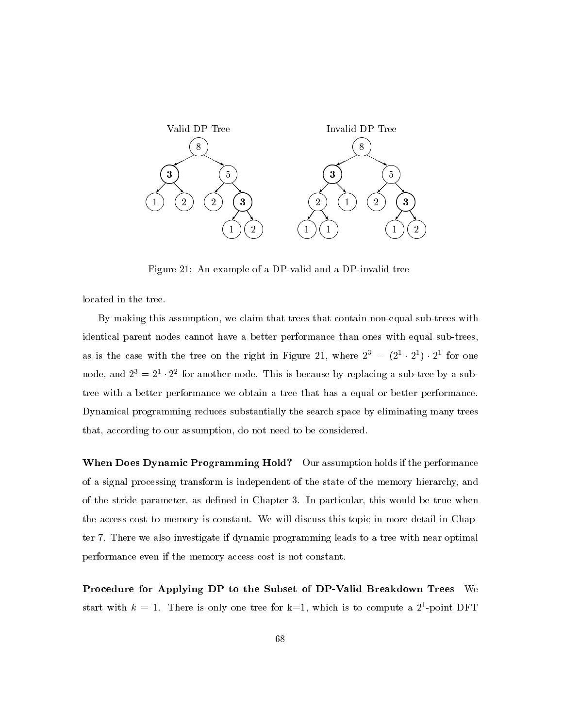Valid DP Tree

Invalid DP Tree

Figure 21: An example of a DP-valid and a DP-invalid tree

located in the tree.

By making this assumption, we claim that trees that contain non-equal sub-trees with identical parent nodes cannot have a better performance than ones with equal sub-trees, as is the case with the tree on the right in Figure 21, where $2^3 = (2^1 \cdot 2^1) \cdot 2^1$ for one node, and $2^3 = 2^1 \cdot 2^2$ for another node. This is because by replacing a sub-tree by a sub-tree with a better performance we obtain a tree that has a equal or better performance. Dynamical programming reduces substantially the search space by eliminating many trees that, according to our assumption, do not need to be considered.

**When Does Dynamic Programming Hold?** Our assumption holds if the performance of a signal processing transform is independent of the state of the memory hierarchy, and of the stride parameter, as defined in Chapter 3. In particular, this would be true when the access cost to memory is constant. We will discuss this topic in more detail in Chapter 7. There we also investigate if dynamic programming leads to a tree with near optimal performance even if the memory access cost is not constant.

**Procedure for Applying DP to the Subset of DP-Valid Breakdown Trees** We start with $k = 1$. There is only one tree for k=1, which is to compute a $2^1$-point DFT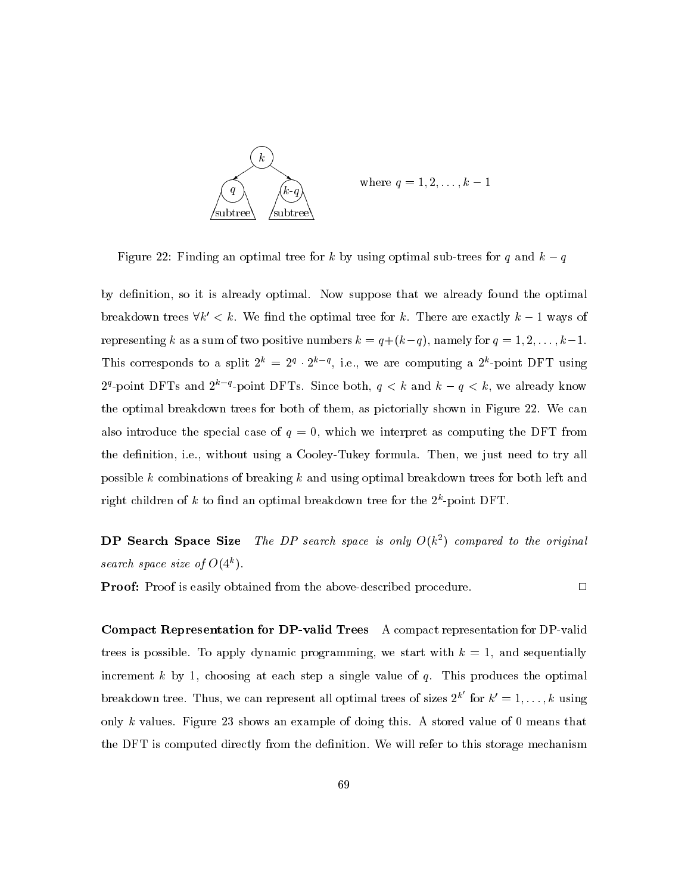where $q = 1, 2, \ldots, k-1$

Figure 22: Finding an optimal tree for $k$ by using optimal sub-trees for $q$ and $k - q$

by definition, so it is already optimal. Now suppose that we already found the optimal breakdown trees $\forall k' < k$. We find the optimal tree for $k$. There are exactly $k - 1$ ways of representing $k$ as a sum of two positive numbers $k = q + (k - q)$, namely for $q = 1, 2, \ldots, k - 1$. This corresponds to a split $2^k = 2^q \cdot 2^{k-q}$, i.e., we are computing a $2^k$-point DFT using $2^q$-point DFTs and $2^{k-q}$-point DFTs. Since both, $q < k$ and $k - q < k$, we already know the optimal breakdown trees for both of them, as pictorially shown in Figure 22. We can also introduce the special case of $q = 0$, which we interpret as computing the DFT from the definition, i.e., without using a Cooley-Tukey formula. Then, we just need to try all possible $k$ combinations of breaking $k$ and using optimal breakdown trees for both left and right children of $k$ to find an optimal breakdown tree for the $2^k$-point DFT.

**DP Search Space Size** *The DP search space is only $O(k^2)$ compared to the original search space size of $O(4^k)$.*

**Proof:** Proof is easily obtained from the above-described procedure. □

**Compact Representation for DP-valid Trees** A compact representation for DP-valid trees is possible. To apply dynamic programming, we start with $k = 1$, and sequentially increment $k$ by 1, choosing at each step a single value of $q$. This produces the optimal breakdown tree. Thus, we can represent all optimal trees of sizes $2^{k'}$ for $k' = 1, \ldots, k$ using only $k$ values. Figure 23 shows an example of doing this. A stored value of 0 means that the DFT is computed directly from the definition. We will refer to this storage mechanism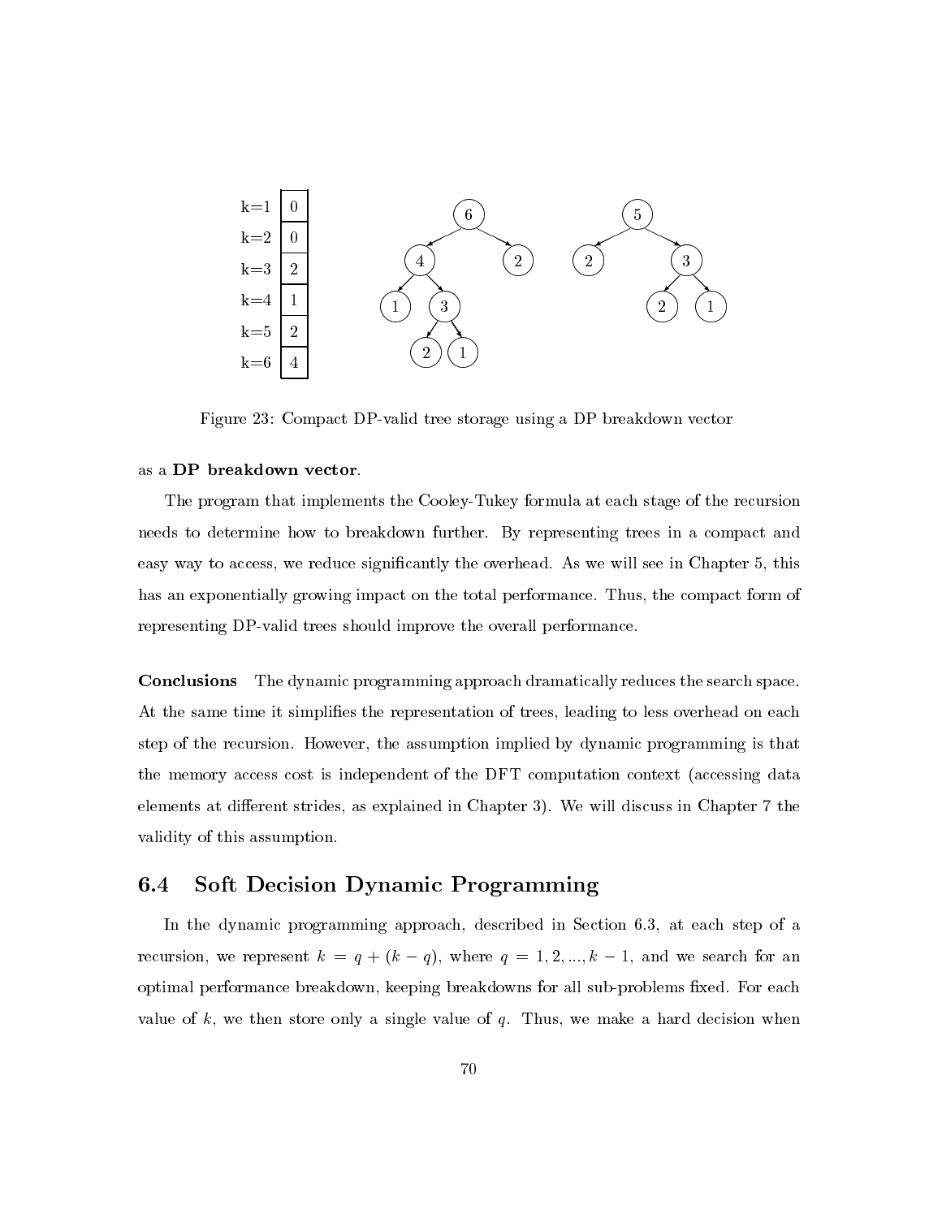Figure 23: Compact DP-valid tree storage using a DP breakdown vector

as a **DP breakdown vector**.

The program that implements the Cooley-Tukey formula at each stage of the recursion needs to determine how to breakdown further. By representing trees in a compact and easy way to access, we reduce significantly the overhead. As we will see in Chapter 5, this has an exponentially growing impact on the total performance. Thus, the compact form of representing DP-valid trees should improve the overall performance.

**Conclusions** The dynamic programming approach dramatically reduces the search space. At the same time it simplifies the representation of trees, leading to less overhead on each step of the recursion. However, the assumption implied by dynamic programming is that the memory access cost is independent of the DFT computation context (accessing data elements at different strides, as explained in Chapter 3). We will discuss in Chapter 7 the validity of this assumption.

## 6.4 Soft Decision Dynamic Programming

In the dynamic programming approach, described in Section 6.3, at each step of a recursion, we represent $k = q + (k - q)$, where $q = 1, 2, ..., k - 1$, and we search for an optimal performance breakdown, keeping breakdowns for all sub-problems fixed. For each value of $k$, we then store only a single value of $q$. Thus, we make a hard decision when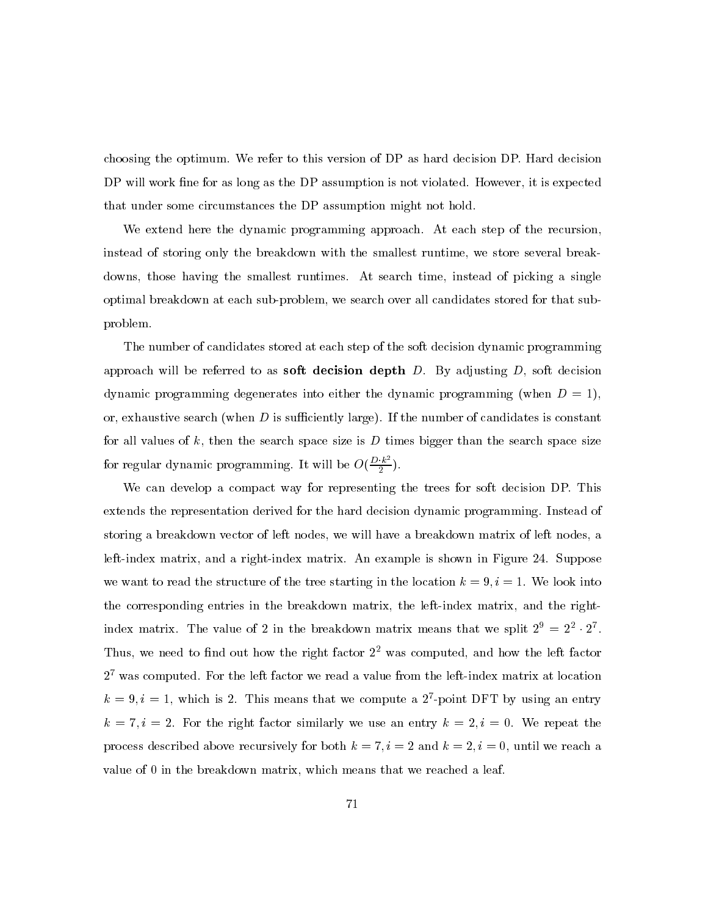choosing the optimum. We refer to this version of DP as hard decision DP. Hard decision DP will work fine for as long as the DP assumption is not violated. However, it is expected that under some circumstances the DP assumption might not hold.

We extend here the dynamic programming approach. At each step of the recursion, instead of storing only the breakdown with the smallest runtime, we store several breakdowns, those having the smallest runtimes. At search time, instead of picking a single optimal breakdown at each sub-problem, we search over all candidates stored for that sub-problem.

The number of candidates stored at each step of the soft decision dynamic programming approach will be referred to as **soft decision depth** $D$. By adjusting $D$, soft decision dynamic programming degenerates into either the dynamic programming (when $D = 1$), or, exhaustive search (when $D$ is sufficiently large). If the number of candidates is constant for all values of $k$, then the search space size is $D$ times bigger than the search space size for regular dynamic programming. It will be $O(\frac{D \cdot k^2}{2})$.

We can develop a compact way for representing the trees for soft decision DP. This extends the representation derived for the hard decision dynamic programming. Instead of storing a breakdown vector of left nodes, we will have a breakdown matrix of left nodes, a left-index matrix, and a right-index matrix. An example is shown in Figure 24. Suppose we want to read the structure of the tree starting in the location $k = 9, i = 1$. We look into the corresponding entries in the breakdown matrix, the left-index matrix, and the right-index matrix. The value of 2 in the breakdown matrix means that we split $2^9 = 2^2 \cdot 2^7$. Thus, we need to find out how the right factor $2^2$ was computed, and how the left factor $2^7$ was computed. For the left factor we read a value from the left-index matrix at location $k = 9, i = 1$, which is 2. This means that we compute a $2^7$-point DFT by using an entry $k = 7, i = 2$. For the right factor similarly we use an entry $k = 2, i = 0$. We repeat the process described above recursively for both $k = 7, i = 2$ and $k = 2, i = 0$, until we reach a value of 0 in the breakdown matrix, which means that we reached a leaf.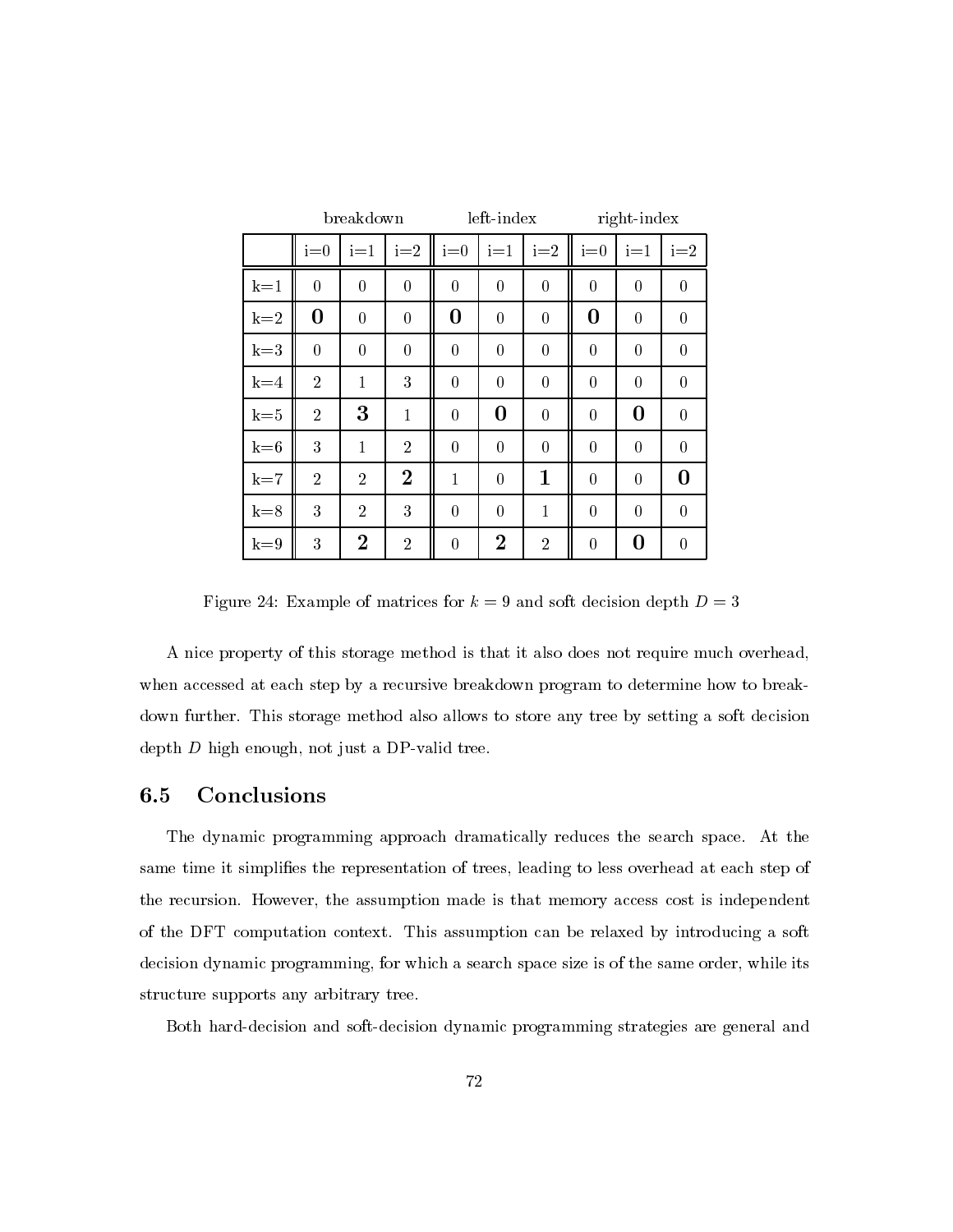| | breakdown | | | left-index | | | right-index | | |
|---|---|---|---|---|---|---|---|---|---|
| | i=0 | i=1 | i=2 | i=0 | i=1 | i=2 | i=0 | i=1 | i=2 |
| k=1 | 0 | 0 | 0 | 0 | 0 | 0 | 0 | 0 | 0 |
| k=2 | **0** | 0 | 0 | **0** | 0 | 0 | **0** | 0 | 0 |
| k=3 | 0 | 0 | 0 | 0 | 0 | 0 | 0 | 0 | 0 |
| k=4 | 2 | 1 | 3 | 0 | 0 | 0 | 0 | 0 | 0 |
| k=5 | 2 | **3** | 1 | 0 | **0** | 0 | 0 | **0** | 0 |
| k=6 | 3 | 1 | 2 | 0 | 0 | 0 | 0 | 0 | 0 |
| k=7 | 2 | 2 | **2** | 1 | 0 | **1** | 0 | 0 | **0** |
| k=8 | 3 | 2 | 3 | 0 | 0 | 1 | 0 | 0 | 0 |
| k=9 | 3 | **2** | 2 | 0 | **2** | 2 | 0 | **0** | 0 |

Figure 24: Example of matrices for $k = 9$ and soft decision depth $D = 3$

A nice property of this storage method is that it also does not require much overhead, when accessed at each step by a recursive breakdown program to determine how to breakdown further. This storage method also allows to store any tree by setting a soft decision depth $D$ high enough, not just a DP-valid tree.

## 6.5 Conclusions

The dynamic programming approach dramatically reduces the search space. At the same time it simplifies the representation of trees, leading to less overhead at each step of the recursion. However, the assumption made is that memory access cost is independent of the DFT computation context. This assumption can be relaxed by introducing a soft decision dynamic programming, for which a search space size is of the same order, while its structure supports any arbitrary tree.

Both hard-decision and soft-decision dynamic programming strategies are general and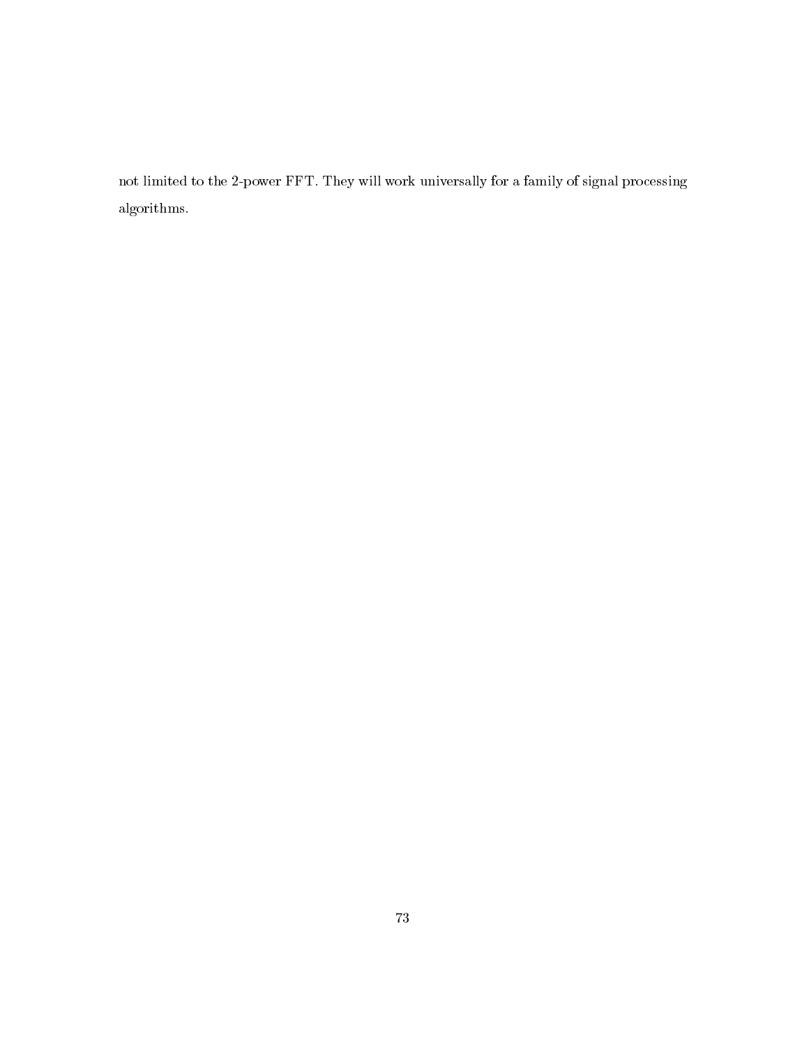not limited to the 2-power FFT. They will work universally for a family of signal processing algorithms.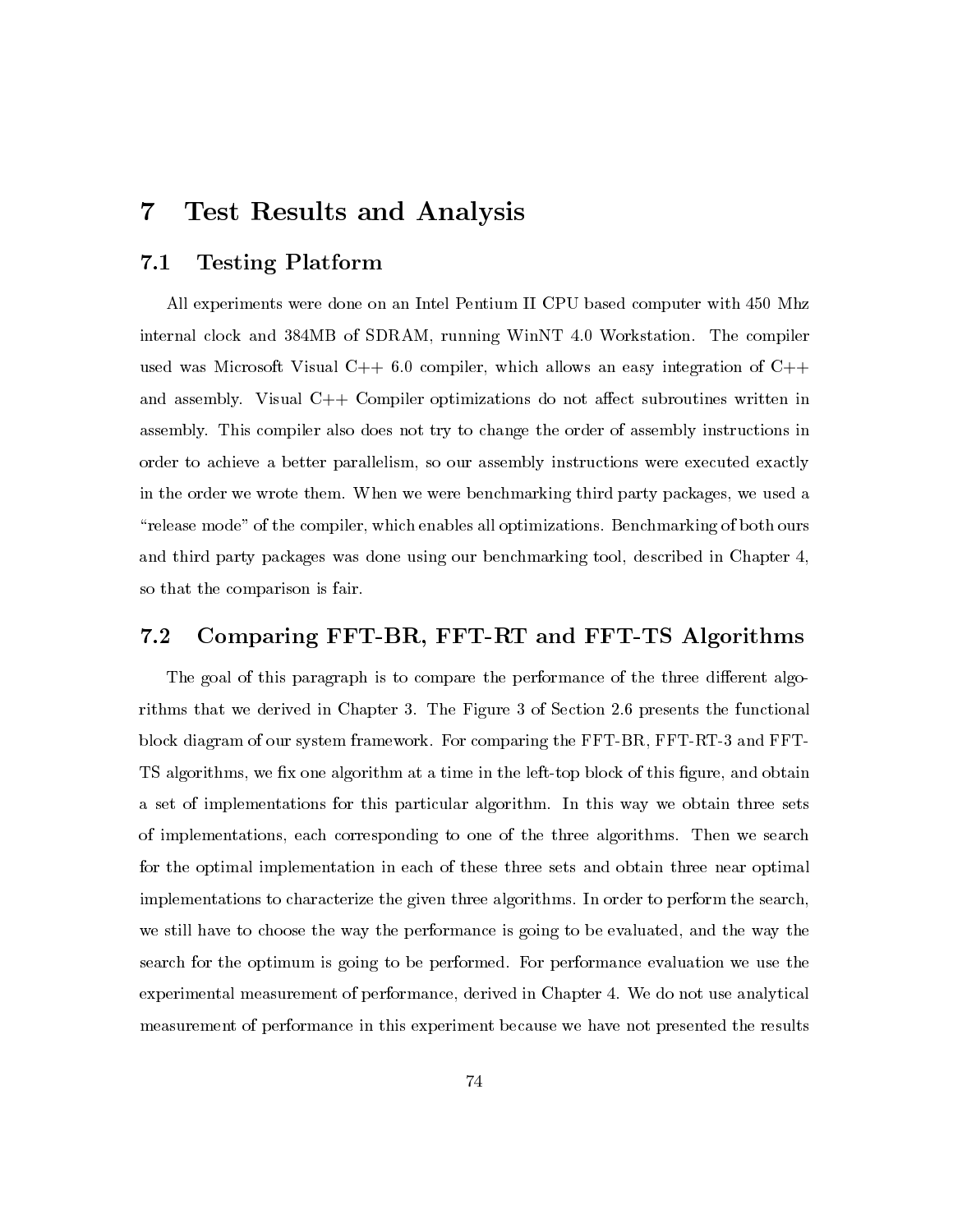# 7 Test Results and Analysis

## 7.1 Testing Platform

All experiments were done on an Intel Pentium II CPU based computer with 450 Mhz internal clock and 384MB of SDRAM, running WinNT 4.0 Workstation. The compiler used was Microsoft Visual C++ 6.0 compiler, which allows an easy integration of C++ and assembly. Visual C++ Compiler optimizations do not affect subroutines written in assembly. This compiler also does not try to change the order of assembly instructions in order to achieve a better parallelism, so our assembly instructions were executed exactly in the order we wrote them. When we were benchmarking third party packages, we used a "release mode" of the compiler, which enables all optimizations. Benchmarking of both ours and third party packages was done using our benchmarking tool, described in Chapter 4, so that the comparison is fair.

## 7.2 Comparing FFT-BR, FFT-RT and FFT-TS Algorithms

The goal of this paragraph is to compare the performance of the three different algorithms that we derived in Chapter 3. The Figure 3 of Section 2.6 presents the functional block diagram of our system framework. For comparing the FFT-BR, FFT-RT-3 and FFT-TS algorithms, we fix one algorithm at a time in the left-top block of this figure, and obtain a set of implementations for this particular algorithm. In this way we obtain three sets of implementations, each corresponding to one of the three algorithms. Then we search for the optimal implementation in each of these three sets and obtain three near optimal implementations to characterize the given three algorithms. In order to perform the search, we still have to choose the way the performance is going to be evaluated, and the way the search for the optimum is going to be performed. For performance evaluation we use the experimental measurement of performance, derived in Chapter 4. We do not use analytical measurement of performance in this experiment because we have not presented the results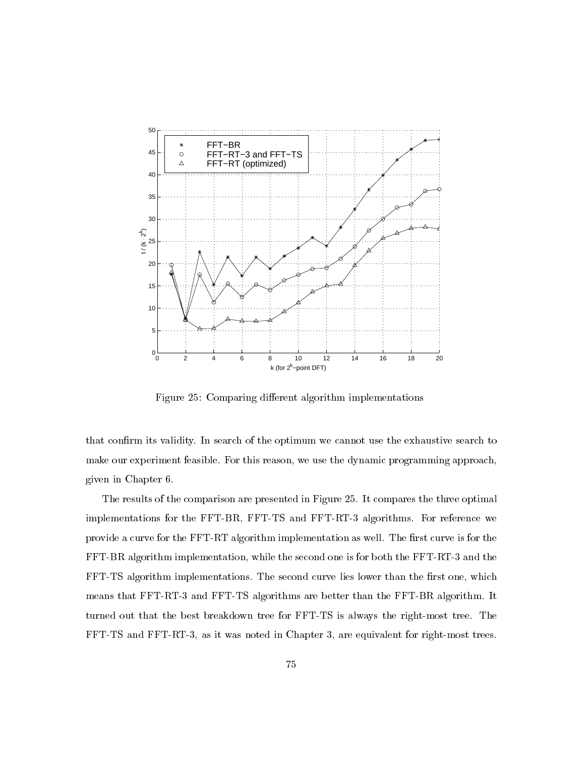Figure 25: Comparing different algorithm implementations

that confirm its validity. In search of the optimum we cannot use the exhaustive search to make our experiment feasible. For this reason, we use the dynamic programming approach, given in Chapter 6.

The results of the comparison are presented in Figure 25. It compares the three optimal implementations for the FFT-BR, FFT-TS and FFT-RT-3 algorithms. For reference we provide a curve for the FFT-RT algorithm implementation as well. The first curve is for the FFT-BR algorithm implementation, while the second one is for both the FFT-RT-3 and the FFT-TS algorithm implementations. The second curve lies lower than the first one, which means that FFT-RT-3 and FFT-TS algorithms are better than the FFT-BR algorithm. It turned out that the best breakdown tree for FFT-TS is always the right-most tree. The FFT-TS and FFT-RT-3, as it was noted in Chapter 3, are equivalent for right-most trees.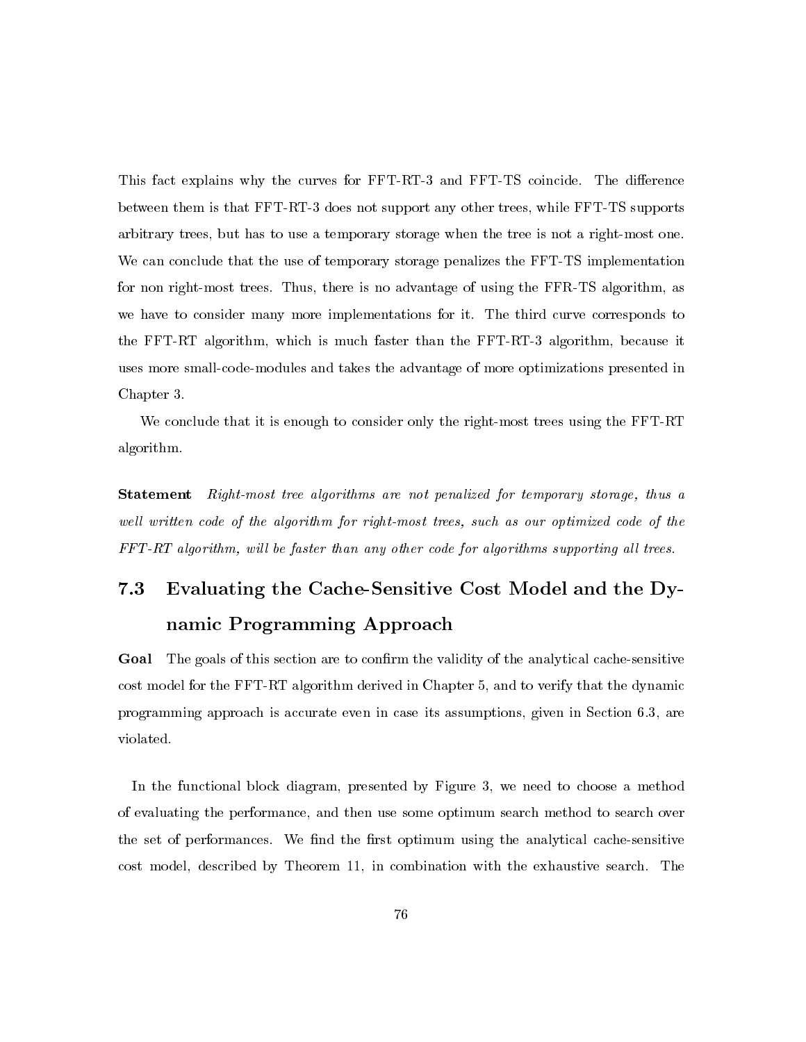This fact explains why the curves for FFT-RT-3 and FFT-TS coincide. The difference between them is that FFT-RT-3 does not support any other trees, while FFT-TS supports arbitrary trees, but has to use a temporary storage when the tree is not a right-most one. We can conclude that the use of temporary storage penalizes the FFT-TS implementation for non right-most trees. Thus, there is no advantage of using the FFR-TS algorithm, as we have to consider many more implementations for it. The third curve corresponds to the FFT-RT algorithm, which is much faster than the FFT-RT-3 algorithm, because it uses more small-code-modules and takes the advantage of more optimizations presented in Chapter 3.

We conclude that it is enough to consider only the right-most trees using the FFT-RT algorithm.

**Statement** *Right-most tree algorithms are not penalized for temporary storage, thus a well written code of the algorithm for right-most trees, such as our optimized code of the FFT-RT algorithm, will be faster than any other code for algorithms supporting all trees.*

## 7.3 Evaluating the Cache-Sensitive Cost Model and the Dynamic Programming Approach

**Goal** The goals of this section are to confirm the validity of the analytical cache-sensitive cost model for the FFT-RT algorithm derived in Chapter 5, and to verify that the dynamic programming approach is accurate even in case its assumptions, given in Section 6.3, are violated.

In the functional block diagram, presented by Figure 3, we need to choose a method of evaluating the performance, and then use some optimum search method to search over the set of performances. We find the first optimum using the analytical cache-sensitive cost model, described by Theorem 11, in combination with the exhaustive search. The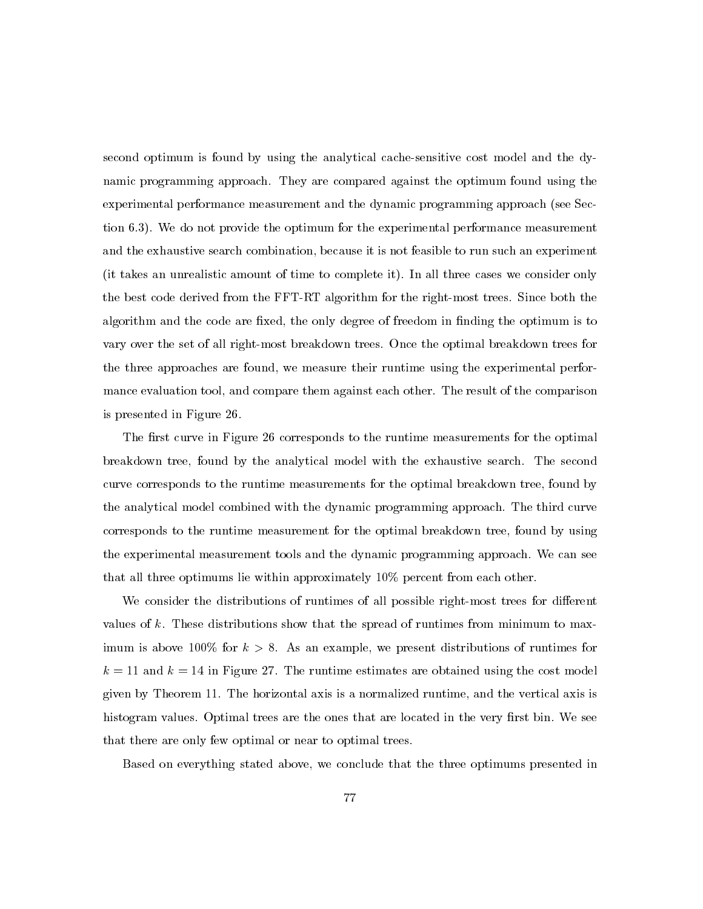second optimum is found by using the analytical cache-sensitive cost model and the dynamic programming approach. They are compared against the optimum found using the experimental performance measurement and the dynamic programming approach (see Section 6.3). We do not provide the optimum for the experimental performance measurement and the exhaustive search combination, because it is not feasible to run such an experiment (it takes an unrealistic amount of time to complete it). In all three cases we consider only the best code derived from the FFT-RT algorithm for the right-most trees. Since both the algorithm and the code are fixed, the only degree of freedom in finding the optimum is to vary over the set of all right-most breakdown trees. Once the optimal breakdown trees for the three approaches are found, we measure their runtime using the experimental performance evaluation tool, and compare them against each other. The result of the comparison is presented in Figure 26.

The first curve in Figure 26 corresponds to the runtime measurements for the optimal breakdown tree, found by the analytical model with the exhaustive search. The second curve corresponds to the runtime measurements for the optimal breakdown tree, found by the analytical model combined with the dynamic programming approach. The third curve corresponds to the runtime measurement for the optimal breakdown tree, found by using the experimental measurement tools and the dynamic programming approach. We can see that all three optimums lie within approximately 10% percent from each other.

We consider the distributions of runtimes of all possible right-most trees for different values of $k$. These distributions show that the spread of runtimes from minimum to maximum is above 100% for $k > 8$. As an example, we present distributions of runtimes for $k = 11$ and $k = 14$ in Figure 27. The runtime estimates are obtained using the cost model given by Theorem 11. The horizontal axis is a normalized runtime, and the vertical axis is histogram values. Optimal trees are the ones that are located in the very first bin. We see that there are only few optimal or near to optimal trees.

Based on everything stated above, we conclude that the three optimums presented in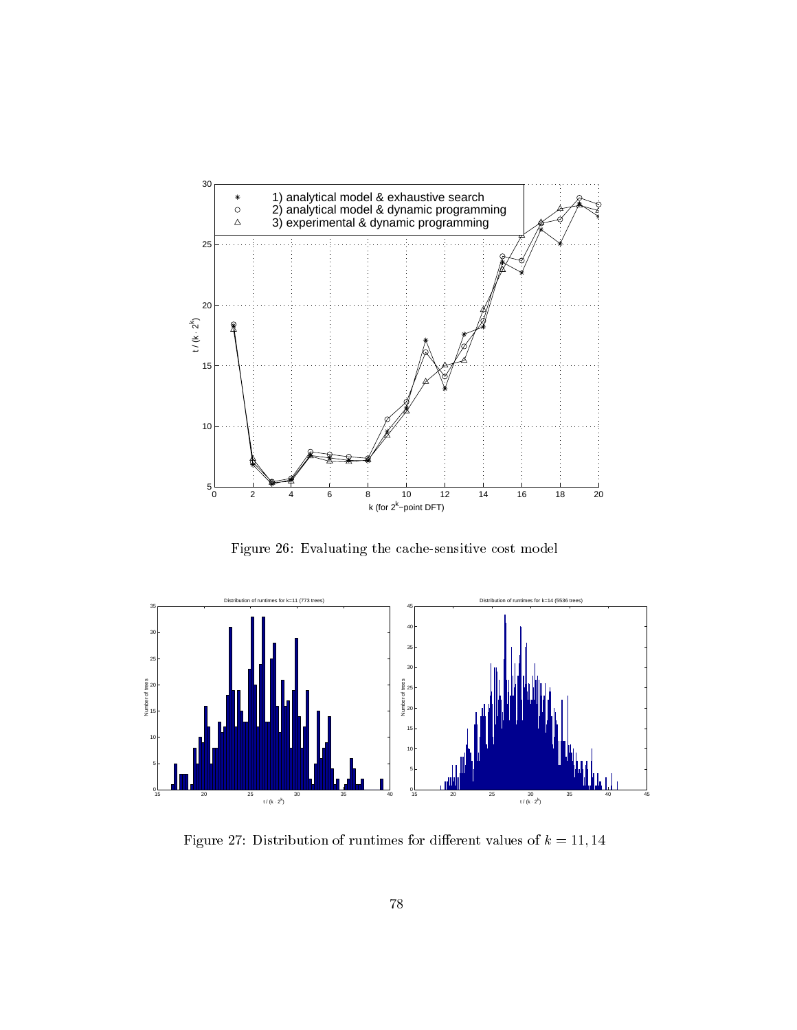Figure 26: Evaluating the cache-sensitive cost model

Figure 27: Distribution of runtimes for different values of $k = 11, 14$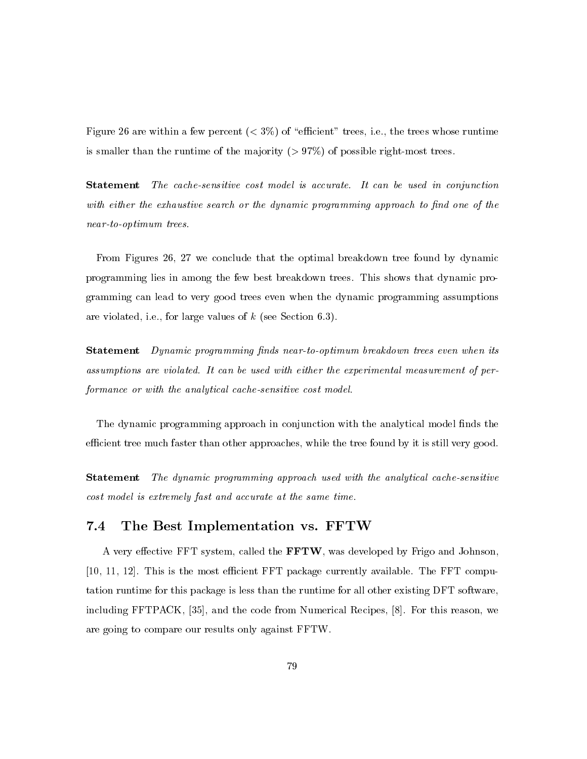Figure 26 are within a few percent ($< 3\%$) of "efficient" trees, i.e., the trees whose runtime is smaller than the runtime of the majority ($> 97\%$) of possible right-most trees.

**Statement** *The cache-sensitive cost model is accurate. It can be used in conjunction with either the exhaustive search or the dynamic programming approach to find one of the near-to-optimum trees.*

From Figures 26, 27 we conclude that the optimal breakdown tree found by dynamic programming lies in among the few best breakdown trees. This shows that dynamic programming can lead to very good trees even when the dynamic programming assumptions are violated, i.e., for large values of $k$ (see Section 6.3).

**Statement** *Dynamic programming finds near-to-optimum breakdown trees even when its assumptions are violated. It can be used with either the experimental measurement of performance or with the analytical cache-sensitive cost model.*

The dynamic programming approach in conjunction with the analytical model finds the efficient tree much faster than other approaches, while the tree found by it is still very good.

**Statement** *The dynamic programming approach used with the analytical cache-sensitive cost model is extremely fast and accurate at the same time.*

## 7.4 The Best Implementation vs. FFTW

A very effective FFT system, called the **FFTW**, was developed by Frigo and Johnson, [10, 11, 12]. This is the most efficient FFT package currently available. The FFT computation runtime for this package is less than the runtime for all other existing DFT software, including FFTPACK, [35], and the code from Numerical Recipes, [8]. For this reason, we are going to compare our results only against FFTW.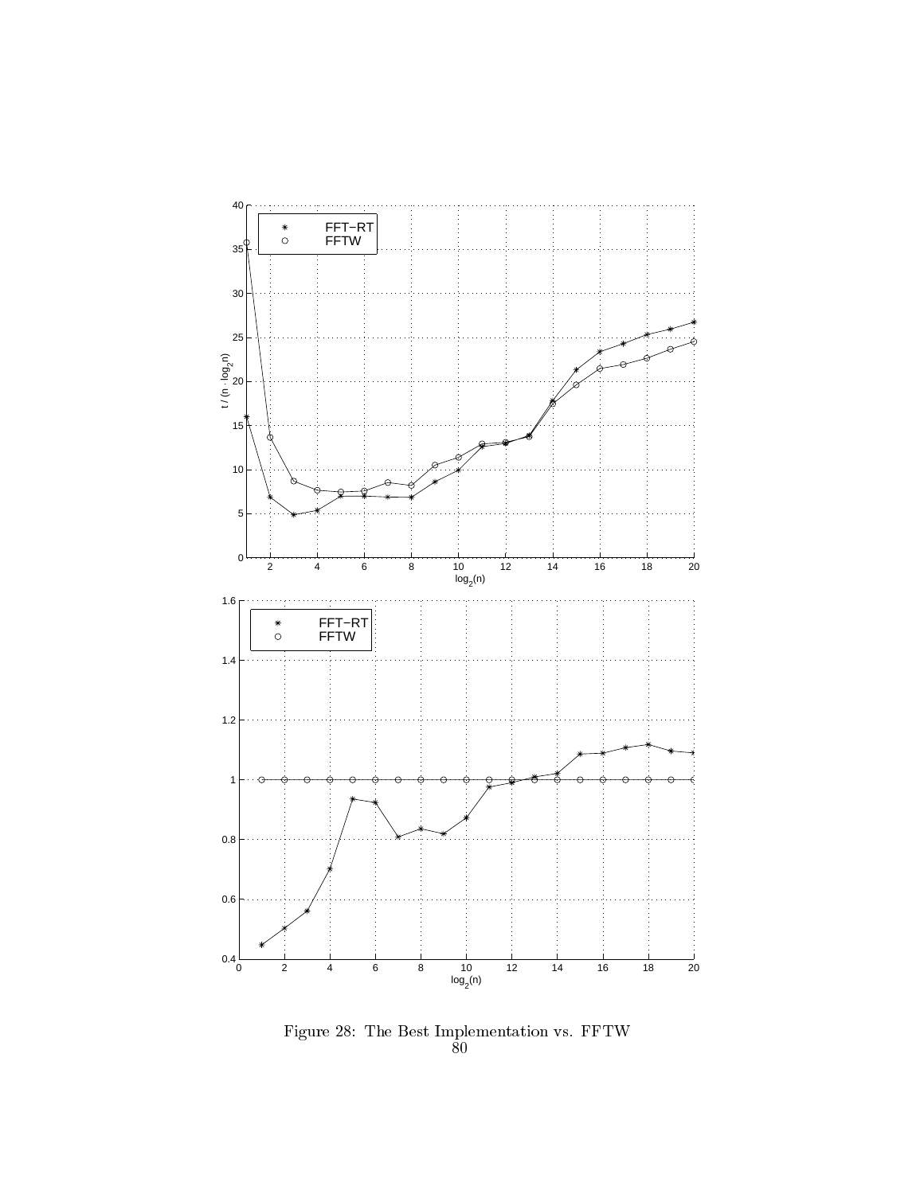Figure 28: The Best Implementation vs. FFTW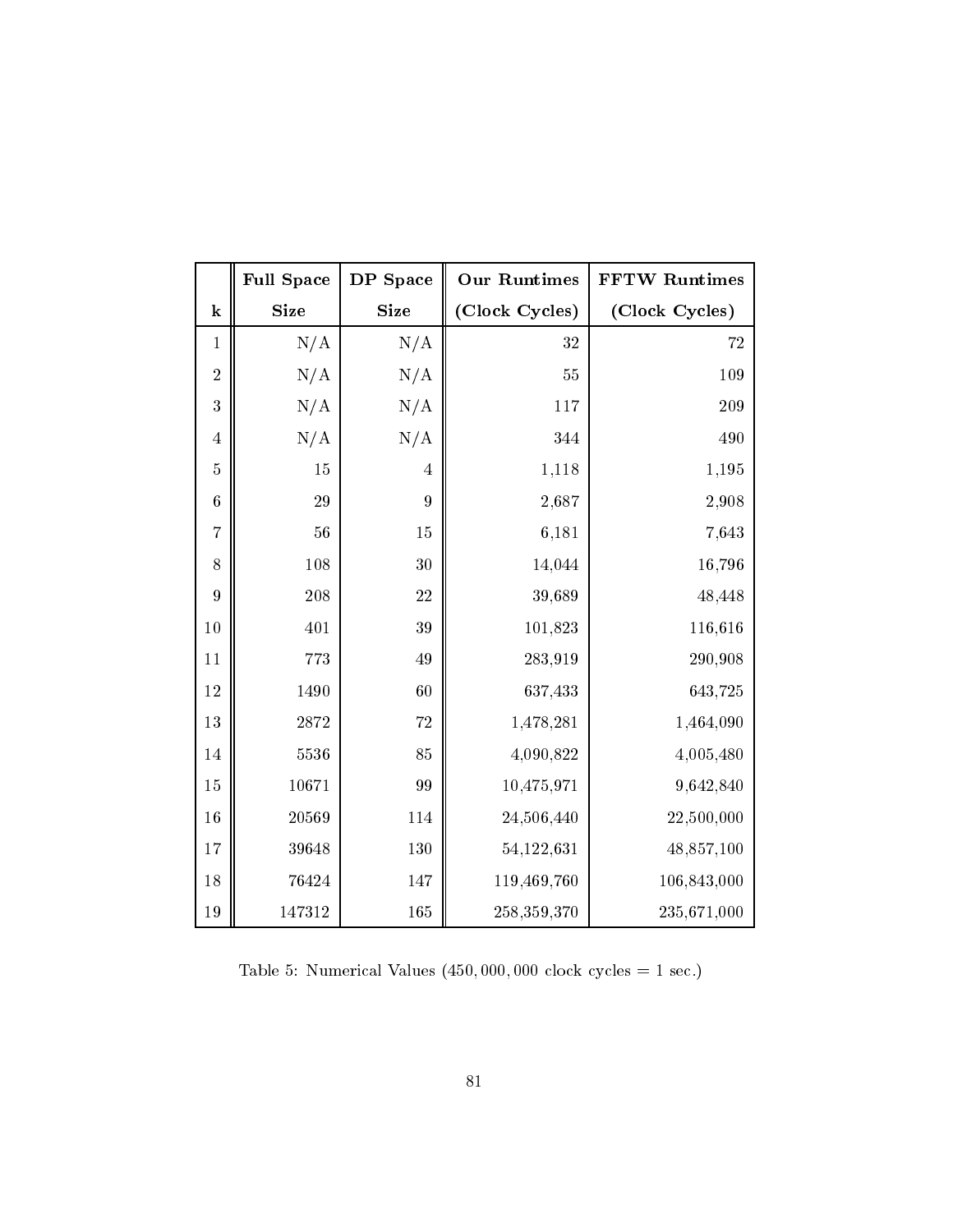| k | Full Space Size | DP Space Size | Our Runtimes (Clock Cycles) | FFTW Runtimes (Clock Cycles) |
|---|---|---|---|---|
| 1 | N/A | N/A | 32 | 72 |
| 2 | N/A | N/A | 55 | 109 |
| 3 | N/A | N/A | 117 | 209 |
| 4 | N/A | N/A | 344 | 490 |
| 5 | 15 | 4 | 1,118 | 1,195 |
| 6 | 29 | 9 | 2,687 | 2,908 |
| 7 | 56 | 15 | 6,181 | 7,643 |
| 8 | 108 | 30 | 14,044 | 16,796 |
| 9 | 208 | 22 | 39,689 | 48,448 |
| 10 | 401 | 39 | 101,823 | 116,616 |
| 11 | 773 | 49 | 283,919 | 290,908 |
| 12 | 1490 | 60 | 637,433 | 643,725 |
| 13 | 2872 | 72 | 1,478,281 | 1,464,090 |
| 14 | 5536 | 85 | 4,090,822 | 4,005,480 |
| 15 | 10671 | 99 | 10,475,971 | 9,642,840 |
| 16 | 20569 | 114 | 24,506,440 | 22,500,000 |
| 17 | 39648 | 130 | 54,122,631 | 48,857,100 |
| 18 | 76424 | 147 | 119,469,760 | 106,843,000 |
| 19 | 147312 | 165 | 258,359,370 | 235,671,000 |

Table 5: Numerical Values ($450,000,000$ clock cycles = 1 sec.)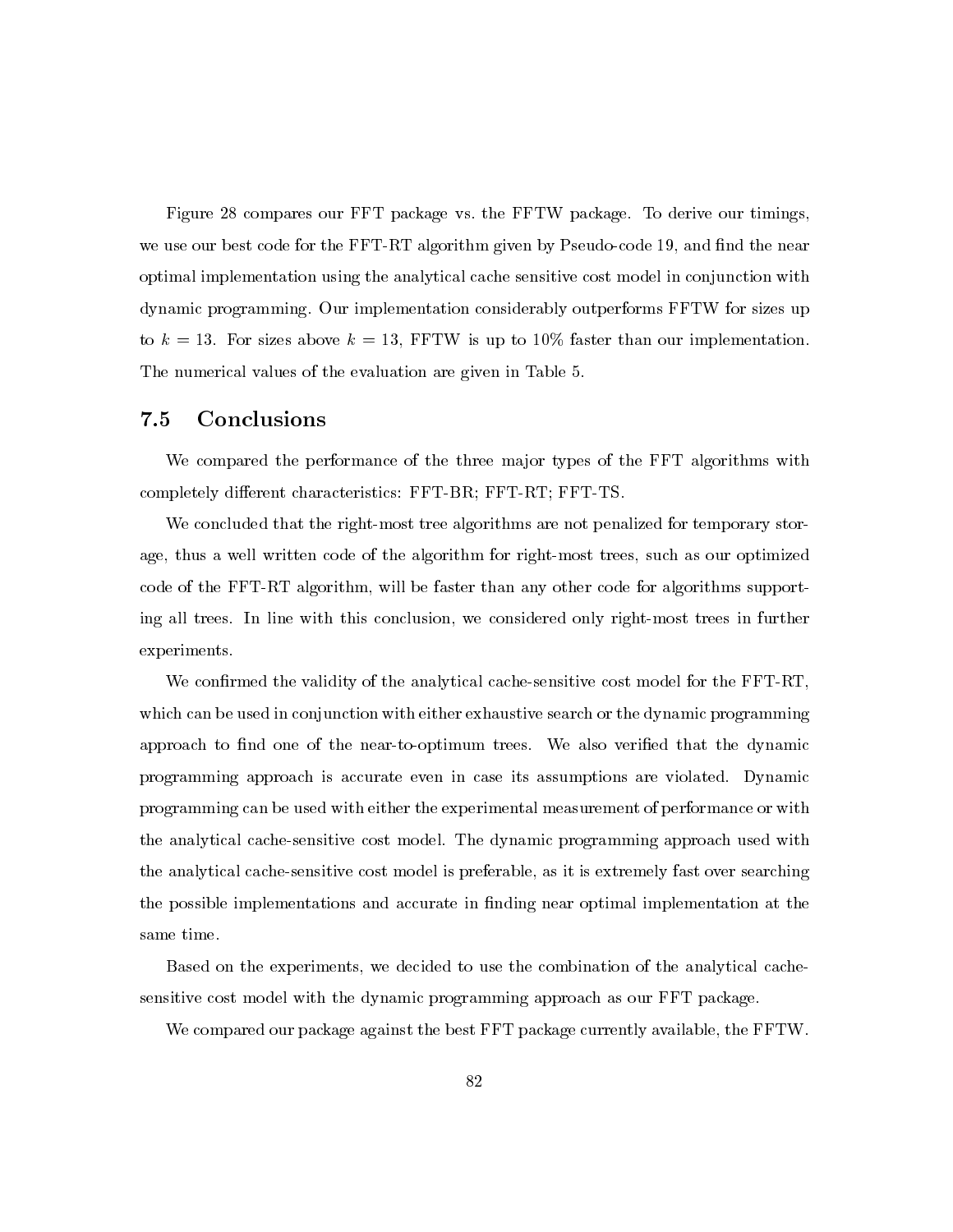Figure 28 compares our FFT package vs. the FFTW package. To derive our timings, we use our best code for the FFT-RT algorithm given by Pseudo-code 19, and find the near optimal implementation using the analytical cache sensitive cost model in conjunction with dynamic programming. Our implementation considerably outperforms FFTW for sizes up to $k = 13$. For sizes above $k = 13$, FFTW is up to 10% faster than our implementation. The numerical values of the evaluation are given in Table 5.

## 7.5 Conclusions

We compared the performance of the three major types of the FFT algorithms with completely different characteristics: FFT-BR; FFT-RT; FFT-TS.

We concluded that the right-most tree algorithms are not penalized for temporary storage, thus a well written code of the algorithm for right-most trees, such as our optimized code of the FFT-RT algorithm, will be faster than any other code for algorithms supporting all trees. In line with this conclusion, we considered only right-most trees in further experiments.

We confirmed the validity of the analytical cache-sensitive cost model for the FFT-RT, which can be used in conjunction with either exhaustive search or the dynamic programming approach to find one of the near-to-optimum trees. We also verified that the dynamic programming approach is accurate even in case its assumptions are violated. Dynamic programming can be used with either the experimental measurement of performance or with the analytical cache-sensitive cost model. The dynamic programming approach used with the analytical cache-sensitive cost model is preferable, as it is extremely fast over searching the possible implementations and accurate in finding near optimal implementation at the same time.

Based on the experiments, we decided to use the combination of the analytical cache-sensitive cost model with the dynamic programming approach as our FFT package.

We compared our package against the best FFT package currently available, the FFTW.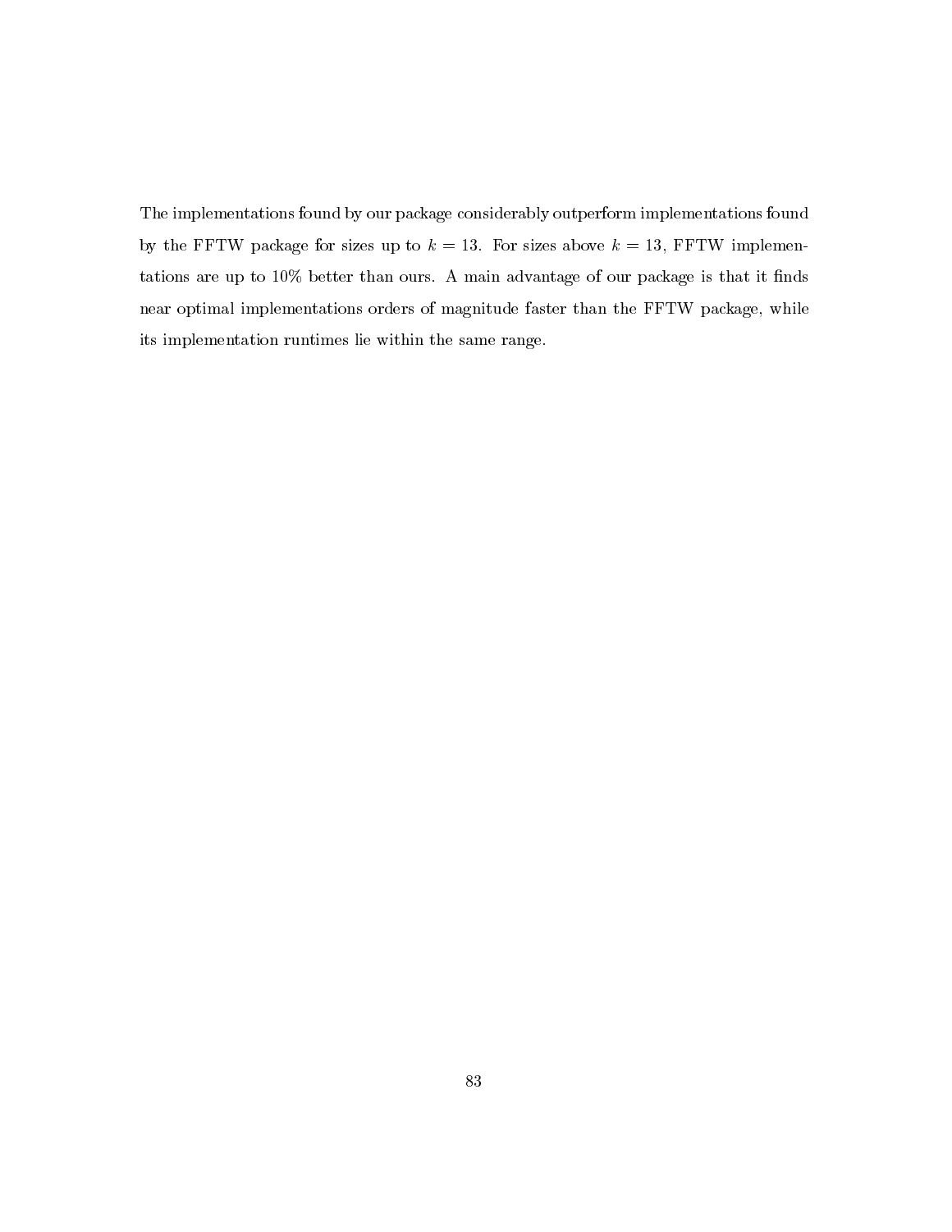The implementations found by our package considerably outperform implementations found by the FFTW package for sizes up to $k = 13$. For sizes above $k = 13$, FFTW implementations are up to 10% better than ours. A main advantage of our package is that it finds near optimal implementations orders of magnitude faster than the FFTW package, while its implementation runtimes lie within the same range.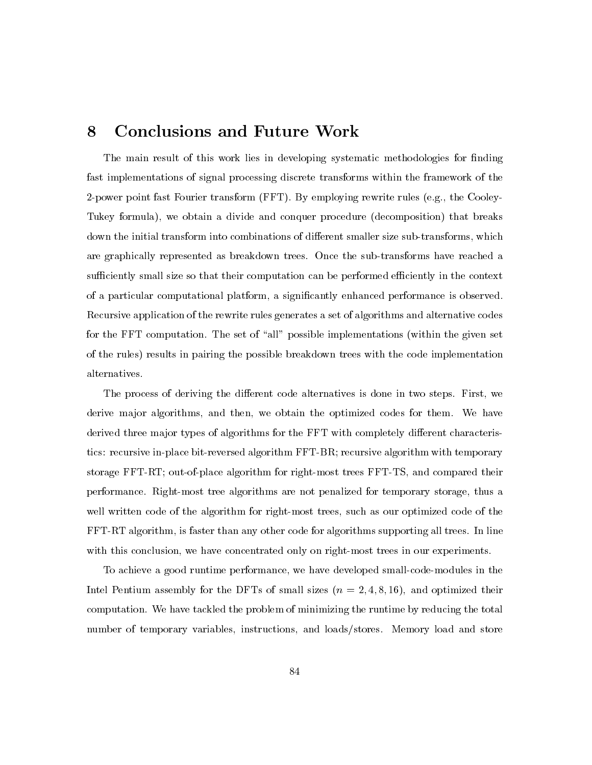# 8 Conclusions and Future Work

The main result of this work lies in developing systematic methodologies for finding fast implementations of signal processing discrete transforms within the framework of the 2-power point fast Fourier transform (FFT). By employing rewrite rules (e.g., the Cooley-Tukey formula), we obtain a divide and conquer procedure (decomposition) that breaks down the initial transform into combinations of different smaller size sub-transforms, which are graphically represented as breakdown trees. Once the sub-transforms have reached a sufficiently small size so that their computation can be performed efficiently in the context of a particular computational platform, a significantly enhanced performance is observed. Recursive application of the rewrite rules generates a set of algorithms and alternative codes for the FFT computation. The set of "all" possible implementations (within the given set of the rules) results in pairing the possible breakdown trees with the code implementation alternatives.

The process of deriving the different code alternatives is done in two steps. First, we derive major algorithms, and then, we obtain the optimized codes for them. We have derived three major types of algorithms for the FFT with completely different characteristics: recursive in-place bit-reversed algorithm FFT-BR; recursive algorithm with temporary storage FFT-RT; out-of-place algorithm for right-most trees FFT-TS, and compared their performance. Right-most tree algorithms are not penalized for temporary storage, thus a well written code of the algorithm for right-most trees, such as our optimized code of the FFT-RT algorithm, is faster than any other code for algorithms supporting all trees. In line with this conclusion, we have concentrated only on right-most trees in our experiments.

To achieve a good runtime performance, we have developed small-code-modules in the Intel Pentium assembly for the DFTs of small sizes ($n = 2, 4, 8, 16$), and optimized their computation. We have tackled the problem of minimizing the runtime by reducing the total number of temporary variables, instructions, and loads/stores. Memory load and store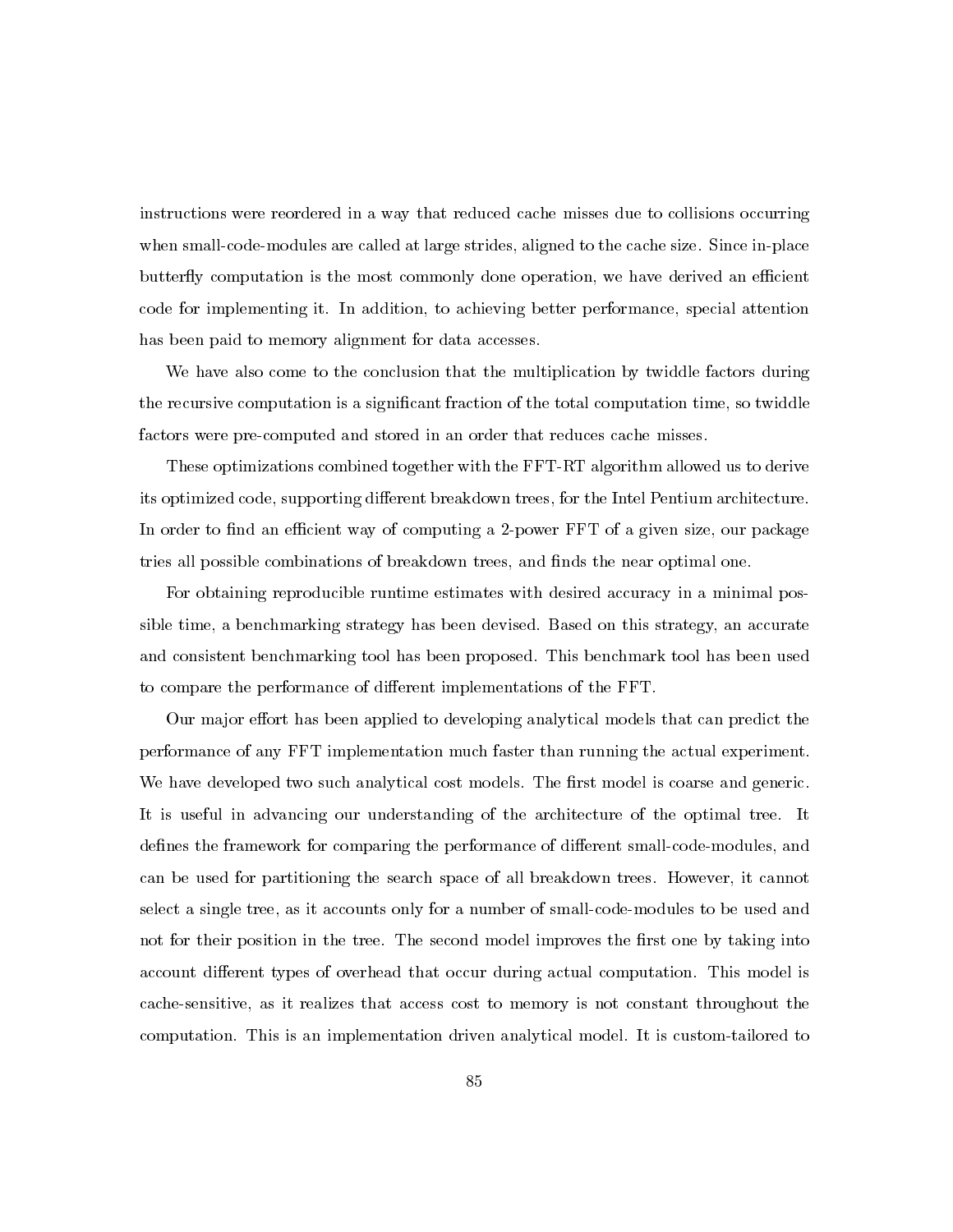instructions were reordered in a way that reduced cache misses due to collisions occurring when small-code-modules are called at large strides, aligned to the cache size. Since in-place butterfly computation is the most commonly done operation, we have derived an efficient code for implementing it. In addition, to achieving better performance, special attention has been paid to memory alignment for data accesses.

We have also come to the conclusion that the multiplication by twiddle factors during the recursive computation is a significant fraction of the total computation time, so twiddle factors were pre-computed and stored in an order that reduces cache misses.

These optimizations combined together with the FFT-RT algorithm allowed us to derive its optimized code, supporting different breakdown trees, for the Intel Pentium architecture. In order to find an efficient way of computing a 2-power FFT of a given size, our package tries all possible combinations of breakdown trees, and finds the near optimal one.

For obtaining reproducible runtime estimates with desired accuracy in a minimal possible time, a benchmarking strategy has been devised. Based on this strategy, an accurate and consistent benchmarking tool has been proposed. This benchmark tool has been used to compare the performance of different implementations of the FFT.

Our major effort has been applied to developing analytical models that can predict the performance of any FFT implementation much faster than running the actual experiment. We have developed two such analytical cost models. The first model is coarse and generic. It is useful in advancing our understanding of the architecture of the optimal tree. It defines the framework for comparing the performance of different small-code-modules, and can be used for partitioning the search space of all breakdown trees. However, it cannot select a single tree, as it accounts only for a number of small-code-modules to be used and not for their position in the tree. The second model improves the first one by taking into account different types of overhead that occur during actual computation. This model is cache-sensitive, as it realizes that access cost to memory is not constant throughout the computation. This is an implementation driven analytical model. It is custom-tailored to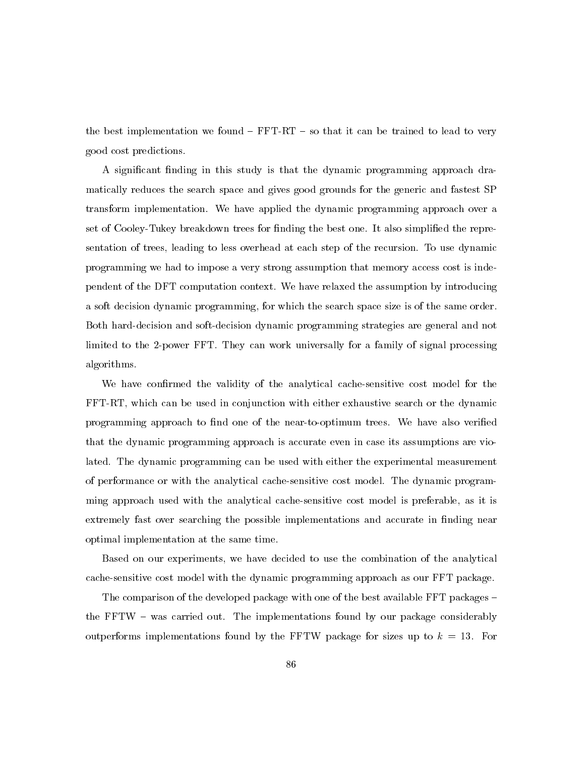the best implementation we found – FFT-RT – so that it can be trained to lead to very good cost predictions.

A significant finding in this study is that the dynamic programming approach dramatically reduces the search space and gives good grounds for the generic and fastest SP transform implementation. We have applied the dynamic programming approach over a set of Cooley-Tukey breakdown trees for finding the best one. It also simplified the representation of trees, leading to less overhead at each step of the recursion. To use dynamic programming we had to impose a very strong assumption that memory access cost is independent of the DFT computation context. We have relaxed the assumption by introducing a soft decision dynamic programming, for which the search space size is of the same order. Both hard-decision and soft-decision dynamic programming strategies are general and not limited to the 2-power FFT. They can work universally for a family of signal processing algorithms.

We have confirmed the validity of the analytical cache-sensitive cost model for the FFT-RT, which can be used in conjunction with either exhaustive search or the dynamic programming approach to find one of the near-to-optimum trees. We have also verified that the dynamic programming approach is accurate even in case its assumptions are violated. The dynamic programming can be used with either the experimental measurement of performance or with the analytical cache-sensitive cost model. The dynamic programming approach used with the analytical cache-sensitive cost model is preferable, as it is extremely fast over searching the possible implementations and accurate in finding near optimal implementation at the same time.

Based on our experiments, we have decided to use the combination of the analytical cache-sensitive cost model with the dynamic programming approach as our FFT package.

The comparison of the developed package with one of the best available FFT packages – the FFTW – was carried out. The implementations found by our package considerably outperforms implementations found by the FFTW package for sizes up to $k = 13$. For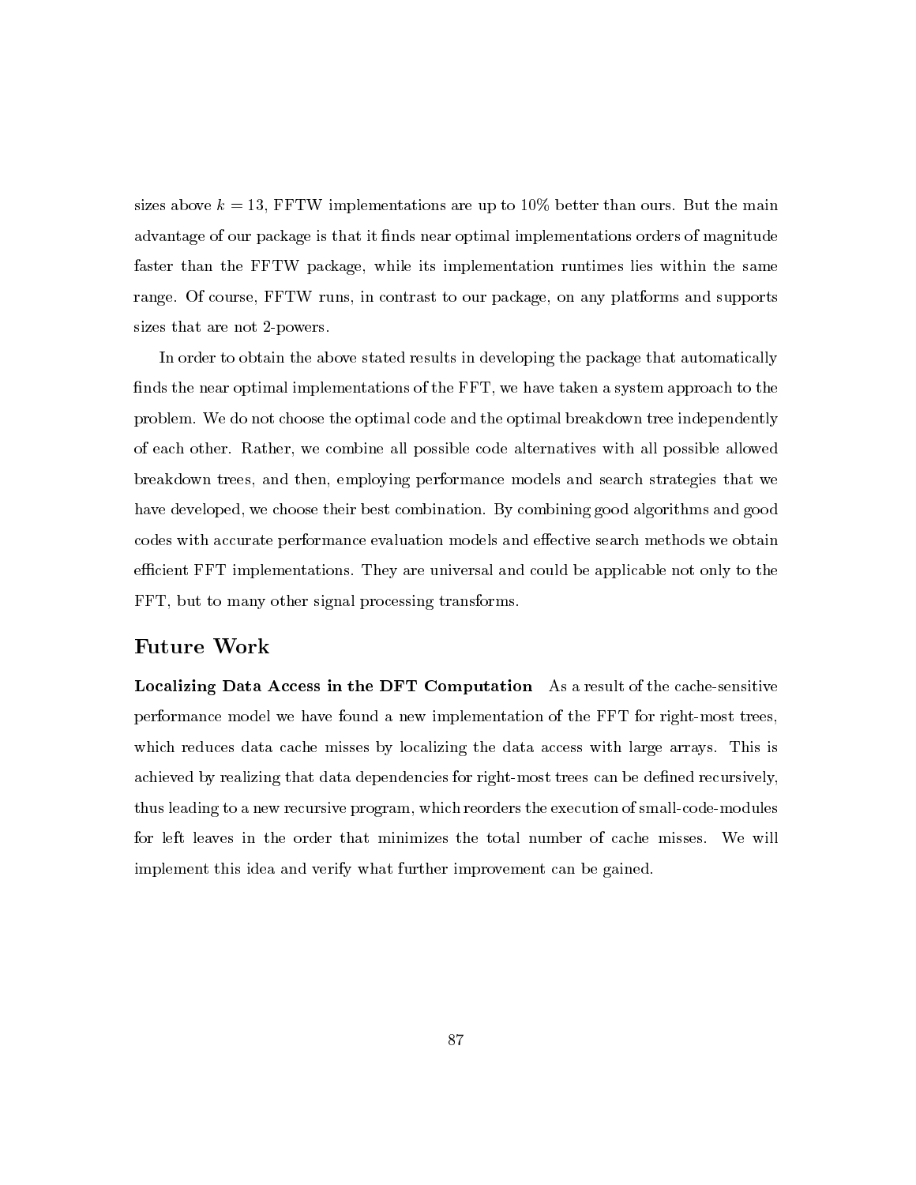sizes above $k = 13$, FFTW implementations are up to 10% better than ours. But the main advantage of our package is that it finds near optimal implementations orders of magnitude faster than the FFTW package, while its implementation runtimes lies within the same range. Of course, FFTW runs, in contrast to our package, on any platforms and supports sizes that are not 2-powers.

In order to obtain the above stated results in developing the package that automatically finds the near optimal implementations of the FFT, we have taken a system approach to the problem. We do not choose the optimal code and the optimal breakdown tree independently of each other. Rather, we combine all possible code alternatives with all possible allowed breakdown trees, and then, employing performance models and search strategies that we have developed, we choose their best combination. By combining good algorithms and good codes with accurate performance evaluation models and effective search methods we obtain efficient FFT implementations. They are universal and could be applicable not only to the FFT, but to many other signal processing transforms.

## Future Work

**Localizing Data Access in the DFT Computation** As a result of the cache-sensitive performance model we have found a new implementation of the FFT for right-most trees, which reduces data cache misses by localizing the data access with large arrays. This is achieved by realizing that data dependencies for right-most trees can be defined recursively, thus leading to a new recursive program, which reorders the execution of small-code-modules for left leaves in the order that minimizes the total number of cache misses. We will implement this idea and verify what further improvement can be gained.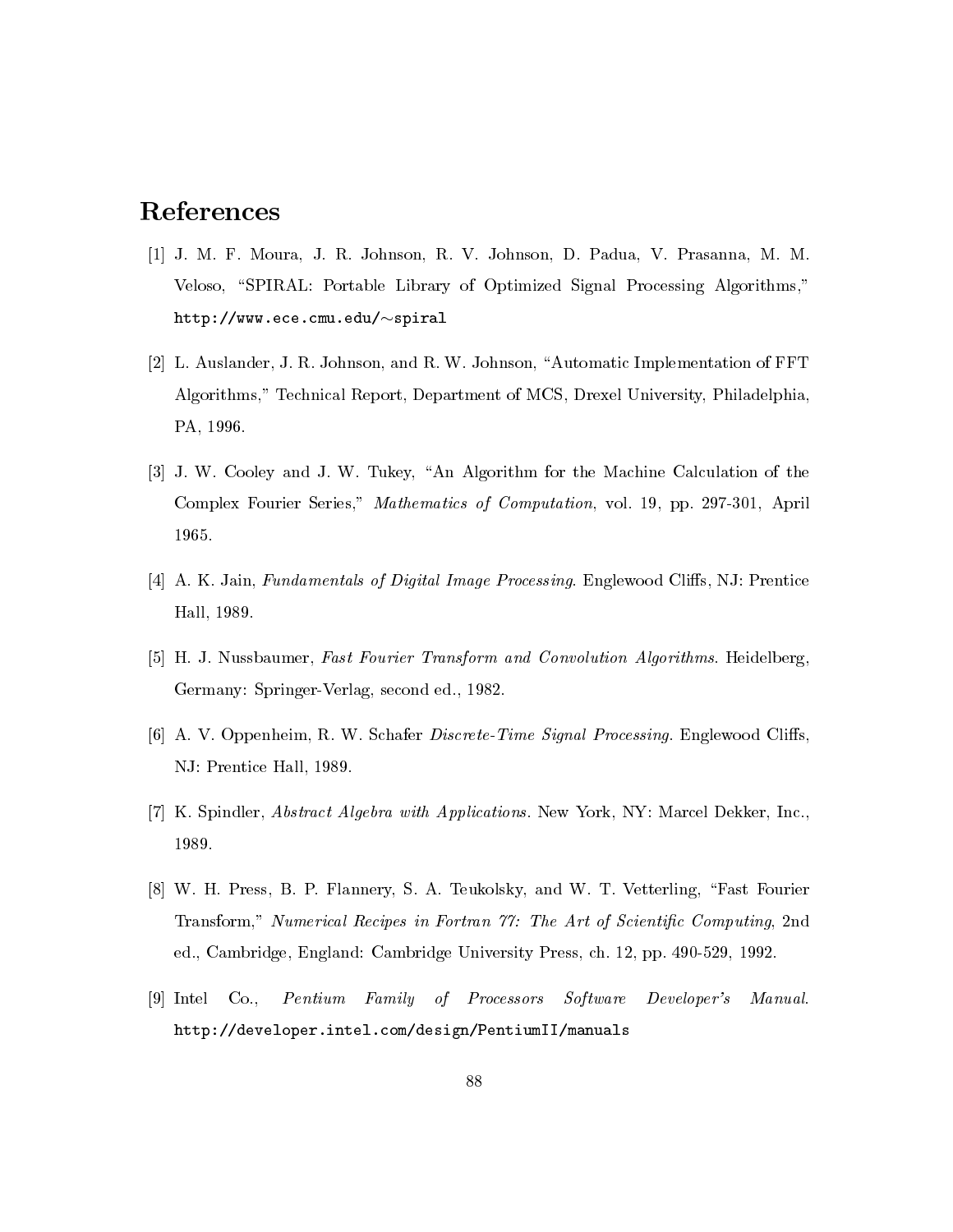# References

[1] J. M. F. Moura, J. R. Johnson, R. V. Johnson, D. Padua, V. Prasanna, M. M. Veloso, "SPIRAL: Portable Library of Optimized Signal Processing Algorithms," `http://www.ece.cmu.edu/~spiral`

[2] L. Auslander, J. R. Johnson, and R. W. Johnson, "Automatic Implementation of FFT Algorithms," Technical Report, Department of MCS, Drexel University, Philadelphia, PA, 1996.

[3] J. W. Cooley and J. W. Tukey, "An Algorithm for the Machine Calculation of the Complex Fourier Series," *Mathematics of Computation*, vol. 19, pp. 297-301, April 1965.

[4] A. K. Jain, *Fundamentals of Digital Image Processing*. Englewood Cliffs, NJ: Prentice Hall, 1989.

[5] H. J. Nussbaumer, *Fast Fourier Transform and Convolution Algorithms*. Heidelberg, Germany: Springer-Verlag, second ed., 1982.

[6] A. V. Oppenheim, R. W. Schafer *Discrete-Time Signal Processing*. Englewood Cliffs, NJ: Prentice Hall, 1989.

[7] K. Spindler, *Abstract Algebra with Applications*. New York, NY: Marcel Dekker, Inc., 1989.

[8] W. H. Press, B. P. Flannery, S. A. Teukolsky, and W. T. Vetterling, "Fast Fourier Transform," *Numerical Recipes in Fortran 77: The Art of Scientific Computing*, 2nd ed., Cambridge, England: Cambridge University Press, ch. 12, pp. 490-529, 1992.

[9] Intel Co., *Pentium Family of Processors Software Developer's Manual*. `http://developer.intel.com/design/PentiumII/manuals`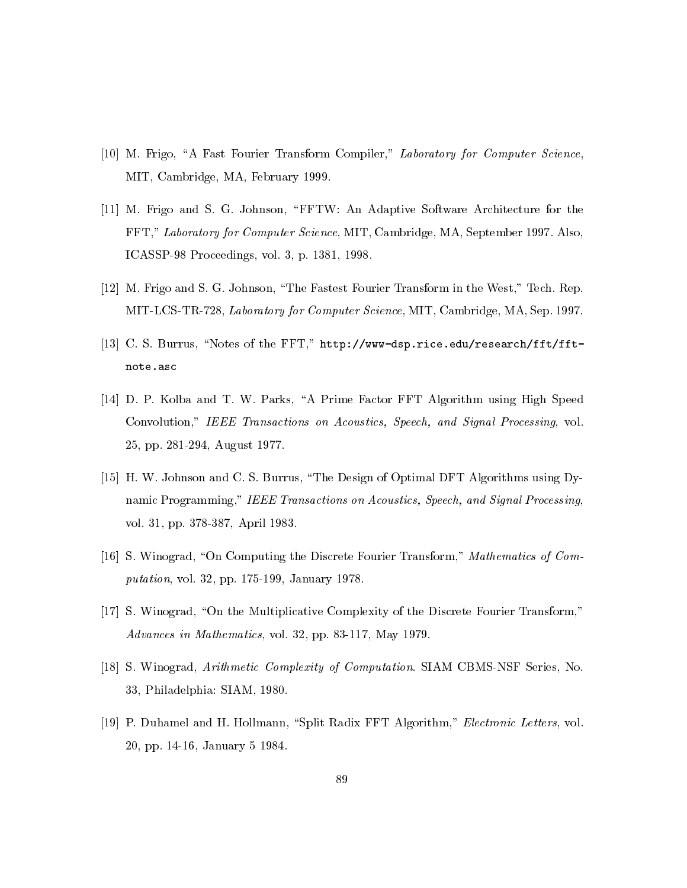[10] M. Frigo, "A Fast Fourier Transform Compiler," *Laboratory for Computer Science*, MIT, Cambridge, MA, February 1999.

[11] M. Frigo and S. G. Johnson, "FFTW: An Adaptive Software Architecture for the FFT," *Laboratory for Computer Science*, MIT, Cambridge, MA, September 1997. Also, ICASSP-98 Proceedings, vol. 3, p. 1381, 1998.

[12] M. Frigo and S. G. Johnson, "The Fastest Fourier Transform in the West," Tech. Rep. MIT-LCS-TR-728, *Laboratory for Computer Science*, MIT, Cambridge, MA, Sep. 1997.

[13] C. S. Burrus, "Notes of the FFT," `http://www-dsp.rice.edu/research/fft/fftnote.asc`

[14] D. P. Kolba and T. W. Parks, "A Prime Factor FFT Algorithm using High Speed Convolution," *IEEE Transactions on Acoustics, Speech, and Signal Processing*, vol. 25, pp. 281-294, August 1977.

[15] H. W. Johnson and C. S. Burrus, "The Design of Optimal DFT Algorithms using Dynamic Programming," *IEEE Transactions on Acoustics, Speech, and Signal Processing*, vol. 31, pp. 378-387, April 1983.

[16] S. Winograd, "On Computing the Discrete Fourier Transform," *Mathematics of Computation*, vol. 32, pp. 175-199, January 1978.

[17] S. Winograd, "On the Multiplicative Complexity of the Discrete Fourier Transform," *Advances in Mathematics*, vol. 32, pp. 83-117, May 1979.

[18] S. Winograd, *Arithmetic Complexity of Computation*. SIAM CBMS-NSF Series, No. 33, Philadelphia: SIAM, 1980.

[19] P. Duhamel and H. Hollmann, "Split Radix FFT Algorithm," *Electronic Letters*, vol. 20, pp. 14-16, January 5 1984.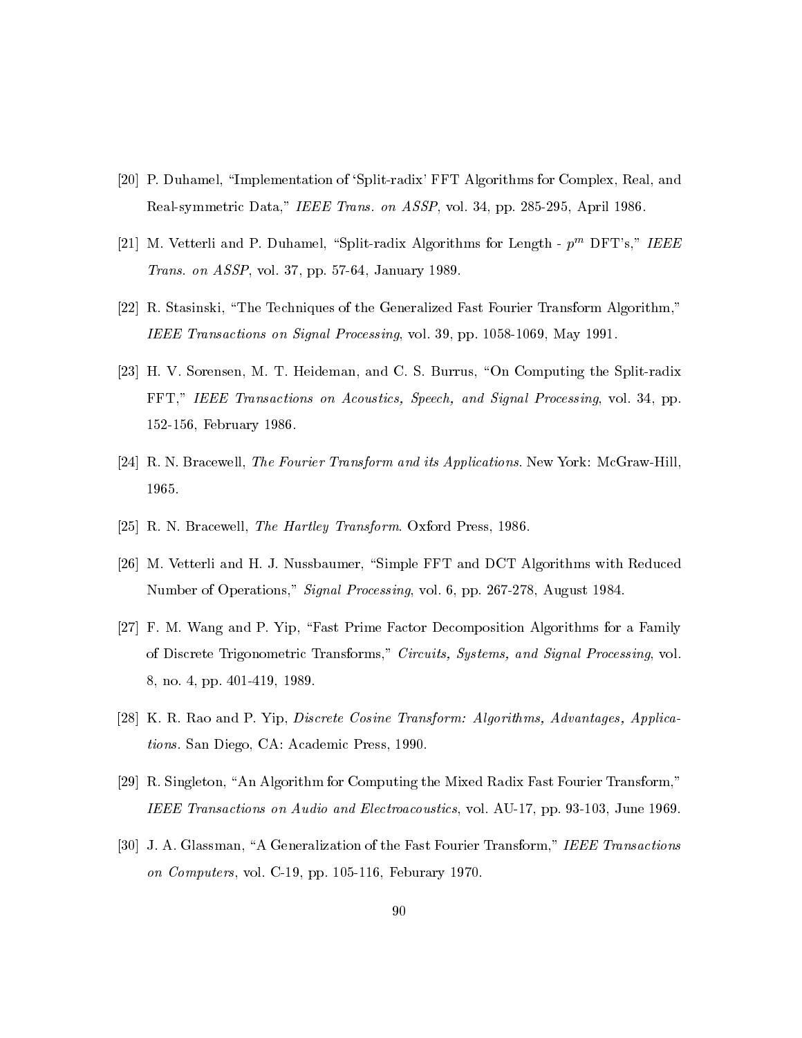[20] P. Duhamel, "Implementation of 'Split-radix' FFT Algorithms for Complex, Real, and Real-symmetric Data," *IEEE Trans. on ASSP*, vol. 34, pp. 285-295, April 1986.

[21] M. Vetterli and P. Duhamel, "Split-radix Algorithms for Length - $p^m$ DFT's," *IEEE Trans. on ASSP*, vol. 37, pp. 57-64, January 1989.

[22] R. Stasinski, "The Techniques of the Generalized Fast Fourier Transform Algorithm," *IEEE Transactions on Signal Processing*, vol. 39, pp. 1058-1069, May 1991.

[23] H. V. Sorensen, M. T. Heideman, and C. S. Burrus, "On Computing the Split-radix FFT," *IEEE Transactions on Acoustics, Speech, and Signal Processing*, vol. 34, pp. 152-156, February 1986.

[24] R. N. Bracewell, *The Fourier Transform and its Applications.* New York: McGraw-Hill, 1965.

[25] R. N. Bracewell, *The Hartley Transform.* Oxford Press, 1986.

[26] M. Vetterli and H. J. Nussbaumer, "Simple FFT and DCT Algorithms with Reduced Number of Operations," *Signal Processing*, vol. 6, pp. 267-278, August 1984.

[27] F. M. Wang and P. Yip, "Fast Prime Factor Decomposition Algorithms for a Family of Discrete Trigonometric Transforms," *Circuits, Systems, and Signal Processing*, vol. 8, no. 4, pp. 401-419, 1989.

[28] K. R. Rao and P. Yip, *Discrete Cosine Transform: Algorithms, Advantages, Applications.* San Diego, CA: Academic Press, 1990.

[29] R. Singleton, "An Algorithm for Computing the Mixed Radix Fast Fourier Transform," *IEEE Transactions on Audio and Electroacoustics*, vol. AU-17, pp. 93-103, June 1969.

[30] J. A. Glassman, "A Generalization of the Fast Fourier Transform," *IEEE Transactions on Computers*, vol. C-19, pp. 105-116, Feburary 1970.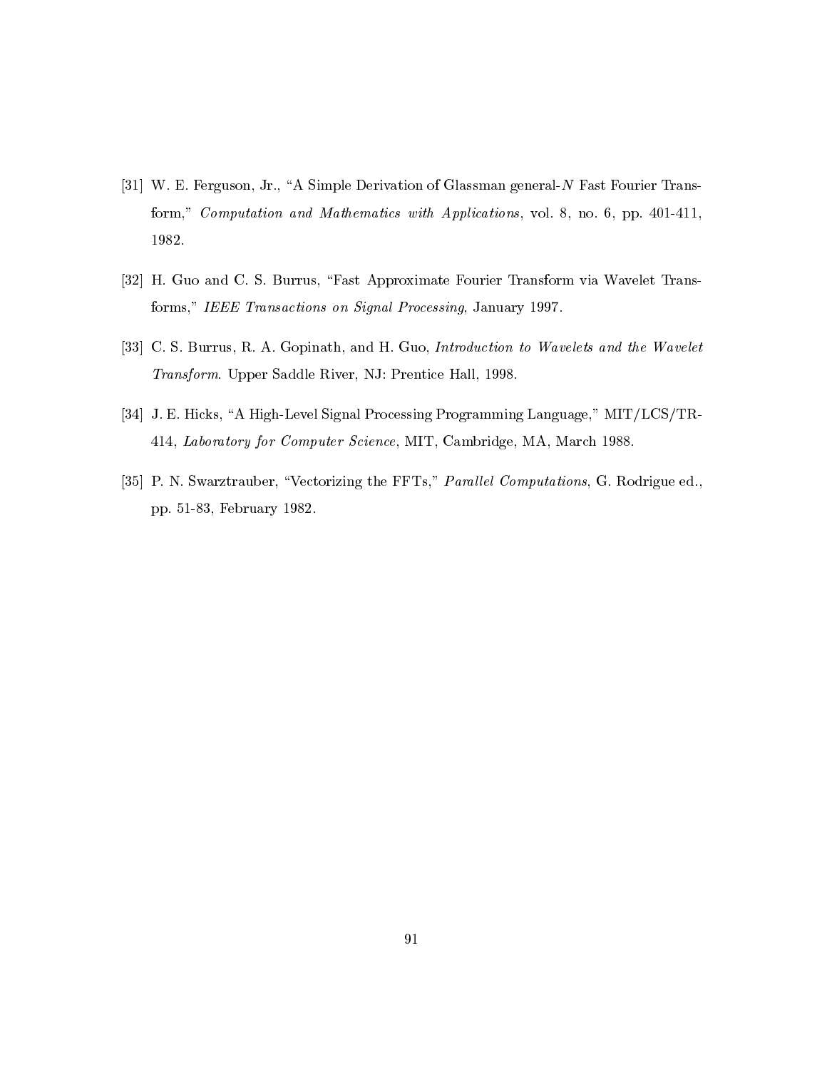[31] W. E. Ferguson, Jr., "A Simple Derivation of Glassman general-$N$ Fast Fourier Transform," *Computation and Mathematics with Applications*, vol. 8, no. 6, pp. 401-411, 1982.

[32] H. Guo and C. S. Burrus, "Fast Approximate Fourier Transform via Wavelet Transforms," *IEEE Transactions on Signal Processing*, January 1997.

[33] C. S. Burrus, R. A. Gopinath, and H. Guo, *Introduction to Wavelets and the Wavelet Transform*. Upper Saddle River, NJ: Prentice Hall, 1998.

[34] J. E. Hicks, "A High-Level Signal Processing Programming Language," MIT/LCS/TR-414, *Laboratory for Computer Science*, MIT, Cambridge, MA, March 1988.

[35] P. N. Swarztrauber, "Vectorizing the FFTs," *Parallel Computations*, G. Rodrigue ed., pp. 51-83, February 1982.